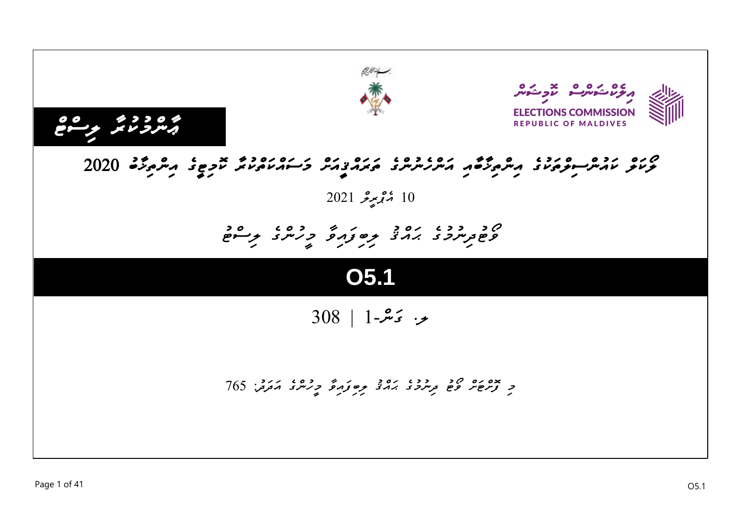ELECTIONS COMMISSION
REPUBLIC OF MALDIVES

އިލެކްޝަންސް ކޮމިޝަން

އަންގުވާނެ ލިސްޓު

# ލޯކަލް ކައުންސިލްތަކުގެ އިންތިޚާބާއި އަންހެނުންގެ ތަރައްޤީއަށް މަސައްކަތްކުރާ ކޮމިޓީގެ އިންތިޚާބު 2020

10 އޭޕްރިލް 2021

ވޯޓުދިނުމުގެ ހައްޤު ލިބިފައިވާ މީހުންގެ ލިސްޓު

# O5.1

ލ. ގަން-1 | 308

މި ފޮނޑަށް ވޯޓު ދިނުމުގެ ހައްޤު ލިބިފައިވާ މީހުންގެ އަދަދު: 765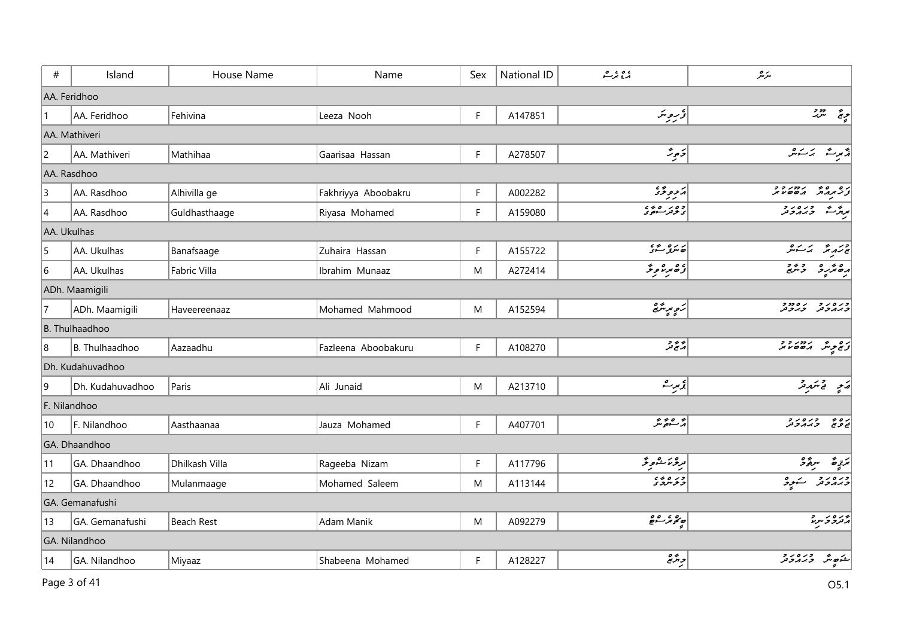| # | Island | House Name | Name | Sex | National ID | ގެއެގެ ނަން | ނަން |
|---|---|---|---|---|---|---|---|
| AA. Feridhoo | | | | | | | |
| 1 | AA. Feridhoo | Fehivina | Leeza Nooh | F | A147851 | ފެހިވިނަ | ލީޒާ ނޫހު |
| AA. Mathiveri | | | | | | | |
| 2 | AA. Mathiveri | Mathihaa | Gaarisaa Hassan | F | A278507 | މަތިހާ | ގާރިސާ ހަސަން |
| AA. Rasdhoo | | | | | | | |
| 3 | AA. Rasdhoo | Alhivilla ge | Fakhriyya Aboobakru | F | A002282 | އަލިވިލާގެ | ފަޚްރިއްޔާ އަބޫބަކުރު |
| 4 | AA. Rasdhoo | Guldhasthaage | Riyasa Mohamed | F | A159080 | ގުލްދަސްތާގެ | ރިޔާސާ މުހައްމަދު |
| AA. Ukulhas | | | | | | | |
| 5 | AA. Ukulhas | Banafsaage | Zuhaira Hassan | F | A155722 | ބަނަފްސާގެ | ޒުހައިރާ ހަސަން |
| 6 | AA. Ukulhas | Fabric Villa | Ibrahim Munaaz | M | A272414 | ފެބްރިކްވިލާ | އިބްރާހީމް މުނާޒް |
| ADh. Maamigili | | | | | | | |
| 7 | ADh. Maamigili | Haveereenaaz | Mohamed Mahmood | M | A152594 |ހަވީރީނާޒް | މުހައްމަދު މަޙްމޫދު |
| B. Thulhaadhoo | | | | | | | |
| 8 | B. Thulhaadhoo | Aazaadhu | Fazleena Aboobakuru | F | A108270 | އާޒާދު | ފަޟްލީނާ އަބޫބަކުރު |
| Dh. Kudahuvadhoo | | | | | | | |
| 9 | Dh. Kudahuvadhoo | Paris | Ali Junaid | M | A213710 | ޕެރިސް | އަލި ޖުނައިދު |
| F. Nilandhoo | | | | | | | |
| 10 | F. Nilandhoo | Aasthaanaa | Jauza Mohamed | F | A407701 | އާސްތާނާ | ޖައުޒާ މުހައްމަދު |
| GA. Dhaandhoo | | | | | | | |
| 11 | GA. Dhaandhoo | Dhilkash Villa | Rageeba Nizam | F | A117796 | ދިލްކަޝްވިލާ | ރަޤީބާ ނިޒާމް |
| 12 | GA. Dhaandhoo | Mulanmaage | Mohamed Saleem | M | A113144 | މުލަންމާގެ | މުހައްމަދު ސަލީމް |
| GA. Gemanafushi | | | | | | | |
| 13 | GA. Gemanafushi | Beach Rest | Adam Manik | M | A092279 | ބީޗްރެސްޓް | އާދަމްމަނިކު |
| GA. Nilandhoo | | | | | | | |
| 14 | GA. Nilandhoo | Miyaaz | Shabeena Mohamed | F | A128227 | މިޔާޒް | ޝަބީނާ މުހައްމަދު |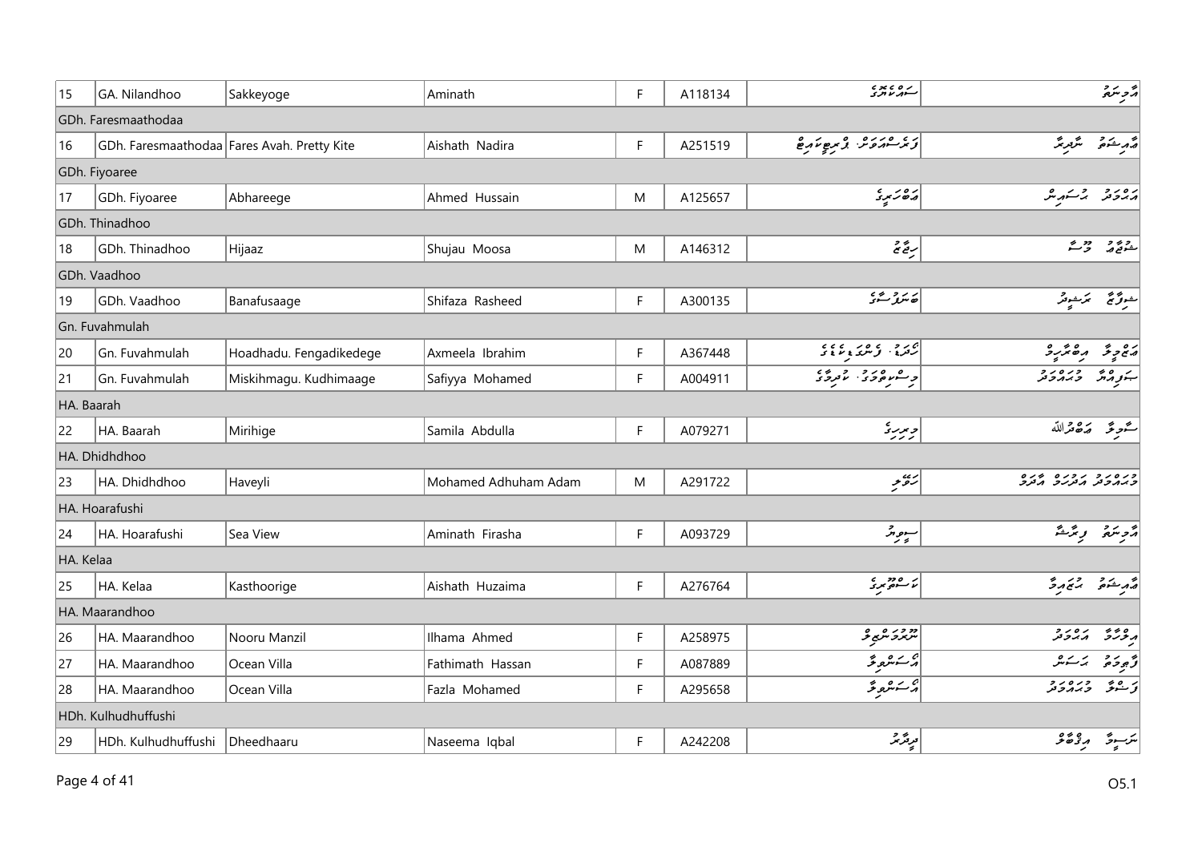| 15 | GA. Nilandhoo | Sakkeyoge | Aminath | F | A118134 | ސައްކެޔޯގެ | އާމިނަތު |
|---|---|---|---|---|---|---|---|
| GDh. Faresmaathodaa | | | | | | | |
| 16 | GDh. Faresmaathodaa | Fares Avah. Pretty Kite | Aishath Nadira | F | A251519 | ފަރެސްއަވަށް. ޕްރިޓީކައިޓް | އާއިޝަތު ނާދިރާ |
| GDh. Fiyoaree | | | | | | | |
| 17 | GDh. Fiyoaree | Abhareege | Ahmed Hussain | M | A125657 | އަބްހަރީގެ | އަހްމަދު ހުސައިން |
| GDh. Thinadhoo | | | | | | | |
| 18 | GDh. Thinadhoo | Hijaaz | Shujau Moosa | M | A146312 | ހިޖާޒ | ޝުޖާއު މޫސާ |
| GDh. Vaadhoo | | | | | | | |
| 19 | GDh. Vaadhoo | Banafusaage | Shifaza Rasheed | F | A300135 | ބަނަފުސާގެ | ޝިފާޒާ ރަޝީދު |
| Gn. Fuvahmulah | | | | | | | |
| 20 | Gn. Fuvahmulah | Hoadhadu. Fengadikedege | Axmeela Ibrahim | F | A367448 | ހޯދަދު. ފެންގަދިކެދެގެ | އަކްމީލާ އިބްރާހީމް |
| 21 | Gn. Fuvahmulah | Miskihmagu. Kudhimaage | Safiyya Mohamed | F | A004911 | މިސްކިއްމަގު. ކުދިމާގެ | ސަފިއްޔާ މުހައްމަދު |
| HA. Baarah | | | | | | | |
| 22 | HA. Baarah | Mirihige | Samila Abdulla | F | A079271 | މިރިހިގެ | ސާމިލާ އަބްދުﷲ |
| HA. Dhidhdhoo | | | | | | | |
| 23 | HA. Dhidhdhoo | Haveyli | Mohamed Adhuham Adam | M | A291722 | ހަވޭލި | މުހައްމަދު އަދުހަމް އާދަމް |
| HA. Hoarafushi | | | | | | | |
| 24 | HA. Hoarafushi | Sea View | Aminath Firasha | F | A093729 | ސީވިއު | އާމިނަތު ފިރާޝާ |
| HA. Kelaa | | | | | | | |
| 25 | HA. Kelaa | Kasthoorige | Aishath Huzaima | F | A276764 | ކަސްތޫރިގެ | އާއިޝަތު ހުޒައިމާ |
| HA. Maarandhoo | | | | | | | |
| 26 | HA. Maarandhoo | Nooru Manzil | Ilhama Ahmed | F | A258975 | ނޫރުމަންޒިލް | އިލްހާމާ އަހްމަދު |
| 27 | HA. Maarandhoo | Ocean Villa | Fathimath Hassan | F | A087889 | އޯޝަންވިލާ | ފާތިމަތު ހަސަން |
| 28 | HA. Maarandhoo | Ocean Villa | Fazla Mohamed | F | A295658 | އޯޝަންވިލާ | ފަޟްލާ މުހައްމަދު |
| HDh. Kulhudhuffushi | | | | | | | |
| 29 | HDh. Kulhudhuffushi | Dheedhaaru | Naseema Iqbal | F | A242208 | ދީދާރު | ނަސީމާ އިޤްބާލް |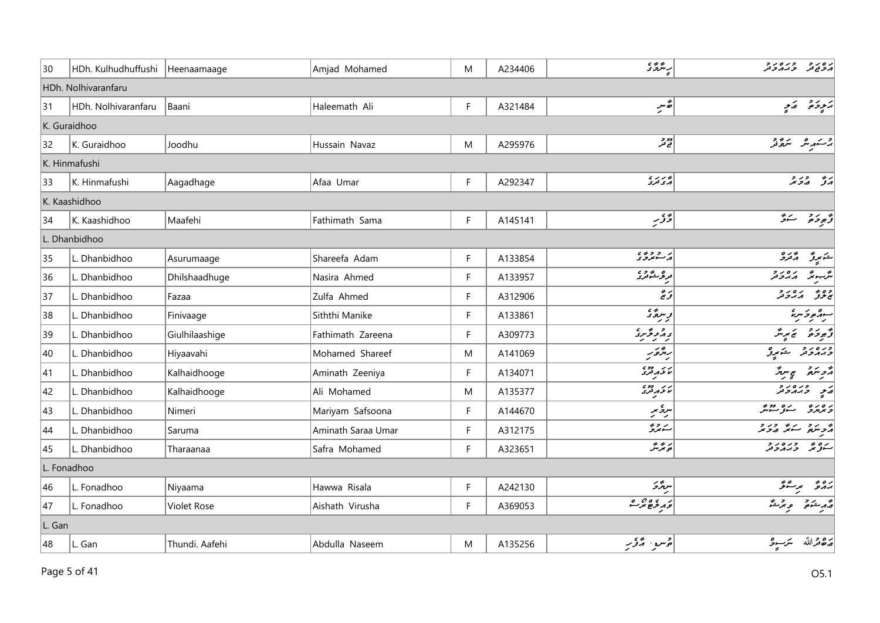| 30 | HDh. Kulhudhuffushi | Heenaamaage | Amjad Mohamed | M | A234406 | ހީނާމާގެ | އަމްޖަދު މުޙައްމަދު |
|---|---|---|---|---|---|---|---|
| HDh. Nolhivaranfaru | | | | | | | |
| 31 | HDh. Nolhivaranfaru | Baani | Haleemath Ali | F | A321484 | ބާނި | ހަލީމަތު އަލި |
| K. Guraidhoo | | | | | | | |
| 32 | K. Guraidhoo | Joodhu | Hussain Navaz | M | A295976 | ޖޫދު | ހުސައިން ނަވާޒު |
| K. Hinmafushi | | | | | | | |
| 33 | K. Hinmafushi | Aagadhage | Afaa Umar | F | A292347 | އާގަދަގެ | އަފާ އުމަރު |
| K. Kaashidhoo | | | | | | | |
| 34 | K. Kaashidhoo | Maafehi | Fathimath Sama | F | A145141 | މާފެހި | ފާތިމަތު ސަމާ |
| L. Dhanbidhoo | | | | | | | |
| 35 | L. Dhanbidhoo | Asurumaage | Shareefa Adam | F | A133854 | އަސުރުމާގެ | ޝަރީފާ އާދަމް |
| 36 | L. Dhanbidhoo | Dhilshaadhuge | Nasira Ahmed | F | A133957 | ދިލްޝާދުގެ | ނާސިރާ އަޙްމަދު |
| 37 | L. Dhanbidhoo | Fazaa | Zulfa Ahmed | F | A312906 | ފަޒާ | ޒުލްފާ އަޙްމަދު |
| 38 | L. Dhanbidhoo | Finivaage | Siththi Manike | F | A133861 | ފިނިވާގެ | ސިއްތިމަނިކެ |
| 39 | L. Dhanbidhoo | Giulhilaashige | Fathimath Zareena | F | A309773 | ގިއުޅިލާޝިގެ | ފާތިމަތު ޒަރީނާ |
| 40 | L. Dhanbidhoo | Hiyaavahi | Mohamed Shareef | M | A141069 | ހިޔާވަހި | މުޙައްމަދު ޝަރީފު |
| 41 | L. Dhanbidhoo | Kalhaidhooge | Aminath Zeeniya | F | A134071 | ކަޅައިދޫގެ | އާމިނަތު ޒީނިޔާ |
| 42 | L. Dhanbidhoo | Kalhaidhooge | Ali Mohamed | M | A135377 | ކަޅައިދޫގެ | އަލި މުޙައްމަދު |
| 43 | L. Dhanbidhoo | Nimeri | Mariyam Safsoona | F | A144670 | ނިމެރި | މަރިޔަމް ސަފްސޫނާ |
| 44 | L. Dhanbidhoo | Saruma | Aminath Saraa Umar | F | A312175 | ސަރުމާ | އާމިނަތު ސަރާ އުމަރު |
| 45 | L. Dhanbidhoo | Tharaanaa | Safra Mohamed | F | A323651 | ތަރާނާ | ސަފްރާ މުޙައްމަދު |
| L. Fonadhoo | | | | | | | |
| 46 | L. Fonadhoo | Niyaama | Hawwa Risala | F | A242130 | ނިޔާމަ | ހައްވާ ރިސާލާ |
| 47 | L. Fonadhoo | Violet Rose | Aishath Virusha | F | A369053 | ވައިލެޓްރޯސް | އާއިޝަތު ވިރުޝާ |
| L. Gan | | | | | | | |
| 48 | L. Gan | Thundi. Aafehi | Abdulla Naseem | M | A135256 | ތުނޑި. އާފެހި | އަބްދުﷲ ނަސީމް |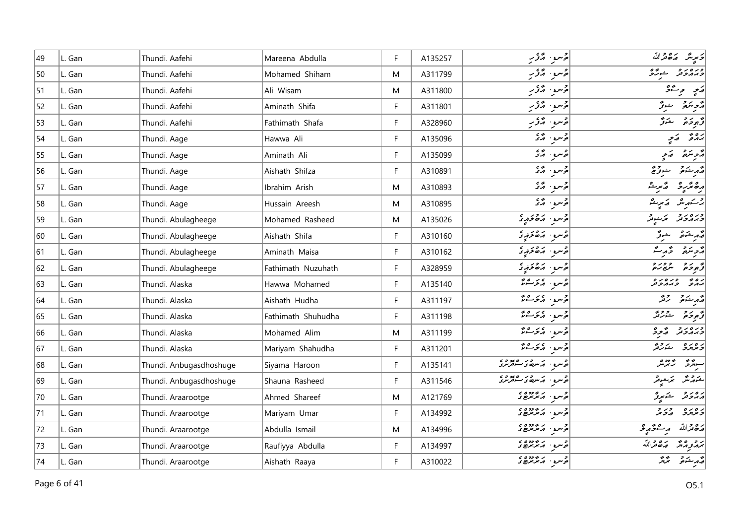| 49 | L. Gan | Thundi. Aafehi | Mareena Abdulla | F | A135257 | ތުނޑި، އާފެހި | މަރީނާ އަބްދުﷲ |
|---|---|---|---|---|---|---|---|
| 50 | L. Gan | Thundi. Aafehi | Mohamed Shiham | M | A311799 | ތުނޑި، އާފެހި | މުހައްމަދު ޝިހާމް |
| 51 | L. Gan | Thundi. Aafehi | Ali Wisam | M | A311800 | ތުނޑި، އާފެހި | އަލީ ވިސާމް |
| 52 | L. Gan | Thundi. Aafehi | Aminath Shifa | F | A311801 | ތުނޑި، އާފެހި | އާމިނަތު ޝިފާ |
| 53 | L. Gan | Thundi. Aafehi | Fathimath Shafa | F | A328960 | ތުނޑި، އާފެހި | ފާތިމަތު ޝަފާ |
| 54 | L. Gan | Thundi. Aage | Hawwa Ali | F | A135096 | ތުނޑި، އާގެ | ހައްވާ އަލީ |
| 55 | L. Gan | Thundi. Aage | Aminath Ali | F | A135099 | ތުނޑި، އާގެ | އާމިނަތު އަލީ |
| 56 | L. Gan | Thundi. Aage | Aishath Shifza | F | A310891 | ތުނޑި، އާގެ | އާއިޝަތު ޝިފްޒާ |
| 57 | L. Gan | Thundi. Aage | Ibrahim Arish | M | A310893 | ތުނޑި، އާގެ | އިބްރާހީމް އާރިޝް |
| 58 | L. Gan | Thundi. Aage | Hussain Areesh | M | A310895 | ތުނޑި، އާގެ | ހުސައިން އަރީޝް |
| 59 | L. Gan | Thundi. Abulagheege | Mohamed Rasheed | M | A135026 | ތުނޑި، އަބުލަގީގެ | މުހައްމަދު ރަޝީދު |
| 60 | L. Gan | Thundi. Abulagheege | Aishath Shifa | F | A310160 | ތުނޑި، އަބުލަގީގެ | އާއިޝަތު ޝިފާ |
| 61 | L. Gan | Thundi. Abulagheege | Aminath Maisa | F | A310162 | ތުނޑި، އަބުލަގީގެ | އާމިނަތު މާއިސާ |
| 62 | L. Gan | Thundi. Abulagheege | Fathimath Nuzuhath | F | A328959 | ތުނޑި، އަބުލަގީގެ | ފާތިމަތު ނުޒުހަތު |
| 63 | L. Gan | Thundi. Alaska | Hawwa Mohamed | F | A135140 | ތުނޑި، އެލަސްކާ | ހައްވާ މުހައްމަދު |
| 64 | L. Gan | Thundi. Alaska | Aishath Hudha | F | A311197 | ތުނޑި، އެލަސްކާ | އާއިޝަތު ހުދާ |
| 65 | L. Gan | Thundi. Alaska | Fathimath Shuhudha | F | A311198 | ތުނޑި، އެލަސްކާ | ފާތިމަތު ޝުހުދާ |
| 66 | L. Gan | Thundi. Alaska | Mohamed Alim | M | A311199 | ތުނޑި، އެލަސްކާ | މުހައްމަދު އާލިމް |
| 67 | L. Gan | Thundi. Alaska | Mariyam Shahudha | F | A311201 | ތުނޑި، އެލަސްކާ | މަރިޔަމް ޝަހުދާ |
| 68 | L. Gan | Thundi. Anbugasdhoshuge | Siyama Haroon | F | A135141 | ތުނޑި، އަނބުގަސްދޮށުގެ | ސިޔާމާ ހާރޫން |
| 69 | L. Gan | Thundi. Anbugasdhoshuge | Shauna Rasheed | F | A311546 | ތުނޑި، އަނބުގަސްދޮށުގެ | ޝައުނާ ރަޝީދު |
| 70 | L. Gan | Thundi. Araarootge | Ahmed Shareef | M | A121769 | ތުނޑި، އަރާރޫޓްގެ | އަހްމަދު ޝަރީފު |
| 71 | L. Gan | Thundi. Araarootge | Mariyam Umar | F | A134992 | ތުނޑި، އަރާރޫޓްގެ | މަރިޔަމް އުމަރު |
| 72 | L. Gan | Thundi. Araarootge | Abdulla Ismail | M | A134996 | ތުނޑި، އަރާރޫޓްގެ | އަބްދުﷲ އިސްމާއީލް |
| 73 | L. Gan | Thundi. Araarootge | Raufiyya Abdulla | F | A134997 | ތުނޑި، އަރާރޫޓްގެ | ރައުފިއްޔާ އަބްދުﷲ |
| 74 | L. Gan | Thundi. Araarootge | Aishath Raaya | F | A310022 | ތުނޑި، އަރާރޫޓްގެ | އާއިޝަތު ރާޔާ |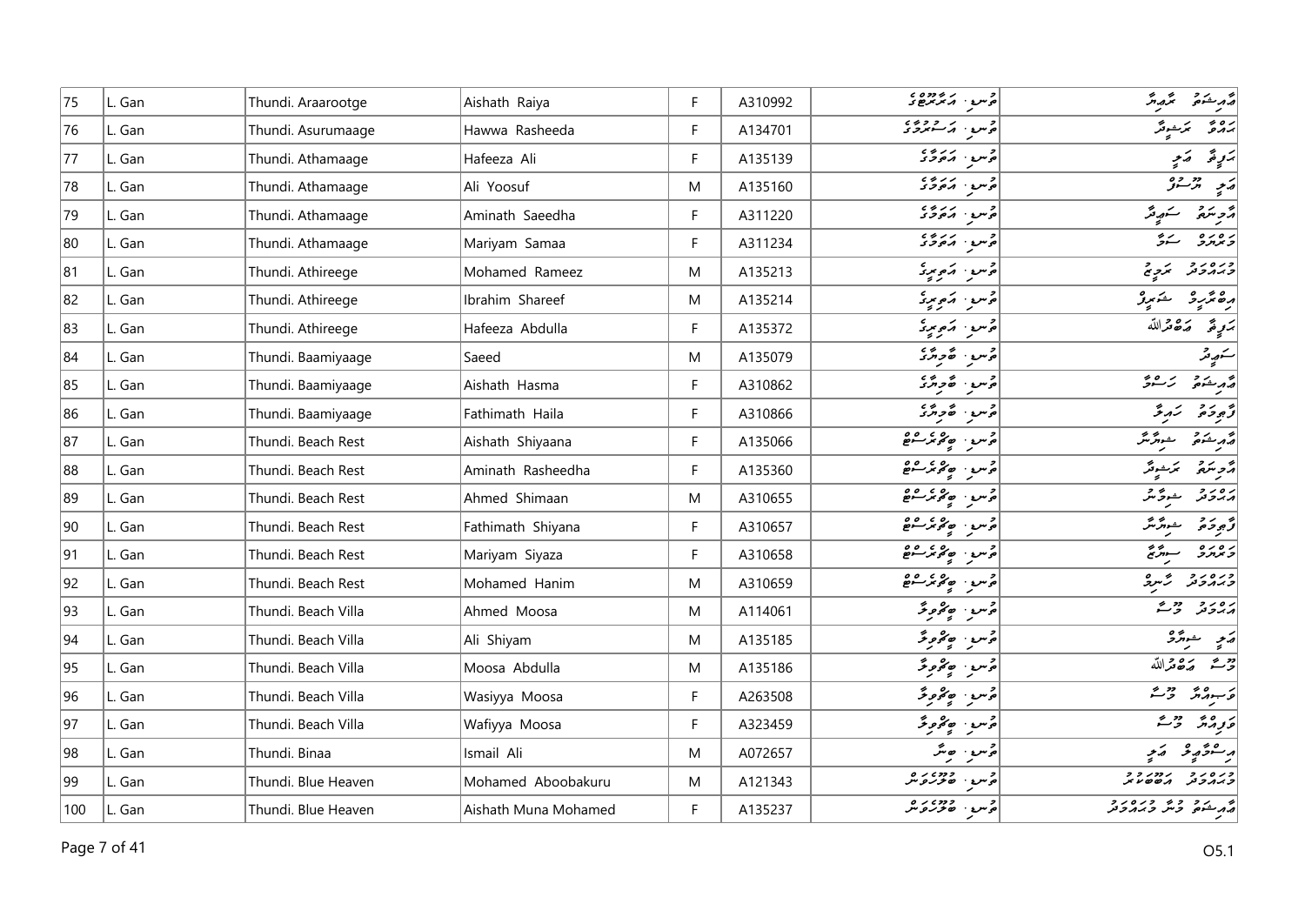| 75 | L. Gan | Thundi. Araarootge | Aishath Raiya | F | A310992 | ތުނޑި. އަރާރޫޓްގެ | އާއިޝަތު ރާއިޔާ |
|---|---|---|---|---|---|---|---|
| 76 | L. Gan | Thundi. Asurumaage | Hawwa Rasheeda | F | A134701 | ތުނޑި. އަސުރުމާގެ | ހައްވާ ރަޝީދާ |
| 77 | L. Gan | Thundi. Athamaage | Hafeeza Ali | F | A135139 | ތުނޑި. އަތަމާގެ | ހަފީޒާ އަލި |
| 78 | L. Gan | Thundi. Athamaage | Ali Yoosuf | M | A135160 | ތުނޑި. އަތަމާގެ | އަލި ޔޫސުފް |
| 79 | L. Gan | Thundi. Athamaage | Aminath Saeedha | F | A311220 | ތުނޑި. އަތަމާގެ | އާމިނަތު ސައީދާ |
| 80 | L. Gan | Thundi. Athamaage | Mariyam Samaa | F | A311234 | ތުނޑި. އަތަމާގެ | މަރިޔަމް ސަމާ |
| 81 | L. Gan | Thundi. Athireege | Mohamed Rameez | M | A135213 | ތުނޑި. އަތިރީގެ | މުޙައްމަދު ރަމީޒު |
| 82 | L. Gan | Thundi. Athireege | Ibrahim Shareef | M | A135214 | ތުނޑި. އަތިރީގެ | އިބްރާހީމް ޝަރީފު |
| 83 | L. Gan | Thundi. Athireege | Hafeeza Abdulla | F | A135372 | ތުނޑި. އަތިރީގެ | ހަފީޒާ އަބްދުﷲ |
| 84 | L. Gan | Thundi. Baamiyaage | Saeed | M | A135079 | ތުނޑި. ބާމިޔާގެ | ސައީދު |
| 85 | L. Gan | Thundi. Baamiyaage | Aishath Hasma | F | A310862 | ތުނޑި. ބާމިޔާގެ | އާއިޝަތު ހަސްމާ |
| 86 | L. Gan | Thundi. Baamiyaage | Fathimath Haila | F | A310866 | ތުނޑި. ބާމިޔާގެ | ފާތިމަތު ހައިލާ |
| 87 | L. Gan | Thundi. Beach Rest | Aishath Shiyaana | F | A135066 | ތުނޑި. ބީޗްރެސްޓް | އާއިޝަތު ޝިޔާނާ |
| 88 | L. Gan | Thundi. Beach Rest | Aminath Rasheedha | F | A135360 | ތުނޑި. ބީޗްރެސްޓް | އާމިނަތު ރަޝީދާ |
| 89 | L. Gan | Thundi. Beach Rest | Ahmed Shimaan | M | A310655 | ތުނޑި. ބީޗްރެސްޓް | އަޙްމަދު ޝިމާން |
| 90 | L. Gan | Thundi. Beach Rest | Fathimath Shiyana | F | A310657 | ތުނޑި. ބީޗްރެސްޓް | ފާތިމަތު ޝިޔާނާ |
| 91 | L. Gan | Thundi. Beach Rest | Mariyam Siyaza | F | A310658 | ތުނޑި. ބީޗްރެސްޓް | މަރިޔަމް ސިޔާޒާ |
| 92 | L. Gan | Thundi. Beach Rest | Mohamed Hanim | M | A310659 | ތުނޑި. ބީޗްރެސްޓް | މުޙައްމަދު ހާނިމް |
| 93 | L. Gan | Thundi. Beach Villa | Ahmed Moosa | M | A114061 | ތުނޑި. ބީޗްވިލާ | އަޙްމަދު މޫސާ |
| 94 | L. Gan | Thundi. Beach Villa | Ali Shiyam | M | A135185 | ތުނޑި. ބީޗްވިލާ | އަލި ޝިޔާމް |
| 95 | L. Gan | Thundi. Beach Villa | Moosa Abdulla | M | A135186 | ތުނޑި. ބީޗްވިލާ | މޫސާ އަބްދުﷲ |
| 96 | L. Gan | Thundi. Beach Villa | Wasiyya Moosa | F | A263508 | ތުނޑި. ބީޗްވިލާ | ވަސިއްޔާ މޫސާ |
| 97 | L. Gan | Thundi. Beach Villa | Wafiyya Moosa | F | A323459 | ތުނޑި. ބީޗްވިލާ | ވަފިއްޔާ މޫސާ |
| 98 | L. Gan | Thundi. Binaa | Ismail Ali | M | A072657 | ތުނޑި. ބިނާ | އިސްމާއީލް އަލި |
| 99 | L. Gan | Thundi. Blue Heaven | Mohamed Aboobakuru | M | A121343 | ތުނޑި. ބްލޫހެވަން | މުޙައްމަދު އަބޫބަކުރު |
| 100 | L. Gan | Thundi. Blue Heaven | Aishath Muna Mohamed | F | A135237 | ތުނޑި. ބްލޫހެވަން | އާއިޝަތު މުނާ މުޙައްމަދު |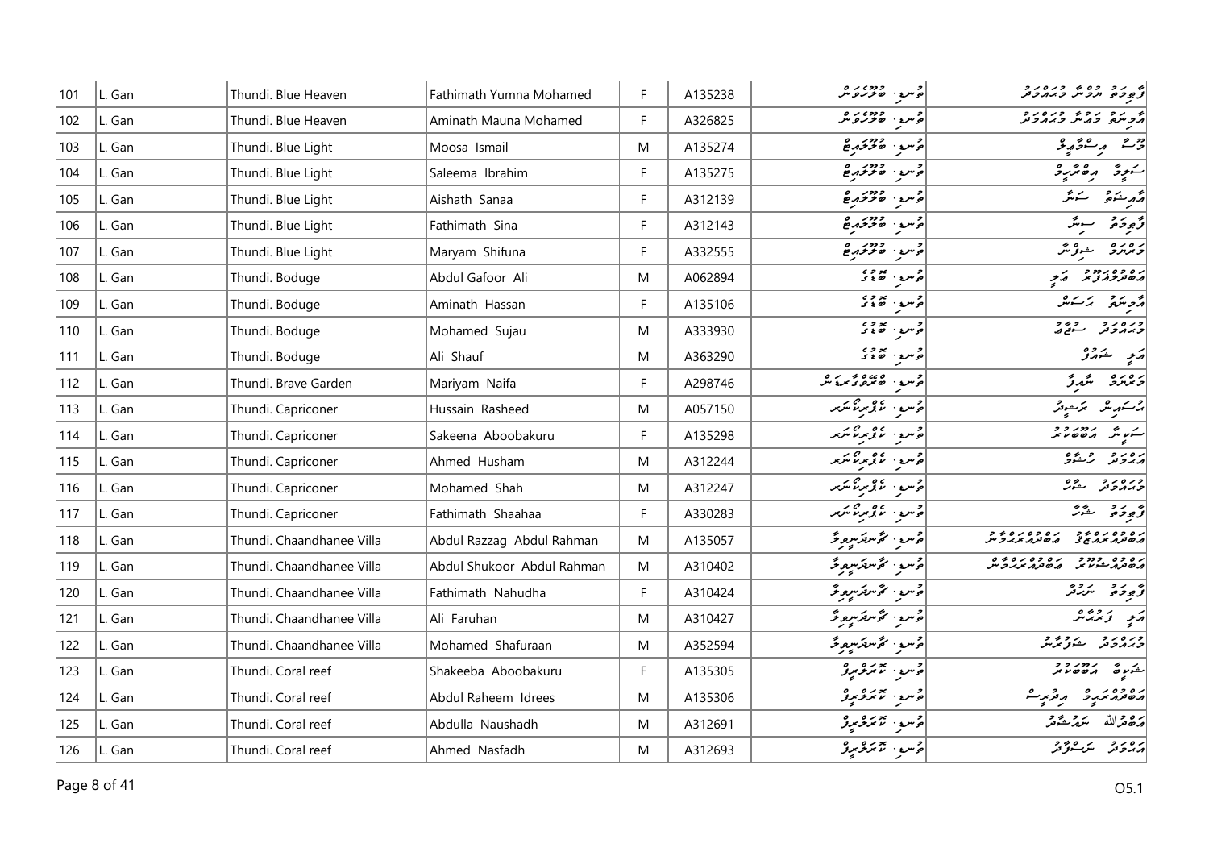| 101 | L. Gan | Thundi. Blue Heaven | Fathimath Yumna Mohamed | F | A135238 | ތުނޑި. ބްލޫހެވަން | ފާތިމަތު ޔުމްނާ މުޙައްމަދު |
|---|---|---|---|---|---|---|---|
| 102 | L. Gan | Thundi. Blue Heaven | Aminath Mauna Mohamed | F | A326825 | ތުނޑި. ބްލޫހެވަން | އާމިނަތު މައުނާ މުޙައްމަދު |
| 103 | L. Gan | Thundi. Blue Light | Moosa Ismail | M | A135274 | ތުނޑި. ބްލޫލައިޓް | މޫސާ އިސްމާޢީލް |
| 104 | L. Gan | Thundi. Blue Light | Saleema Ibrahim | F | A135275 | ތުނޑި. ބްލޫލައިޓް | ސަލީމާ އިބްރާހީމް |
| 105 | L. Gan | Thundi. Blue Light | Aishath Sanaa | F | A312139 | ތުނޑި. ބްލޫލައިޓް | އާއިޝަތު ސަނާ |
| 106 | L. Gan | Thundi. Blue Light | Fathimath Sina | F | A312143 | ތުނޑި. ބްލޫލައިޓް | ފާތިމަތު ސިނާ |
| 107 | L. Gan | Thundi. Blue Light | Maryam Shifuna | F | A332555 | ތުނޑި. ބްލޫލައިޓް | މަރްޔަމް ޝިފޫނާ |
| 108 | L. Gan | Thundi. Boduge | Abdul Gafoor Ali | M | A062894 | ތުނޑި. ބޮޑުގެ | އަބްދުލްޣަފޫރު އަލި |
| 109 | L. Gan | Thundi. Boduge | Aminath Hassan | F | A135106 | ތުނޑި. ބޮޑުގެ | އާމިނަތު ޙަސަން |
| 110 | L. Gan | Thundi. Boduge | Mohamed Sujau | M | A333930 | ތުނޑި. ބޮޑުގެ | މުޙައްމަދު ސުޖާއު |
| 111 | L. Gan | Thundi. Boduge | Ali Shauf | M | A363290 | ތުނޑި. ބޮޑުގެ | އަލި ޝައުފު |
| 112 | L. Gan | Thundi. Brave Garden | Mariyam Naifa | F | A298746 | ތުނޑި. ބްރޭވްގާޑަން | މަރިޔަމް ނާއިފާ |
| 113 | L. Gan | Thundi. Capriconer | Hussain Rasheed | M | A057150 | ތުނޑި. ކެޕްރިކޯނަރ | ހުސައިން ރަޝީދު |
| 114 | L. Gan | Thundi. Capriconer | Sakeena Aboobakuru | F | A135298 | ތުނޑި. ކެޕްރިކޯނަރ | ސަކީނާ އަބޫބަކުރު |
| 115 | L. Gan | Thundi. Capriconer | Ahmed Husham | M | A312244 | ތުނޑި. ކެޕްރިކޯނަރ | އަޙްމަދު ހުޝާމް |
| 116 | L. Gan | Thundi. Capriconer | Mohamed Shah | M | A312247 | ތުނޑި. ކެޕްރިކޯނަރ | މުޙައްމަދު ޝާހް |
| 117 | L. Gan | Thundi. Capriconer | Fathimath Shaahaa | F | A330283 | ތުނޑި. ކެޕްރިކޯނަރ | ފާތިމަތު ޝާހާ |
| 118 | L. Gan | Thundi. Chaandhanee Villa | Abdul Razzag Abdul Rahman | M | A135057 | ތުނޑި. ޗާނދަނީވިލާ | އަބްދުއްރައްޒާގު އަބްދުއްރަޙްމާން |
| 119 | L. Gan | Thundi. Chaandhanee Villa | Abdul Shukoor Abdul Rahman | M | A310402 | ތުނޑި. ޗާނދަނީވިލާ | އަބްދުއްޝަކޫރު އަބްދުއްރަޙްމާން |
| 120 | L. Gan | Thundi. Chaandhanee Villa | Fathimath Nahudha | F | A310424 | ތުނޑި. ޗާނދަނީވިލާ | ފާތިމަތު ނަހުދާ |
| 121 | L. Gan | Thundi. Chaandhanee Villa | Ali Faruhan | M | A310427 | ތުނޑި. ޗާނދަނީވިލާ | އަލި ފަރުހާން |
| 122 | L. Gan | Thundi. Chaandhanee Villa | Mohamed Shafuraan | M | A352594 | ތުނޑި. ޗާނދަނީވިލާ | މުޙައްމަދު ޝަފުރާން |
| 123 | L. Gan | Thundi. Coral reef | Shakeeba Aboobakuru | F | A135305 | ތުނޑި.ކޯރަލްރީފް | ޝަކީބާ އަބޫބަކުރު |
| 124 | L. Gan | Thundi. Coral reef | Abdul Raheem Idrees | M | A135306 | ތުނޑި. ކޯރަލްރީފް | އަބްދުއްރަޙީމް އިދްރީސް |
| 125 | L. Gan | Thundi. Coral reef | Abdulla Naushadh | M | A312691 | ތުނޑި. ކޯރަލްރީފް | އަބްދުﷲ ނައުޝާދު |
| 126 | L. Gan | Thundi. Coral reef | Ahmed Nasfadh | M | A312693 | ތުނޑި. ކޯރަލްރީފް | އަޙްމަދު ނަސްފާދު |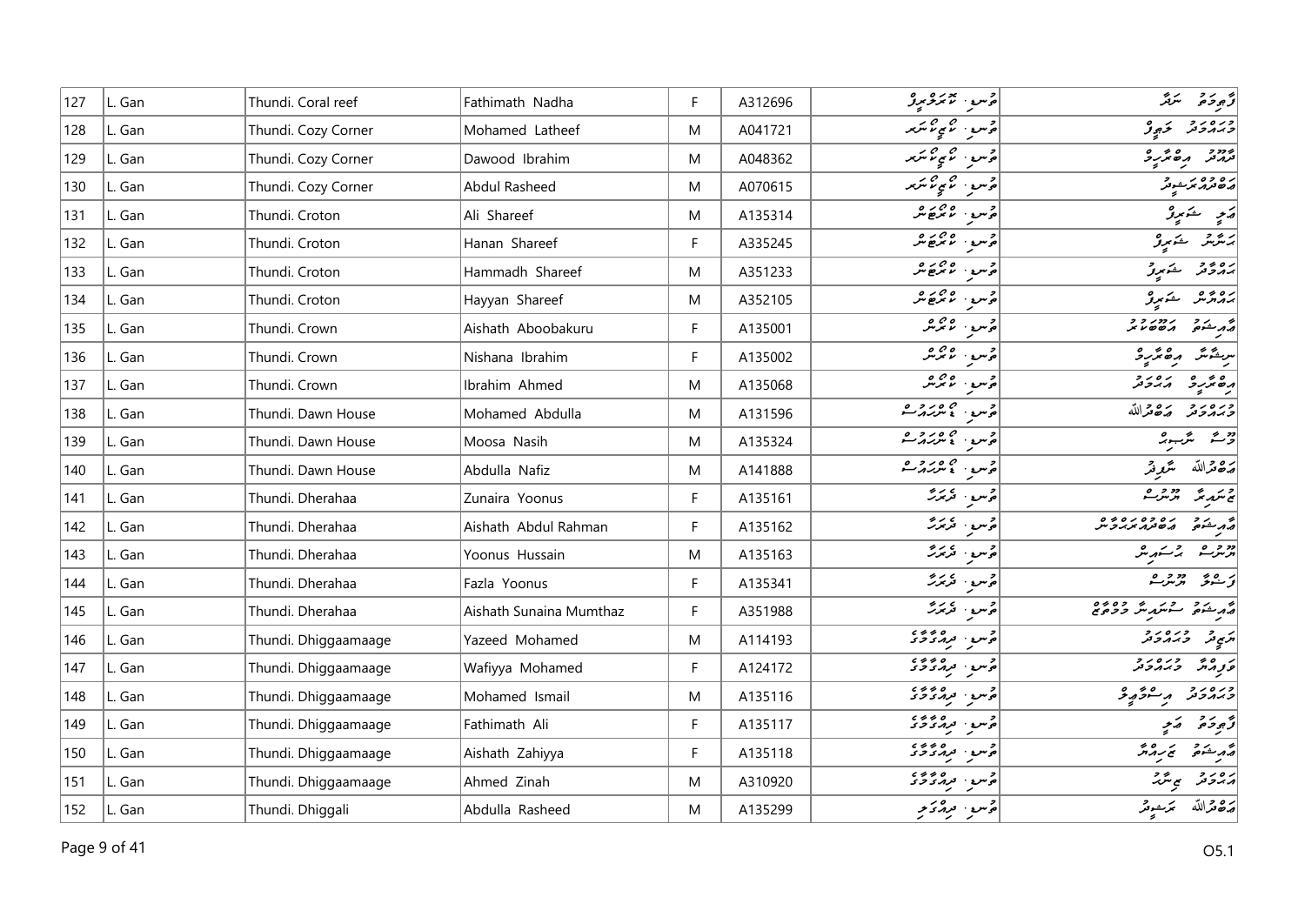| 127 | L. Gan | Thundi. Coral reef | Fathimath Nadha | F | A312696 | ތުނޑި. ކޯރަލްރީފް | ފާތިމަތު ނަދާ |
|---|---|---|---|---|---|---|---|
| 128 | L. Gan | Thundi. Cozy Corner | Mohamed Latheef | M | A041721 | ތުނޑި. ކޯޒީކޯނަރ | މުހައްމަދު ލަތީފު |
| 129 | L. Gan | Thundi. Cozy Corner | Dawood Ibrahim | M | A048362 | ތުނޑި. ކޯޒީކޯނަރ | ދާއޫދު އިބްރާހީމް |
| 130 | L. Gan | Thundi. Cozy Corner | Abdul Rasheed | M | A070615 | ތުނޑި. ކޯޒީކޯނަރ | އަބްދުއްރަޝީދު |
| 131 | L. Gan | Thundi. Croton | Ali Shareef | M | A135314 | ތުނޑި. ކްރޮޓަން | އަލި ޝަރީފް |
| 132 | L. Gan | Thundi. Croton | Hanan Shareef | F | A335245 | ތުނޑި. ކްރޮޓަން | ހަނާން ޝަރީފް |
| 133 | L. Gan | Thundi. Croton | Hammadh Shareef | M | A351233 | ތުނޑި. ކްރޮޓަން | ހައްމާދު ޝަރީފް |
| 134 | L. Gan | Thundi. Croton | Hayyan Shareef | M | A352105 | ތުނޑި. ކްރޮޓަން | ހައްޔާން ޝަރީފް |
| 135 | L. Gan | Thundi. Crown | Aishath Aboobakuru | F | A135001 | ތުނޑި. ކްރައުން | އާއިޝަތު އަބޫބަކުރު |
| 136 | L. Gan | Thundi. Crown | Nishana Ibrahim | F | A135002 | ތުނޑި. ކްރައުން | ނިޝާނާ އިބްރާހީމް |
| 137 | L. Gan | Thundi. Crown | Ibrahim Ahmed | M | A135068 | ތުނޑި. ކްރައުން | އިބްރާހީމް އަހްމަދު |
| 138 | L. Gan | Thundi. Dawn House | Mohamed Abdulla | M | A131596 | ތުނޑި. ޑޯންހައުސް | މުހައްމަދު އަބްދުﷲ |
| 139 | L. Gan | Thundi. Dawn House | Moosa Nasih | M | A135324 | ތުނޑި. ޑޯންހައުސް | މޫސާ ނާސިހް |
| 140 | L. Gan | Thundi. Dawn House | Abdulla Nafiz | M | A141888 | ތުނޑި. ޑޯންހައުސް | އަބްދުﷲ ނާފިޒު |
| 141 | L. Gan | Thundi. Dherahaa | Zunaira Yoonus | F | A135161 | ތުނޑި. ދެރަހާ | ޒުނައިރާ ޔޫނުސް |
| 142 | L. Gan | Thundi. Dherahaa | Aishath Abdul Rahman | F | A135162 | ތުނޑި. ދެރަހާ | އާއިޝަތު އަބްދުއްރަޙްމާން |
| 143 | L. Gan | Thundi. Dherahaa | Yoonus Hussain | M | A135163 | ތުނޑި. ދެރަހާ | ޔޫނުސް ހުސައިން |
| 144 | L. Gan | Thundi. Dherahaa | Fazla Yoonus | F | A135341 | ތުނޑި. ދެރަހާ | ފަޟްލާ ޔޫނުސް |
| 145 | L. Gan | Thundi. Dherahaa | Aishath Sunaina Mumthaz | F | A351988 | ތުނޑި. ދެރަހާ | އާއިޝަތު ސުނައިނާ މުމްތާޒު |
| 146 | L. Gan | Thundi. Dhiggaamaage | Yazeed Mohamed | M | A114193 | ތުނޑި. ދިއްގާމާގެ | ޔަޒީދު މުހައްމަދު |
| 147 | L. Gan | Thundi. Dhiggaamaage | Wafiyya Mohamed | F | A124172 | ތުނޑި. ދިއްގާމާގެ | ވަފިއްޔާ މުހައްމަދު |
| 148 | L. Gan | Thundi. Dhiggaamaage | Mohamed Ismail | M | A135116 | ތުނޑި. ދިއްގާމާގެ | މުހައްމަދު އިސްމާޢީލް |
| 149 | L. Gan | Thundi. Dhiggaamaage | Fathimath Ali | F | A135117 | ތުނޑި. ދިއްގާމާގެ | ފާތިމަތު އަލި |
| 150 | L. Gan | Thundi. Dhiggaamaage | Aishath Zahiyya | F | A135118 | ތުނޑި. ދިއްގާމާގެ | އާއިޝަތު ޒާހިއްޔާ |
| 151 | L. Gan | Thundi. Dhiggaamaage | Ahmed Zinah | M | A310920 | ތުނޑި. ދިއްގާމާގެ | އަހްމަދު ޒިނާހް |
| 152 | L. Gan | Thundi. Dhiggali | Abdulla Rasheed | M | A135299 | ތުނޑި. ދިއްގަލި | އަބްދުﷲ ރަޝީދު |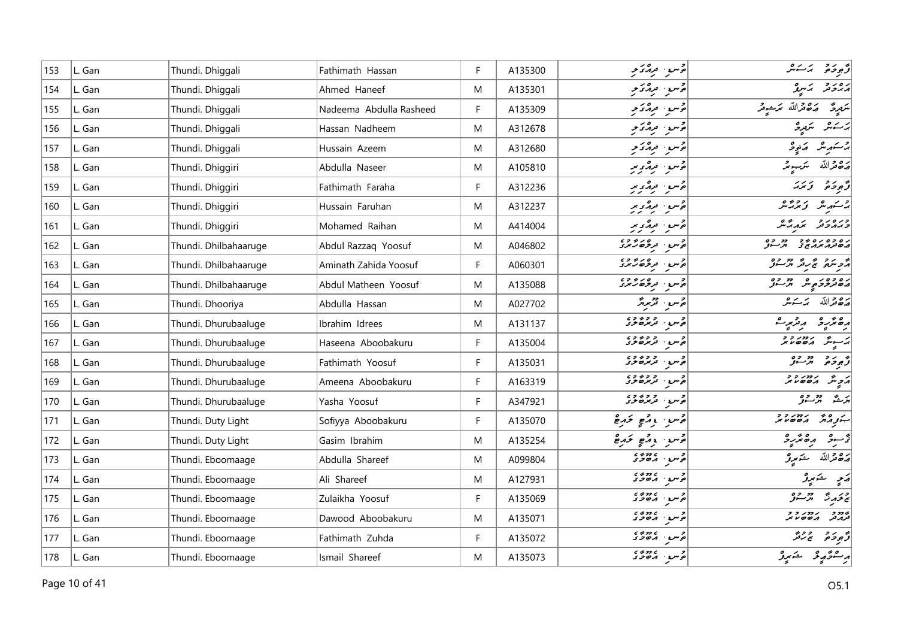| 153 | L. Gan | Thundi. Dhiggali | Fathimath Hassan | F | A135300 | ތުނޑި، ދިއްގަލި | ފާތިމަތު ހަސަން |
|---|---|---|---|---|---|---|---|
| 154 | L. Gan | Thundi. Dhiggali | Ahmed Haneef | M | A135301 | ތުނޑި، ދިއްގަލި | އަޙްމަދު ހަނީފް |
| 155 | L. Gan | Thundi. Dhiggali | Nadeema Abdulla Rasheed | F | A135309 | ތުނޑި، ދިއްގަލި | ނަދީމާ އަބްދުﷲ ރަޝީދު |
| 156 | L. Gan | Thundi. Dhiggali | Hassan Nadheem | M | A312678 | ތުނޑި، ދިއްގަލި | ހަސަން ނަދީމް |
| 157 | L. Gan | Thundi. Dhiggali | Hussain Azeem | M | A312680 | ތުނޑި، ދިއްގަލި | ހުސައިން އަޒީމް |
| 158 | L. Gan | Thundi. Dhiggiri | Abdulla Naseer | M | A105810 | ތުނޑި، ދިއްގިރި | އަބްދުﷲ ނަސީރު |
| 159 | L. Gan | Thundi. Dhiggiri | Fathimath Faraha | F | A312236 | ތުނޑި، ދިއްގިރި | ފާތިމަތު ފަރަހަ |
| 160 | L. Gan | Thundi. Dhiggiri | Hussain Faruhan | M | A312237 | ތުނޑި، ދިއްގިރި | ހުސައިން ފަރުހާން |
| 161 | L. Gan | Thundi. Dhiggiri | Mohamed Raihan | M | A414004 | ތުނޑި، ދިއްގިރި | މުޙައްމަދު ރައިހާން |
| 162 | L. Gan | Thundi. Dhilbahaaruge | Abdul Razzaq Yoosuf | M | A046802 | ތުނޑި، ދިލްބަހާރުގެ | އަބްދުއްރައްޒާޤު ޔޫސުފް |
| 163 | L. Gan | Thundi. Dhilbahaaruge | Aminath Zahida Yoosuf | F | A060301 | ތުނޑި، ދިލްބަހާރުގެ | އާމިނަތު ޒާހިދާ ޔޫސުފް |
| 164 | L. Gan | Thundi. Dhilbahaaruge | Abdul Matheen Yoosuf | M | A135088 | ތުނޑި، ދިލްބަހާރުގެ | އަބްދުލްމަތީން ޔޫސުފް |
| 165 | L. Gan | Thundi. Dhooriya | Abdulla Hassan | M | A027702 | ތުނޑި، ދޫރިޔާ | އަބްދުﷲ ހަސަން |
| 166 | L. Gan | Thundi. Dhurubaaluge | Ibrahim Idrees | M | A131137 | ތުނޑި، ދުރުބާލުގެ | އިބްރާހިމް އިދްރީސް |
| 167 | L. Gan | Thundi. Dhurubaaluge | Haseena Aboobakuru | F | A135004 | ތުނޑި، ދުރުބާލުގެ | ހަސީނާ އަބޫބަކުރު |
| 168 | L. Gan | Thundi. Dhurubaaluge | Fathimath Yoosuf | F | A135031 | ތުނޑި، ދުރުބާލުގެ | ފާތިމަތު ޔޫސުފް |
| 169 | L. Gan | Thundi. Dhurubaaluge | Ameena Aboobakuru | F | A163319 | ތުނޑި، ދުރުބާލުގެ | އަމީނާ އަބޫބަކުރު |
| 170 | L. Gan | Thundi. Dhurubaaluge | Yasha Yoosuf | F | A347921 | ތުނޑި، ދުރުބާލުގެ | ޔަޝާ ޔޫސުފް |
| 171 | L. Gan | Thundi. Duty Light | Sofiyya Aboobakuru | F | A135070 | ތުނޑި، ޑިއުޓީ ލައިޓް | ސޯފިއްޔާ އަބޫބަކުރު |
| 172 | L. Gan | Thundi. Duty Light | Gasim Ibrahim | M | A135254 | ތުނޑި، ޑިއުޓީ ލައިޓް | ޤާސިމް އިބްރާހިމް |
| 173 | L. Gan | Thundi. Eboomaage | Abdulla Shareef | M | A099804 | ތުނޑި، އެބޫމާގެ | އަބްދުﷲ ޝަރީފް |
| 174 | L. Gan | Thundi. Eboomaage | Ali Shareef | M | A127931 | ތުނޑި، އެބޫމާގެ | އަލި ޝަރީފް |
| 175 | L. Gan | Thundi. Eboomaage | Zulaikha Yoosuf | F | A135069 | ތުނޑި، އެބޫމާގެ | ޒުލައިޚާ ޔޫސުފް |
| 176 | L. Gan | Thundi. Eboomaage | Dawood Aboobakuru | M | A135071 | ތުނޑި، އެބޫމާގެ | ދާވޫދު އަބޫބަކުރު |
| 177 | L. Gan | Thundi. Eboomaage | Fathimath Zuhda | F | A135072 | ތުނޑި، އެބޫމާގެ | ފާތިމަތު ޒުހްދާ |
| 178 | L. Gan | Thundi. Eboomaage | Ismail Shareef | M | A135073 | ތުނޑި، އެބޫމާގެ | އިސްމާއީލް ޝަރީފް |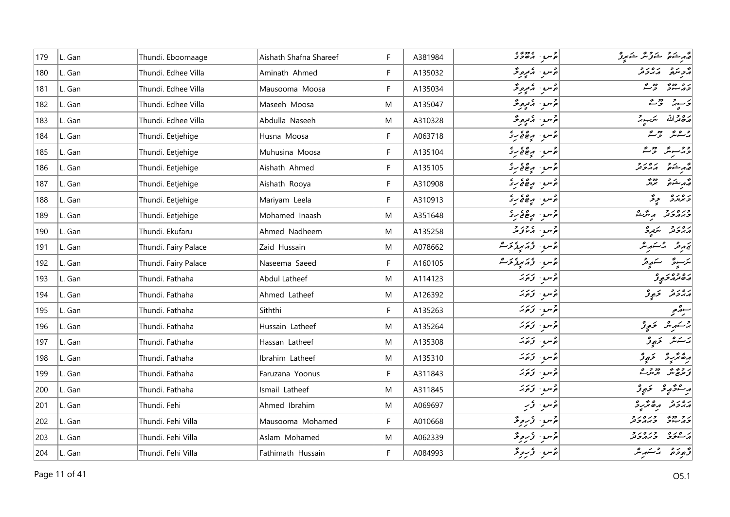| 179 | L. Gan | Thundi. Eboomaage | Aishath Shafna Shareef | F | A381984 | ތުނޑި. އެބޫމާގެ | އާއިޝަތު ޝަފްނާ ޝަރީފް |
|---|---|---|---|---|---|---|---|
| 180 | L. Gan | Thundi. Edhee Villa | Aminath Ahmed | F | A135032 | ތުނޑި. އެދީވިލާ | އާމިނަތު އަހުމަދު |
| 181 | L. Gan | Thundi. Edhee Villa | Mausooma Moosa | F | A135034 | ތުނޑި. އެދީވިލާ | މައުސޫމާ މޫސާ |
| 182 | L. Gan | Thundi. Edhee Villa | Maseeh Moosa | M | A135047 | ތުނޑި. އެދީވިލާ | މަސީހު މޫސާ |
| 183 | L. Gan | Thundi. Edhee Villa | Abdulla Naseeh | M | A310328 | ތުނޑި. އެދީވިލާ | އަބްދުﷲ ނަސީހު |
| 184 | L. Gan | Thundi. Eetjehige | Husna Moosa | F | A063718 | ތުނޑި. އީޓްޖެހިގެ | ހުސްނާ މޫސާ |
| 185 | L. Gan | Thundi. Eetjehige | Muhusina Moosa | F | A135104 | ތުނޑި. އީޓްޖެހިގެ | މުހުސިނާ މޫސާ |
| 186 | L. Gan | Thundi. Eetjehige | Aishath Ahmed | F | A135105 | ތުނޑި. އީޓްޖެހިގެ | އާއިޝަތު އަހުމަދު |
| 187 | L. Gan | Thundi. Eetjehige | Aishath Rooya | F | A310908 | ތުނޑި. އީޓްޖެހިގެ | އާއިޝަތު ރޫޔާ |
| 188 | L. Gan | Thundi. Eetjehige | Mariyam Leela | F | A310913 | ތުނޑި. އީޓްޖެހިގެ | މަރިޔަމް ލީލާ |
| 189 | L. Gan | Thundi. Eetjehige | Mohamed Inaash | M | A351648 | ތުނޑި. އީޓްޖެހިގެ | މުހައްމަދު އިނާޝް |
| 190 | L. Gan | Thundi. Ekufaru | Ahmed Nadheem | M | A135258 | ތުނޑި. އެކުފަރު | އަހުމަދު ނަދީމް |
| 191 | L. Gan | Thundi. Fairy Palace | Zaid Hussain | M | A078662 | ތުނޑި. ފެއަރީޕެލަސް | ޒާއިދު ހުސައިން |
| 192 | L. Gan | Thundi. Fairy Palace | Naseema Saeed | F | A160105 | ތުނޑި. ފެއަރީޕެލަސް | ނަސީމާ ސައީދު |
| 193 | L. Gan | Thundi. Fathaha | Abdul Latheef | M | A114123 | ތުނޑި. ފަތަހަ | އަބްދުއްލަތީފް |
| 194 | L. Gan | Thundi. Fathaha | Ahmed Latheef | M | A126392 | ތުނޑި. ފަތަހަ | އަހުމަދު ލަތީފް |
| 195 | L. Gan | Thundi. Fathaha | Siththi | F | A135263 | ތުނޑި. ފަތަހަ | ސިއްތި |
| 196 | L. Gan | Thundi. Fathaha | Hussain Latheef | M | A135264 | ތުނޑި. ފަތަހަ | ހުސައިން ލަތީފް |
| 197 | L. Gan | Thundi. Fathaha | Hassan Latheef | M | A135308 | ތުނޑި. ފަތަހަ | ހަސަން ލަތީފް |
| 198 | L. Gan | Thundi. Fathaha | Ibrahim Latheef | M | A135310 | ތުނޑި. ފަތަހަ | އިބްރާހީމް ލަތީފް |
| 199 | L. Gan | Thundi. Fathaha | Faruzana Yoonus | F | A311843 | ތުނޑި. ފަތަހަ | ފަރުޒާނާ ޔޫނުސް |
| 200 | L. Gan | Thundi. Fathaha | Ismail Latheef | M | A311845 | ތުނޑި. ފަތަހަ | އިސްމާއިލް ލަތީފް |
| 201 | L. Gan | Thundi. Fehi | Ahmed Ibrahim | M | A069697 | ތުނޑި. ފެހި | އަހުމަދު އިބްރާހީމް |
| 202 | L. Gan | Thundi. Fehi Villa | Mausooma Mohamed | F | A010668 | ތުނޑި. ފެހިވިލާ | މައުސޫމާ މުހައްމަދު |
| 203 | L. Gan | Thundi. Fehi Villa | Aslam Mohamed | M | A062339 | ތުނޑި. ފެހިވިލާ | އަސްލަމް މުހައްމަދު |
| 204 | L. Gan | Thundi. Fehi Villa | Fathimath Hussain | F | A084993 | ތުނޑި. ފެހިވިލާ | ފާތިމަތު ހުސައިން |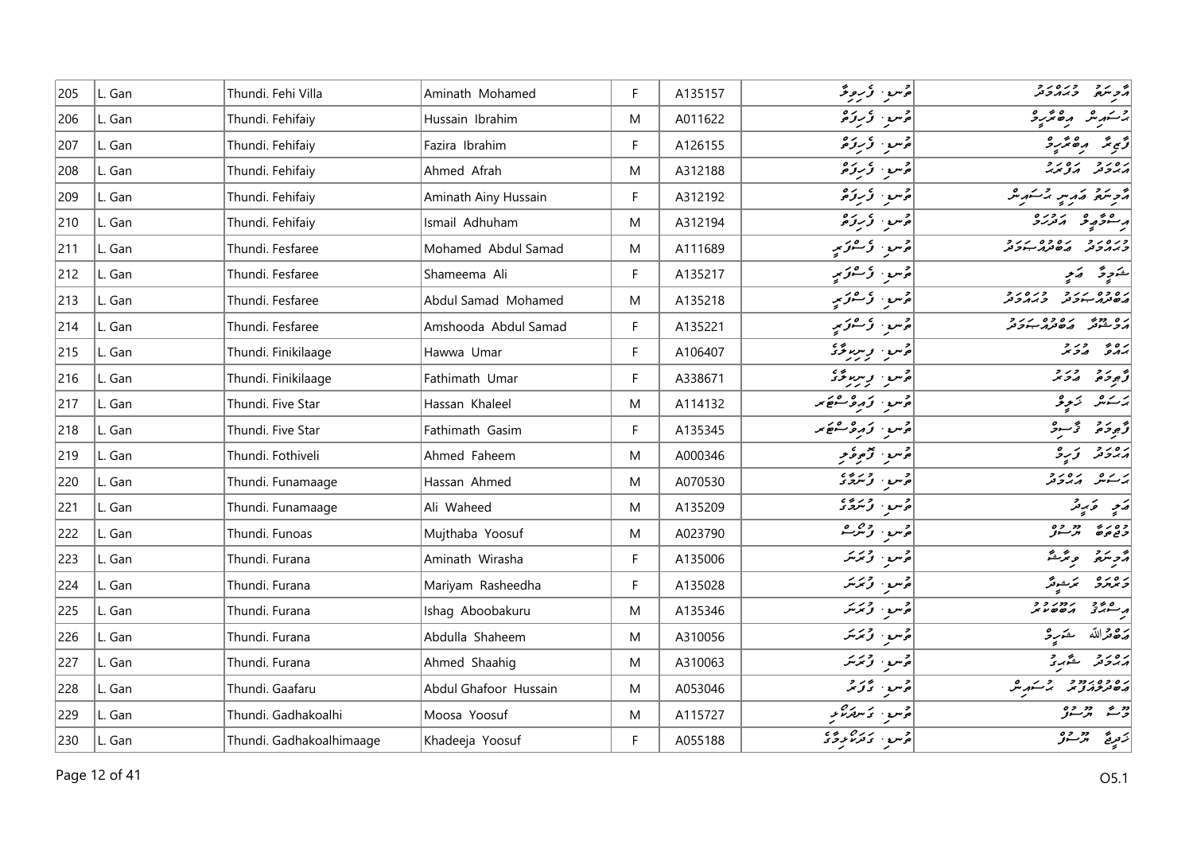| 205 | L. Gan | Thundi. Fehi Villa | Aminath Mohamed | F | A135157 | ތުނޑި. ފެހިވިލާ | އާމިނަތު މުހައްމަދު |
|---|---|---|---|---|---|---|---|
| 206 | L. Gan | Thundi. Fehifaiy | Hussain Ibrahim | M | A011622 | ތުނޑި. ފެހިފައި | ހުސައިން އިބްރާހީމް |
| 207 | L. Gan | Thundi. Fehifaiy | Fazira Ibrahim | F | A126155 | ތުނޑި. ފެހިފައި | ފާޒިރާ އިބްރާހީމް |
| 208 | L. Gan | Thundi. Fehifaiy | Ahmed Afrah | M | A312188 | ތުނޑި. ފެހިފައި | އަހުމަދު އަފްރަހު |
| 209 | L. Gan | Thundi. Fehifaiy | Aminath Ainy Hussain | F | A312192 | ތުނޑި. ފެހިފައި | އާމިނަތު އައިނީ ހުސައިން |
| 210 | L. Gan | Thundi. Fehifaiy | Ismail Adhuham | M | A312194 | ތުނޑި. ފެހިފައި | އިސްމާއީލް އަދުހަމް |
| 211 | L. Gan | Thundi. Fesfaree | Mohamed Abdul Samad | M | A111689 | ތުނޑި. ފެސްފަރީ | މުހައްމަދު އަބްދުއްސަމަދު |
| 212 | L. Gan | Thundi. Fesfaree | Shameema Ali | F | A135217 | ތުނޑި. ފެސްފަރީ | ޝަމީމާ އަލި |
| 213 | L. Gan | Thundi. Fesfaree | Abdul Samad Mohamed | M | A135218 | ތުނޑި. ފެސްފަރީ | އަބްދުއްސަމަދު މުހައްމަދު |
| 214 | L. Gan | Thundi. Fesfaree | Amshooda Abdul Samad | F | A135221 | ތުނޑި. ފެސްފަރީ | އަމްޝޫދާ އަބްދުއްސަމަދު |
| 215 | L. Gan | Thundi. Finikilaage | Hawwa Umar | F | A106407 | ތުނޑި. ފިނިކިލާގެ | ހައްވާ އުމަރު |
| 216 | L. Gan | Thundi. Finikilaage | Fathimath Umar | F | A338671 | ތުނޑި. ފިނިކިލާގެ | ފާތިމަތު އުމަރު |
| 217 | L. Gan | Thundi. Five Star | Hassan Khaleel | M | A114132 | ތުނޑި. ފައިވްސްޓާރ | ހަސަން ޚަލީލް |
| 218 | L. Gan | Thundi. Five Star | Fathimath Gasim | F | A135345 | ތުނޑި. ފައިވްސްޓާރ | ފާތިމަތު ޤާސިމް |
| 219 | L. Gan | Thundi. Fothiveli | Ahmed Faheem | M | A000346 | ތުނޑި. ފޮތިވެލި | އަހުމަދު ފަހީމް |
| 220 | L. Gan | Thundi. Funamaage | Hassan Ahmed | M | A070530 | ތުނޑި. ފުނަމާގެ | ހަސަން އަހުމަދު |
| 221 | L. Gan | Thundi. Funamaage | Ali Waheed | M | A135209 | ތުނޑި. ފުނަމާގެ | އަލި ވަހީދު |
| 222 | L. Gan | Thundi. Funoas | Mujthaba Yoosuf | M | A023790 | ތުނޑި. ފުނޯސް | މުޖުތަބާ ޔޫސުފް |
| 223 | L. Gan | Thundi. Furana | Aminath Wirasha | F | A135006 | ތުނޑި. ފުރަނަ | އާމިނަތު ވިރާޝާ |
| 224 | L. Gan | Thundi. Furana | Mariyam Rasheedha | F | A135028 | ތުނޑި. ފުރަނަ | މަރިޔަމް ރަޝީދާ |
| 225 | L. Gan | Thundi. Furana | Ishag Aboobakuru | M | A135346 | ތުނޑި. ފުރަނަ | އިސްޙާޤު އަބޫބަކުރު |
| 226 | L. Gan | Thundi. Furana | Abdulla Shaheem | M | A310056 | ތުނޑި. ފުރަނަ | އަބްދުﷲ ޝަހީމް |
| 227 | L. Gan | Thundi. Furana | Ahmed Shaahig | M | A310063 | ތުނޑި. ފުރަނަ | އަހުމަދު ޝާހިގު |
| 228 | L. Gan | Thundi. Gaafaru | Abdul Ghafoor Hussain | M | A053046 | ތުނޑި. ގާފަރު | އަބްދުލްޣަފޫރު ހުސައިން |
| 229 | L. Gan | Thundi. Gadhakoalhi | Moosa Yoosuf | M | A115727 | ތުނޑި. ގަދަކޮޅި | މޫސާ ޔޫސުފް |
| 230 | L. Gan | Thundi. Gadhakoalhimaage | Khadeeja Yoosuf | F | A055188 | ތުނޑި. ގަދަކޮޅިމާގެ | ޚަދީޖާ ޔޫސުފް |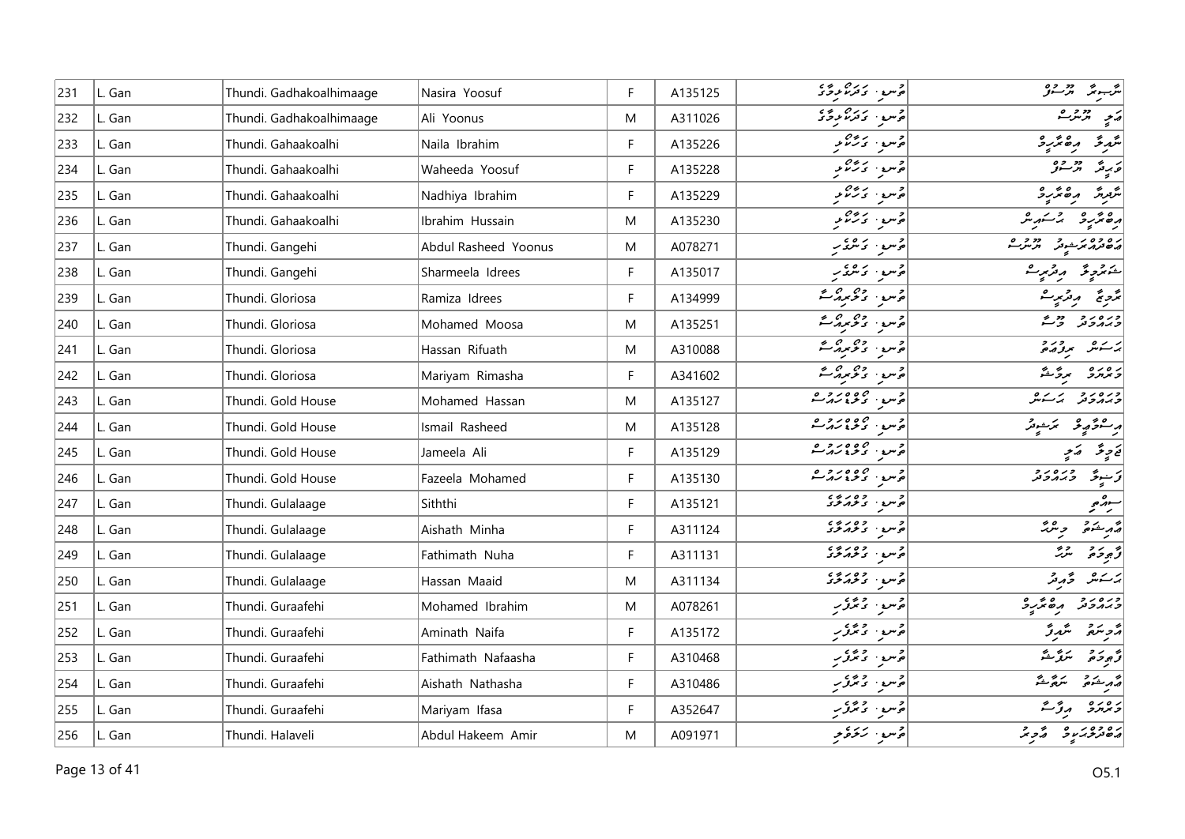| 231 | L. Gan | Thundi. Gadhakoalhimaage | Nasira Yoosuf | F | A135125 | ތުނޑި، ގަދަކޮޅިމާގެ | ނާސިރާ ޔޫސުފް |
|---|---|---|---|---|---|---|---|
| 232 | L. Gan | Thundi. Gadhakoalhimaage | Ali Yoonus | M | A311026 | ތުނޑި، ގަދަކޮޅިމާގެ | އަލި ޔޫނުސް |
| 233 | L. Gan | Thundi. Gahaakoalhi | Naila Ibrahim | F | A135226 | ތުނޑި، ގަހާކޮޅި | ނާއިލާ އިބްރާހިމް |
| 234 | L. Gan | Thundi. Gahaakoalhi | Waheeda Yoosuf | F | A135228 | ތުނޑި، ގަހާކޮޅި | ވަޙީދާ ޔޫސުފް |
| 235 | L. Gan | Thundi. Gahaakoalhi | Nadhiya Ibrahim | F | A135229 | ތުނޑި، ގަހާކޮޅި | ނާދިޔާ އިބްރާހިމް |
| 236 | L. Gan | Thundi. Gahaakoalhi | Ibrahim Hussain | M | A135230 | ތުނޑި، ގަހާކޮޅި | އިބްރާހިމް ޙުސައިން |
| 237 | L. Gan | Thundi. Gangehi | Abdul Rasheed Yoonus | M | A078271 | ތުނޑި، ގަނގެހި | އަބްދުއްރަޝީދު ޔޫނުސް |
| 238 | L. Gan | Thundi. Gangehi | Sharmeela Idrees | F | A135017 | ތުނޑި، ގަނގެހި | ޝަރްމީލާ އިދުރީސް |
| 239 | L. Gan | Thundi. Gloriosa | Ramiza Idrees | F | A134999 | ތުނޑި، ގްލޮރިއޯސާ | ރާމިޒާ އިދުރީސް |
| 240 | L. Gan | Thundi. Gloriosa | Mohamed Moosa | M | A135251 | ތުނޑި، ގްލޮރިއޯސާ | މުޙައްމަދު މޫސާ |
| 241 | L. Gan | Thundi. Gloriosa | Hassan Rifuath | M | A310088 | ތުނޑި، ގްލޮރިއޯސާ | ޙަސަން ރިފްއަތު |
| 242 | L. Gan | Thundi. Gloriosa | Mariyam Rimasha | F | A341602 | ތުނޑި، ގްލޮރިއޯސާ | މަރިޔަމް ރިމާޝާ |
| 243 | L. Gan | Thundi. Gold House | Mohamed Hassan | M | A135127 | ތުނޑި، ގޯލްޑްހައުސް | މުޙައްމަދު ޙަސަން |
| 244 | L. Gan | Thundi. Gold House | Ismail Rasheed | M | A135128 | ތުނޑި، ގޯލްޑްހައުސް | އިސްމާއިލް ރަޝީދު |
| 245 | L. Gan | Thundi. Gold House | Jameela Ali | F | A135129 | ތުނޑި، ގޯލްޑްހައުސް | ޖަމީލާ އަލި |
| 246 | L. Gan | Thundi. Gold House | Fazeela Mohamed | F | A135130 | ތުނޑި، ގޯލްޑްހައުސް | ފަޟީލާ މުޙައްމަދު |
| 247 | L. Gan | Thundi. Gulalaage | Siththi | F | A135121 | ތުނޑި، ގުލަލާގެ | ސިއްތި |
| 248 | L. Gan | Thundi. Gulalaage | Aishath Minha | F | A311124 | ތުނޑި، ގުލަލާގެ | އާއިޝަތު މިންހާ |
| 249 | L. Gan | Thundi. Gulalaage | Fathimath Nuha | F | A311131 | ތުނޑި، ގުލަލާގެ | ފާތިމަތު ނުހާ |
| 250 | L. Gan | Thundi. Gulalaage | Hassan Maaid | M | A311134 | ތުނޑި، ގުލަލާގެ | ޙަސަން މާއިދު |
| 251 | L. Gan | Thundi. Guraafehi | Mohamed Ibrahim | M | A078261 | ތުނޑި، ގުރާފެހި | މުޙައްމަދު އިބްރާހިމް |
| 252 | L. Gan | Thundi. Guraafehi | Aminath Naifa | F | A135172 | ތުނޑި، ގުރާފެހި | އާމިނަތު ނާއިފާ |
| 253 | L. Gan | Thundi. Guraafehi | Fathimath Nafaasha | F | A310468 | ތުނޑި، ގުރާފެހި | ފާތިމަތު ނަފާޝާ |
| 254 | L. Gan | Thundi. Guraafehi | Aishath Nathasha | F | A310486 | ތުނޑި، ގުރާފެހި | އާއިޝަތު ނަތާޝާ |
| 255 | L. Gan | Thundi. Guraafehi | Mariyam Ifasa | F | A352647 | ތުނޑި، ގުރާފެހި | މަރިޔަމް އިފާސާ |
| 256 | L. Gan | Thundi. Halaveli | Abdul Hakeem Amir | M | A091971 | ތުނޑި، ހަލަވެލި | އަބްދުލްޙަކީމް އާމިރު |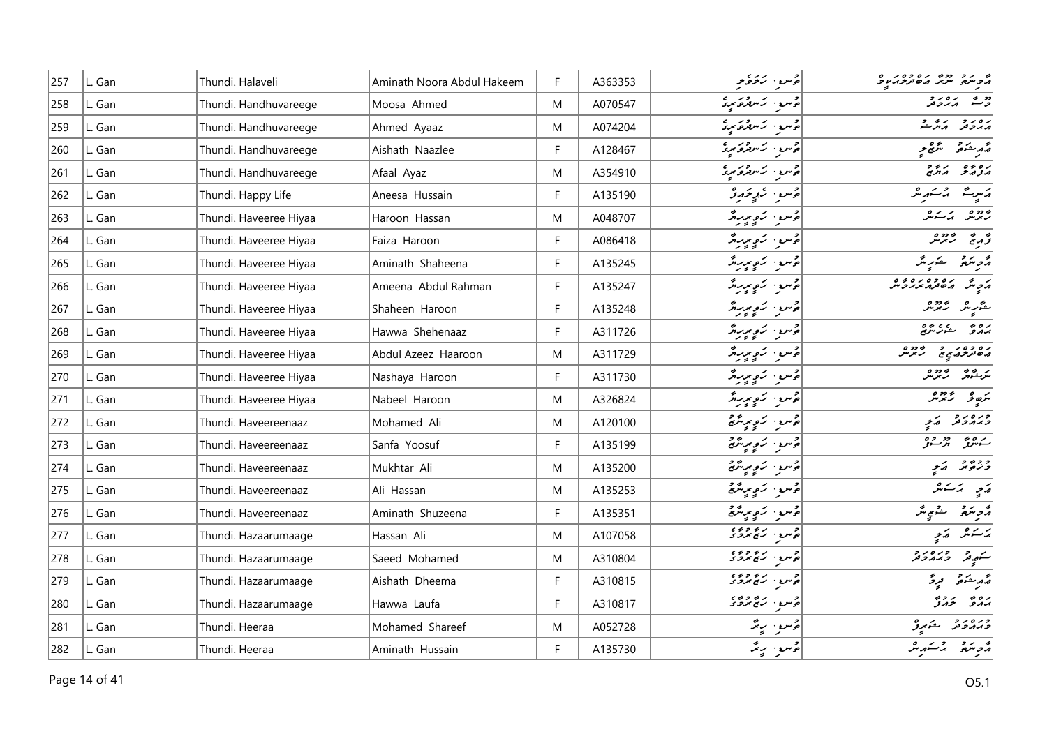| 257 | L. Gan | Thundi. Halaveli | Aminath Noora Abdul Hakeem | F | A363353 | ތުނޑި،ހަލަވެލި | އާމިނަތު ނޫރާ އަބްދުލްހަކީމް |
|---|---|---|---|---|---|---|---|
| 258 | L. Gan | Thundi. Handhuvareege | Moosa Ahmed | M | A070547 | ތުނޑި،ހަނދުވަރީގެ | މޫސާ އަޙްމަދު |
| 259 | L. Gan | Thundi. Handhuvareege | Ahmed Ayaaz | M | A074204 | ތުނޑި،ހަނދުވަރީގެ | އަޙްމަދު އަޔާޒު |
| 260 | L. Gan | Thundi. Handhuvareege | Aishath Naazlee | F | A128467 | ތުނޑި، ހަނދުވަރީގެ | އާއިޝަތު ނާޒްލީ |
| 261 | L. Gan | Thundi. Handhuvareege | Afaal Ayaz | M | A354910 | ތުނޑި، ހަނދުވަރީގެ | އަފްޢާލް އަޔާޒް |
| 262 | L. Gan | Thundi. Happy Life | Aneesa Hussain | F | A135190 | ތުނޑި، ހެޕީލައިފް | އަނީސާ ހުސައިން |
| 263 | L. Gan | Thundi. Haveeree Hiyaa | Haroon Hassan | M | A048707 | ތުނޑި، ހަވީރީހިޔާ | ހާރޫން ހަސަން |
| 264 | L. Gan | Thundi. Haveeree Hiyaa | Faiza Haroon | F | A086418 | ތުނޑި، ހަވީރީހިޔާ | ފާއިޒާ ހާރޫން |
| 265 | L. Gan | Thundi. Haveeree Hiyaa | Aminath Shaheena | F | A135245 | ތުނޑި، ހަވީރީހިޔާ | އާމިނަތު ޝަހީނާ |
| 266 | L. Gan | Thundi. Haveeree Hiyaa | Ameena Abdul Rahman | F | A135247 | ތުނޑި، ހަވީރީހިޔާ | އަމީނާ އަބްދުއްރަޙްމާން |
| 267 | L. Gan | Thundi. Haveeree Hiyaa | Shaheen Haroon | F | A135248 | ތުނޑި، ހަވީރީހިޔާ | ޝަހީން ހާރޫން |
| 268 | L. Gan | Thundi. Haveeree Hiyaa | Hawwa Shehenaaz | F | A311726 | ތުނޑި، ހަވީރީހިޔާ | ހައްވާ ޝެހެނާޒް |
| 269 | L. Gan | Thundi. Haveeree Hiyaa | Abdul Azeez Haaroon | M | A311729 | ތުނޑި، ހަވީރީހިޔާ | އަބްދުލްޢަޒީޒު ހާރޫން |
| 270 | L. Gan | Thundi. Haveeree Hiyaa | Nashaya Haroon | F | A311730 | ތުނޑި، ހަވީރީހިޔާ | ނަޝާޔާ ހާރޫން |
| 271 | L. Gan | Thundi. Haveeree Hiyaa | Nabeel Haroon | M | A326824 | ތުނޑި، ހަވީރީހިޔާ | ނަބީލް ހާރޫން |
| 272 | L. Gan | Thundi. Haveereenaaz | Mohamed Ali | M | A120100 | ތުނޑި، ހަވީރީނާޒު | މުޙައްމަދު އަލި |
| 273 | L. Gan | Thundi. Haveereenaaz | Sanfa Yoosuf | F | A135199 | ތުނޑި، ހަވީރީނާޒު | ސަންފާ ޔޫސުފް |
| 274 | L. Gan | Thundi. Haveereenaaz | Mukhtar Ali | M | A135200 | ތުނޑި، ހަވީރީނާޒު | މުޚްތާރު އަލި |
| 275 | L. Gan | Thundi. Haveereenaaz | Ali Hassan | M | A135253 | ތުނޑި، ހަވީރީނާޒު | އަލި ހަސަން |
| 276 | L. Gan | Thundi. Haveereenaaz | Aminath Shuzeena | F | A135351 | ތުނޑި، ހަވީރީނާޒު | އާމިނަތު ޝުޒީނާ |
| 277 | L. Gan | Thundi. Hazaarumaage | Hassan Ali | M | A107058 | ތުނޑި، ހަޒާރުމާގެ | ހަސަން އަލި |
| 278 | L. Gan | Thundi. Hazaarumaage | Saeed Mohamed | M | A310804 | ތުނޑި، ހަޒާރުމާގެ | ސަޢީދު މުޙައްމަދު |
| 279 | L. Gan | Thundi. Hazaarumaage | Aishath Dheema | F | A310815 | ތުނޑި، ހަޒާރުމާގެ | އާއިޝަތު ދީމާ |
| 280 | L. Gan | Thundi. Hazaarumaage | Hawwa Laufa | F | A310817 | ތުނޑި، ހަޒާރުމާގެ | ހައްވާ ލައުފާ |
| 281 | L. Gan | Thundi. Heeraa | Mohamed Shareef | M | A052728 | ތުނޑި، ހީރާ | މުޙައްމަދު ޝަރީފު |
| 282 | L. Gan | Thundi. Heeraa | Aminath Hussain | F | A135730 | ތުނޑި، ހީރާ | އާމިނަތު ހުސައިން |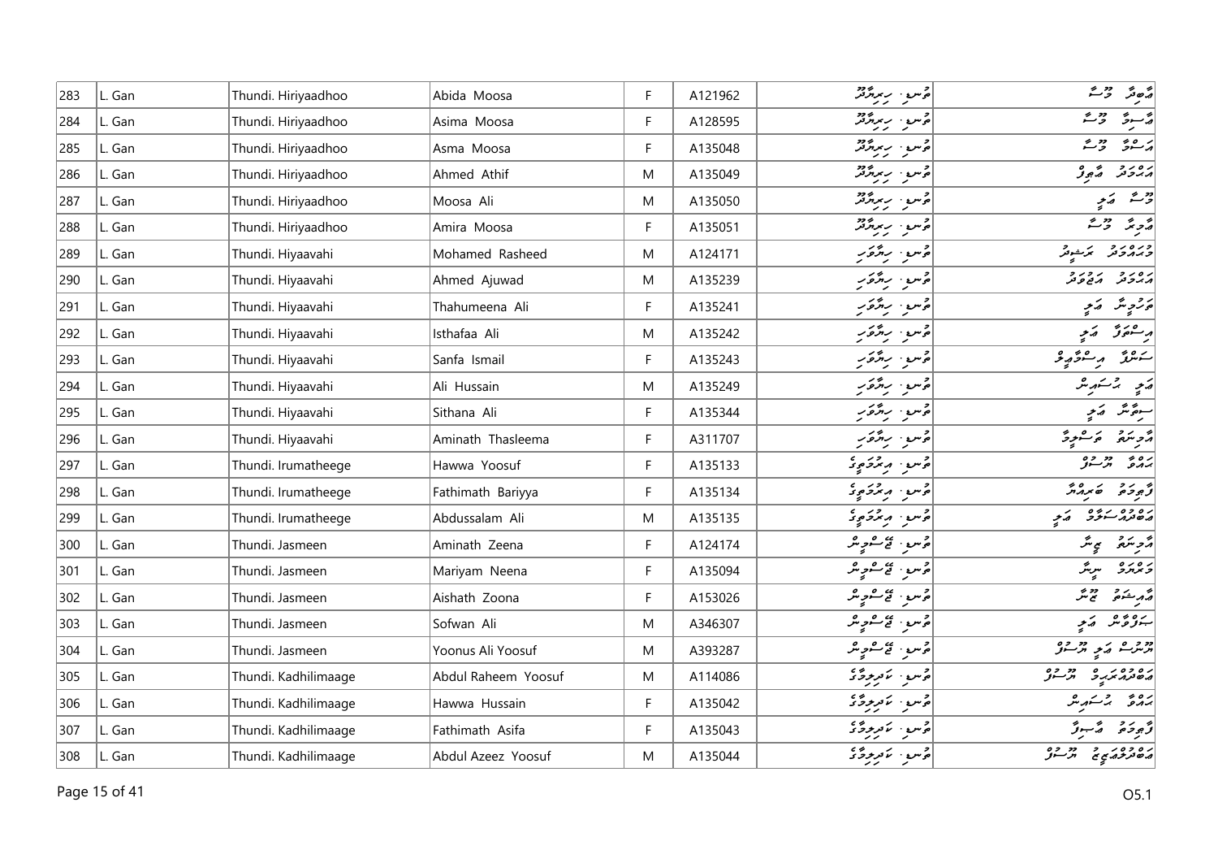| 283 | L. Gan | Thundi. Hiriyaadhoo | Abida Moosa | F | A121962 | ތުނޑި. ހިރިޔާދޫ | އާބިދާ މޫސާ |
|---|---|---|---|---|---|---|---|
| 284 | L. Gan | Thundi. Hiriyaadhoo | Asima Moosa | F | A128595 | ތުނޑި. ހިރިޔާދޫ | އާސިމާ މޫސާ |
| 285 | L. Gan | Thundi. Hiriyaadhoo | Asma Moosa | F | A135048 | ތުނޑި. ހިރިޔާދޫ | އަސްމާ މޫސާ |
| 286 | L. Gan | Thundi. Hiriyaadhoo | Ahmed Athif | M | A135049 | ތުނޑި. ހިރިޔާދޫ | އަހްމަދު އާތިފު |
| 287 | L. Gan | Thundi. Hiriyaadhoo | Moosa Ali | M | A135050 | ތުނޑި. ހިރިޔާދޫ | މޫސާ އަލި |
| 288 | L. Gan | Thundi. Hiriyaadhoo | Amira Moosa | F | A135051 | ތުނޑި. ހިރިޔާދޫ | އާމިރާ މޫސާ |
| 289 | L. Gan | Thundi. Hiyaavahi | Mohamed Rasheed | M | A124171 | ތުނޑި. ހިޔާވަހި | މުހައްމަދު ރަޝީދު |
| 290 | L. Gan | Thundi. Hiyaavahi | Ahmed Ajuwad | M | A135239 | ތުނޑި. ހިޔާވަހި | އަހްމަދު އަޖުވަދު |
| 291 | L. Gan | Thundi. Hiyaavahi | Thahumeena Ali | F | A135241 | ތުނޑި. ހިޔާވަހި | ތަހުމީނާ އަލި |
| 292 | L. Gan | Thundi. Hiyaavahi | Isthafaa Ali | M | A135242 | ތުނޑި. ހިޔާވަހި | އިސްތަފާ އަލި |
| 293 | L. Gan | Thundi. Hiyaavahi | Sanfa Ismail | F | A135243 | ތުނޑި. ހިޔާވަހި | ސަންފާ އިސްމާޢީލް |
| 294 | L. Gan | Thundi. Hiyaavahi | Ali Hussain | M | A135249 | ތުނޑި. ހިޔާވަހި | އަލި ހުސައިން |
| 295 | L. Gan | Thundi. Hiyaavahi | Sithana Ali | F | A135344 | ތުނޑި. ހިޔާވަހި | ސިތާނާ އަލި |
| 296 | L. Gan | Thundi. Hiyaavahi | Aminath Thasleema | F | A311707 | ތުނޑި. ހިޔާވަހި | އާމިނަތު ތަސްލީމާ |
| 297 | L. Gan | Thundi. Irumatheege | Hawwa Yoosuf | F | A135133 | ތުނޑި. އިރުމަތީގެ | ހައްވާ ޔޫސުފު |
| 298 | L. Gan | Thundi. Irumatheege | Fathimath Bariyya | F | A135134 | ތުނޑި. އިރުމަތީގެ | ފާތިމަތު ބަރިއްޔާ |
| 299 | L. Gan | Thundi. Irumatheege | Abdussalam Ali | M | A135135 | ތުނޑި. އިރުމަތީގެ | އަބްދުއްސަލާމް އަލި |
| 300 | L. Gan | Thundi. Jasmeen | Aminath Zeena | F | A124174 | ތުނޑި. ޖާސްމީން | އާމިނަތު ޒީނާ |
| 301 | L. Gan | Thundi. Jasmeen | Mariyam Neena | F | A135094 | ތުނޑި. ޖާސްމީން | މަރިޔަމް ނީނާ |
| 302 | L. Gan | Thundi. Jasmeen | Aishath Zoona | F | A153026 | ތުނޑި. ޖާސްމީން | އައިޝަތު ޒޫނާ |
| 303 | L. Gan | Thundi. Jasmeen | Sofwan Ali | M | A346307 | ތުނޑި. ޖާސްމީން | ޞަފްވާން އަލި |
| 304 | L. Gan | Thundi. Jasmeen | Yoonus Ali Yoosuf | M | A393287 | ތުނޑި. ޖާސްމީން | ޔޫނުސް އަލި ޔޫސުފު |
| 305 | L. Gan | Thundi. Kadhilimaage | Abdul Raheem Yoosuf | M | A114086 | ތުނޑި.ކަދިލިމާގެ | އަބްދުއްރަޙީމް ޔޫސުފު |
| 306 | L. Gan | Thundi. Kadhilimaage | Hawwa Hussain | F | A135042 | ތުނޑި. ކަދިލިމާގެ | ހައްވާ ހުސައިން |
| 307 | L. Gan | Thundi. Kadhilimaage | Fathimath Asifa | F | A135043 | ތުނޑި. ކަދިލިމާގެ | ފާތިމަތު އާސިފާ |
| 308 | L. Gan | Thundi. Kadhilimaage | Abdul Azeez Yoosuf | M | A135044 | ތުނޑި. ކަދިލިމާގެ | އަބްދުލްޢަޒީޒް ޔޫސުފު |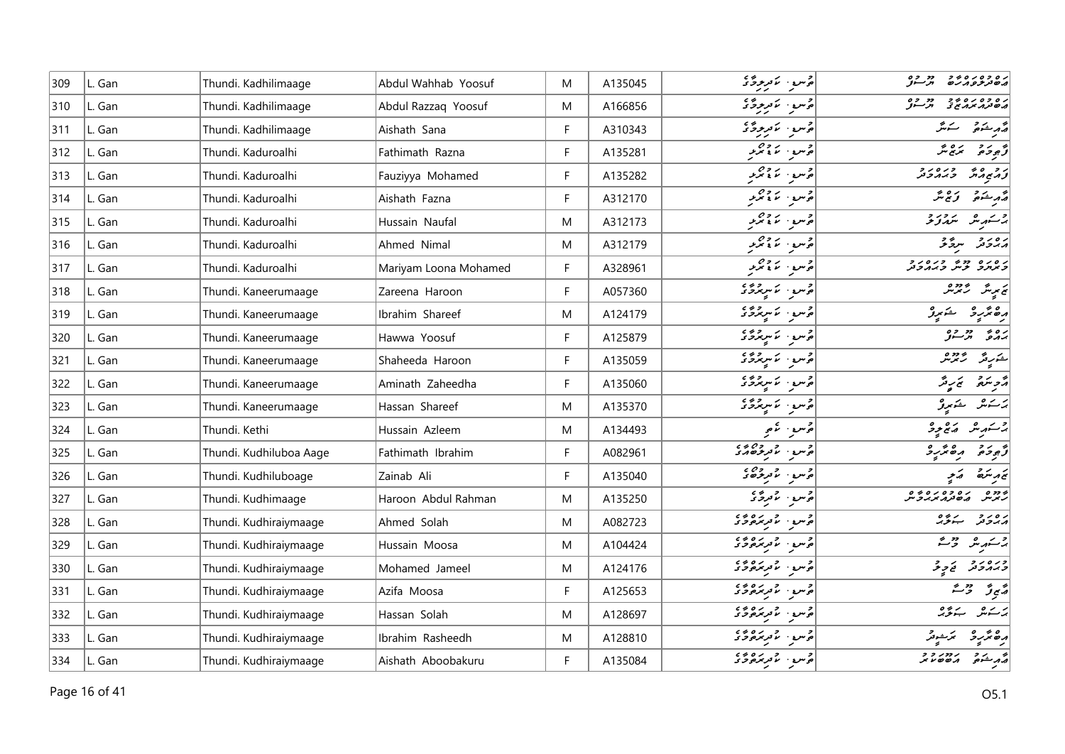| 309 | L. Gan | Thundi. Kadhilimaage | Abdul Wahhab Yoosuf | M | A135045 | ތުންޑި. ކަދިލިމާގެ | އަބްދުލްވައްހާބް ޔޫސުފް |
|---|---|---|---|---|---|---|---|
| 310 | L. Gan | Thundi. Kadhilimaage | Abdul Razzaq Yoosuf | M | A166856 | ތުންޑި. ކަދިލިމާގެ | އަބްދުއްރައްޒާޤު ޔޫސުފް |
| 311 | L. Gan | Thundi. Kadhilimaage | Aishath Sana | F | A310343 | ތުންޑި. ކަދިލިމާގެ | އައިށަތު ސަނާ |
| 312 | L. Gan | Thundi. Kaduroalhi | Fathimath Razna | F | A135281 | ތުންޑި. ކަދުރޯޅި | ފާތިމަތު ރަޒްނާ |
| 313 | L. Gan | Thundi. Kaduroalhi | Fauziyya Mohamed | F | A135282 | ތުންޑި. ކަދުރޯޅި | ފައުޒިއްޔާ މުހައްމަދު |
| 314 | L. Gan | Thundi. Kaduroalhi | Aishath Fazna | F | A312170 | ތުންޑި. ކަދުރޯޅި | އައިށަތު ފަޒްނާ |
| 315 | L. Gan | Thundi. Kaduroalhi | Hussain Naufal | M | A312173 | ތުންޑި. ކަދުރޯޅި | ހުސައިން ނައުފަލް |
| 316 | L. Gan | Thundi. Kaduroalhi | Ahmed Nimal | M | A312179 | ތުންޑި. ކަދުރޯޅި | އަހުމަދު ނިމާލް |
| 317 | L. Gan | Thundi. Kaduroalhi | Mariyam Loona Mohamed | F | A328961 | ތުންޑި. ކަދުރޯޅި | މަރިޔަމް ލޫނާ މުހައްމަދު |
| 318 | L. Gan | Thundi. Kaneerumaage | Zareena Haroon | F | A057360 | ތުންޑި. ކަނީރުމާގެ | ޒަރީނާހާރޫން |
| 319 | L. Gan | Thundi. Kaneerumaage | Ibrahim Shareef | M | A124179 | ތުންޑި. ކަނީރުމާގެ | އިބްރާހީމް ޝަރީފް |
| 320 | L. Gan | Thundi. Kaneerumaage | Hawwa Yoosuf | F | A125879 | ތުންޑި. ކަނީރުމާގެ | ހައްވާ ޔޫސުފް |
| 321 | L. Gan | Thundi. Kaneerumaage | Shaheeda Haroon | F | A135059 | ތުންޑި. ކަނީރުމާގެ | ޝަހީދާ ހާރޫން |
| 322 | L. Gan | Thundi. Kaneerumaage | Aminath Zaheedha | F | A135060 | ތުންޑި. ކަނީރުމާގެ | އާމިނަތު ޒަހީދާ |
| 323 | L. Gan | Thundi. Kaneerumaage | Hassan Shareef | M | A135370 | ތުންޑި. ކަނީރުމާގެ | ހަސަން ޝަރީފް |
| 324 | L. Gan | Thundi. Kethi | Hussain Azleem | M | A134493 | ތުންޑި. ކެތި | ހުސައިން އަޒްލީމް |
| 325 | L. Gan | Thundi. Kudhiluboa Aage | Fathimath Ibrahim | F | A082961 | ތުންޑި. ކުދިލުބޯއާގެ | ފާތިމަތު އިބްރާހީމް |
| 326 | L. Gan | Thundi. Kudhiluboage | Zainab Ali | F | A135040 | ތުންޑި. ކުދިލުބޯގެ | ޒައިނަބް އަލި |
| 327 | L. Gan | Thundi. Kudhimaage | Haroon Abdul Rahman | M | A135250 | ތުންޑި. ކުދިމާގެ | ހާރޫން އަބްދުއްރަހްމާން |
| 328 | L. Gan | Thundi. Kudhiraiymaage | Ahmed Solah | M | A082723 | ތުންޑި. ކުދިރައްމާގެ | އަހުމަދު ސަލާހް |
| 329 | L. Gan | Thundi. Kudhiraiymaage | Hussain Moosa | M | A104424 | ތުންޑި. ކުދިރައްމާގެ | ހުސައިން މޫސާ |
| 330 | L. Gan | Thundi. Kudhiraiymaage | Mohamed Jameel | M | A124176 | ތުންޑި. ކުދިރައްމާގެ | މުހައްމަދު ޖަމީލް |
| 331 | L. Gan | Thundi. Kudhiraiymaage | Azifa Moosa | F | A125653 | ތުންޑި. ކުދިރައްމާގެ | އާޒިފާ މޫސާ |
| 332 | L. Gan | Thundi. Kudhiraiymaage | Hassan Solah | M | A128697 | ތުންޑި. ކުދިރައްމާގެ | ހަސަން ސަލާހް |
| 333 | L. Gan | Thundi. Kudhiraiymaage | Ibrahim Rasheedh | M | A128810 | ތުންޑި. ކުދިރައްމާގެ | އިބްރާހީމް ރަޝީދު |
| 334 | L. Gan | Thundi. Kudhiraiymaage | Aishath Aboobakuru | F | A135084 | ތުންޑި. ކުދިރައްމާގެ | އައިށަތު އަބޫބަކުރު |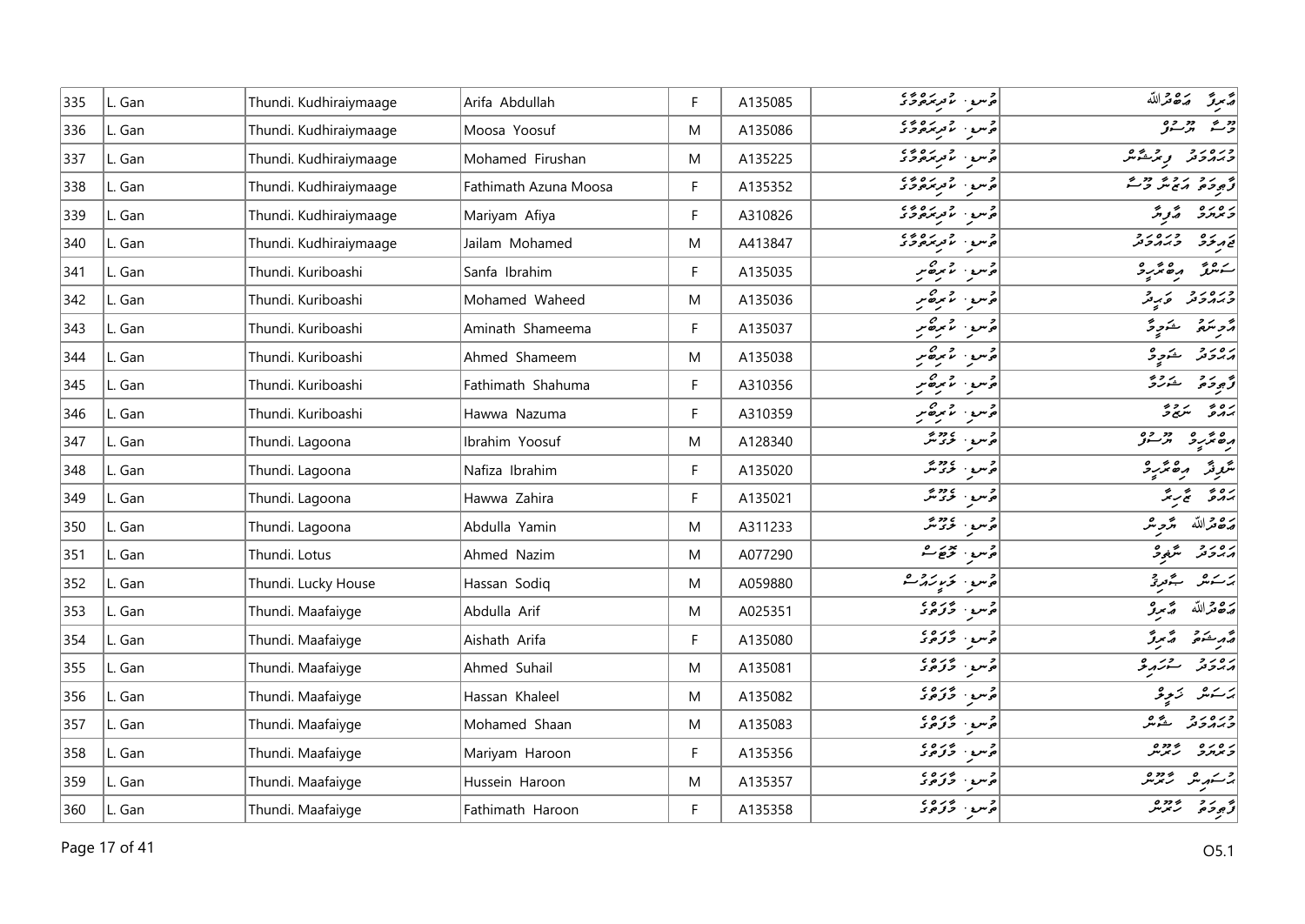| 335 | L. Gan | Thundi. Kudhiraiymaage | Arifa Abdullah | F | A135085 | ތުނޑި، ކުދިރައިމާގެ | އާރިފާ އަބްދުﷲ |
|---|---|---|---|---|---|---|---|
| 336 | L. Gan | Thundi. Kudhiraiymaage | Moosa Yoosuf | M | A135086 | ތުނޑި، ކުދިރައިމާގެ | މޫސާ ޔޫސުފް |
| 337 | L. Gan | Thundi. Kudhiraiymaage | Mohamed Firushan | M | A135225 | ތުނޑި، ކުދިރައިމާގެ | މުހައްމަދު ފިރުޝާން |
| 338 | L. Gan | Thundi. Kudhiraiymaage | Fathimath Azuna Moosa | F | A135352 | ތުނޑި، ކުދިރައިމާގެ | ފާތިމަތު އަޒުނާ މޫސާ |
| 339 | L. Gan | Thundi. Kudhiraiymaage | Mariyam Afiya | F | A310826 | ތުނޑި، ކުދިރައިމާގެ | މަރިޔަމް އާފިޔާ |
| 340 | L. Gan | Thundi. Kudhiraiymaage | Jailam Mohamed | M | A413847 | ތުނޑި، ކުދިރައިމާގެ | ޖައިލަމް މުހައްމަދު |
| 341 | L. Gan | Thundi. Kuriboashi | Sanfa Ibrahim | F | A135035 | ތުނޑި، ކުރިބޯށި | ސަންފާ އިބްރާހީމް |
| 342 | L. Gan | Thundi. Kuriboashi | Mohamed Waheed | M | A135036 | ތުނޑި، ކުރިބޯށި | މުހައްމަދު ވަހީދު |
| 343 | L. Gan | Thundi. Kuriboashi | Aminath Shameema | F | A135037 | ތުނޑި، ކުރިބޯށި | އާމިނަތު ޝަމީމާ |
| 344 | L. Gan | Thundi. Kuriboashi | Ahmed Shameem | M | A135038 | ތުނޑި، ކުރިބޯށި | އަޙްމަދު ޝަމީމް |
| 345 | L. Gan | Thundi. Kuriboashi | Fathimath Shahuma | F | A310356 | ތުނޑި، ކުރިބޯށި | ފާތިމަތު ޝަހުމާ |
| 346 | L. Gan | Thundi. Kuriboashi | Hawwa Nazuma | F | A310359 | ތުނޑި، ކުރިބޯށި | ހައްވާ ނަޒުމާ |
| 347 | L. Gan | Thundi. Lagoona | Ibrahim Yoosuf | M | A128340 | ތުނޑި، ލަގޫނާ | އިބްރާހީމް ޔޫސުފް |
| 348 | L. Gan | Thundi. Lagoona | Nafiza Ibrahim | F | A135020 | ތުނޑި، ލަގޫނާ | ނާފިޒާ އިބްރާހީމް |
| 349 | L. Gan | Thundi. Lagoona | Hawwa Zahira | F | A135021 | ތުނޑި، ލަގޫނާ | ހައްވާ ޒާހިރާ |
| 350 | L. Gan | Thundi. Lagoona | Abdulla Yamin | M | A311233 | ތުނޑި، ލަގޫނާ | އަބްދުﷲ ޔާމިން |
| 351 | L. Gan | Thundi. Lotus | Ahmed Nazim | M | A077290 | ތުނޑި، ލޯޓަސް | އަޙްމަދު ނާޒިމް |
| 352 | L. Gan | Thundi. Lucky House | Hassan Sodiq | M | A059880 | ތުނޑި، ލަކީހައުސް | ހަސަން ސާދިޤު |
| 353 | L. Gan | Thundi. Maafaiyge | Abdulla Arif | M | A025351 | ތުނޑި، މާފައިގެ | އަބްދުﷲ އާރިފު |
| 354 | L. Gan | Thundi. Maafaiyge | Aishath Arifa | F | A135080 | ތުނޑި، މާފައިގެ | އައިޝަތު އާރިފާ |
| 355 | L. Gan | Thundi. Maafaiyge | Ahmed Suhail | M | A135081 | ތުނޑި، މާފައިގެ | އަޙްމަދު ސުހައިލް |
| 356 | L. Gan | Thundi. Maafaiyge | Hassan Khaleel | M | A135082 | ތުނޑި، މާފައިގެ | ހަސަން ޚަލީލް |
| 357 | L. Gan | Thundi. Maafaiyge | Mohamed Shaan | M | A135083 | ތުނޑި، މާފައިގެ | މުހައްމަދު ޝާން |
| 358 | L. Gan | Thundi. Maafaiyge | Mariyam Haroon | F | A135356 | ތުނޑި، މާފައިގެ | މަރިޔަމް ހާރޫން |
| 359 | L. Gan | Thundi. Maafaiyge | Hussein Haroon | M | A135357 | ތުނޑި، މާފައިގެ | ހުސައިން ހާރޫން |
| 360 | L. Gan | Thundi. Maafaiyge | Fathimath Haroon | F | A135358 | ތުނޑި، މާފައިގެ | ފާތިމަތު ހާރޫން |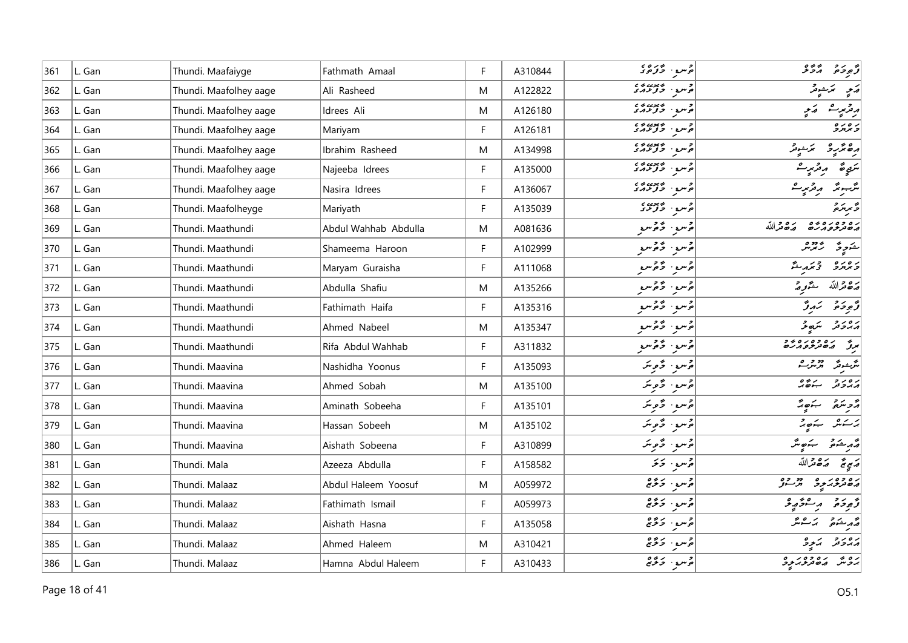| 361 | L. Gan | Thundi. Maafaiyge | Fathmath Amaal | F | A310844 | ތުނޑި، މާފައިގެ | ފާތިމަތު އަމާލް |
|---|---|---|---|---|---|---|---|
| 362 | L. Gan | Thundi. Maafolhey aage | Ali Rasheed | M | A122822 | ތުނޑި، މާފޮޅޭއާގެ | އަލި ރަޝީދު |
| 363 | L. Gan | Thundi. Maafolhey aage | Idrees Ali | M | A126180 | ތުނޑި، މާފޮޅޭއާގެ | އިދްރީސް އަލި |
| 364 | L. Gan | Thundi. Maafolhey aage | Mariyam | F | A126181 | ތުނޑި، މާފޮޅޭއާގެ | މަރިޔަމް |
| 365 | L. Gan | Thundi. Maafolhey aage | Ibrahim Rasheed | M | A134998 | ތުނޑި، މާފޮޅޭއާގެ | އިބްރާހީމް ރަޝީދު |
| 366 | L. Gan | Thundi. Maafolhey aage | Najeeba Idrees | F | A135000 | ތުނޑި، މާފޮޅޭއާގެ | ނަޖީބާ އިދްރީސް |
| 367 | L. Gan | Thundi. Maafolhey aage | Nasira Idrees | F | A136067 | ތުނޑި، މާފޮޅޭއާގެ | ނާސިރާ އިދްރީސް |
| 368 | L. Gan | Thundi. Maafolheyge | Mariyath | F | A135039 | ތުނޑި، މާފޮޅޭގެ | މާރިޔަތު |
| 369 | L. Gan | Thundi. Maathundi | Abdul Wahhab Abdulla | M | A081636 | ތުނޑި، މާތުނޑި | އަބްދުލްވައްހާބް އަބްދުﷲ |
| 370 | L. Gan | Thundi. Maathundi | Shameema Haroon | F | A102999 | ތުނޑި، މާތުނޑި | ޝަމީމާ ހާރޫން |
| 371 | L. Gan | Thundi. Maathundi | Maryam Guraisha | F | A111068 | ތުނޑި، މާތުނޑި | މަރްޔަމް ގުރައިޝާ |
| 372 | L. Gan | Thundi. Maathundi | Abdulla Shafiu | M | A135266 | ތުނޑި، މާތުނޑި | އަބްދުﷲ ޝާފިއު |
| 373 | L. Gan | Thundi. Maathundi | Fathimath Haifa | F | A135316 | ތުނޑި، މާތުނޑި | ފާތިމަތު ހައިފާ |
| 374 | L. Gan | Thundi. Maathundi | Ahmed Nabeel | M | A135347 | ތުނޑި، މާތުނޑި | އަޙްމަދު ނަބީލް |
| 375 | L. Gan | Thundi. Maathundi | Rifa Abdul Wahhab | F | A311832 | ތުނޑި، މާތުނޑި | ރިފާ އަބްދުލްވައްހާބް |
| 376 | L. Gan | Thundi. Maavina | Nashidha Yoonus | F | A135093 | ތުނޑި، މާވިނަ | ނާޝިދާ ޔޫނުސް |
| 377 | L. Gan | Thundi. Maavina | Ahmed Sobah | M | A135100 | ތުނޑި، މާވިނަ | އަޙްމަދު ސަބާޙް |
| 378 | L. Gan | Thundi. Maavina | Aminath Sobeeha | F | A135101 | ތުނޑި، މާވިނަ | އާމިނަތު ސަބީޙާ |
| 379 | L. Gan | Thundi. Maavina | Hassan Sobeeh | M | A135102 | ތުނޑި، މާވިނަ | ޙަސަން ސަބީޙް |
| 380 | L. Gan | Thundi. Maavina | Aishath Sobeena | F | A310899 | ތުނޑި، މާވިނަ | އައިޝަތު ސަބީނާ |
| 381 | L. Gan | Thundi. Mala | Azeeza Abdulla | F | A158582 | ތުނޑި، މަލަ | އަޒީޒާ އަބްދުﷲ |
| 382 | L. Gan | Thundi. Malaaz | Abdul Haleem Yoosuf | M | A059972 | ތުނޑި، މަލާޒް | އަބްދުލްޙަލީމް ޔޫސުފް |
| 383 | L. Gan | Thundi. Malaaz | Fathimath Ismail | F | A059973 | ތުނޑި، މަލާޒް | ފާތިމަތު އިސްމާޢީލް |
| 384 | L. Gan | Thundi. Malaaz | Aishath Hasna | F | A135058 | ތުނޑި، މަލާޒް | އައިޝަތު ހަސްނާ |
| 385 | L. Gan | Thundi. Malaaz | Ahmed Haleem | M | A310421 | ތުނޑި، މަލާޒް | އަޙްމަދު ހަލީމް |
| 386 | L. Gan | Thundi. Malaaz | Hamna Abdul Haleem | F | A310433 | ތުނޑި، މަލާޒް | ހަމްނާ އަބްދުލްހަލީމް |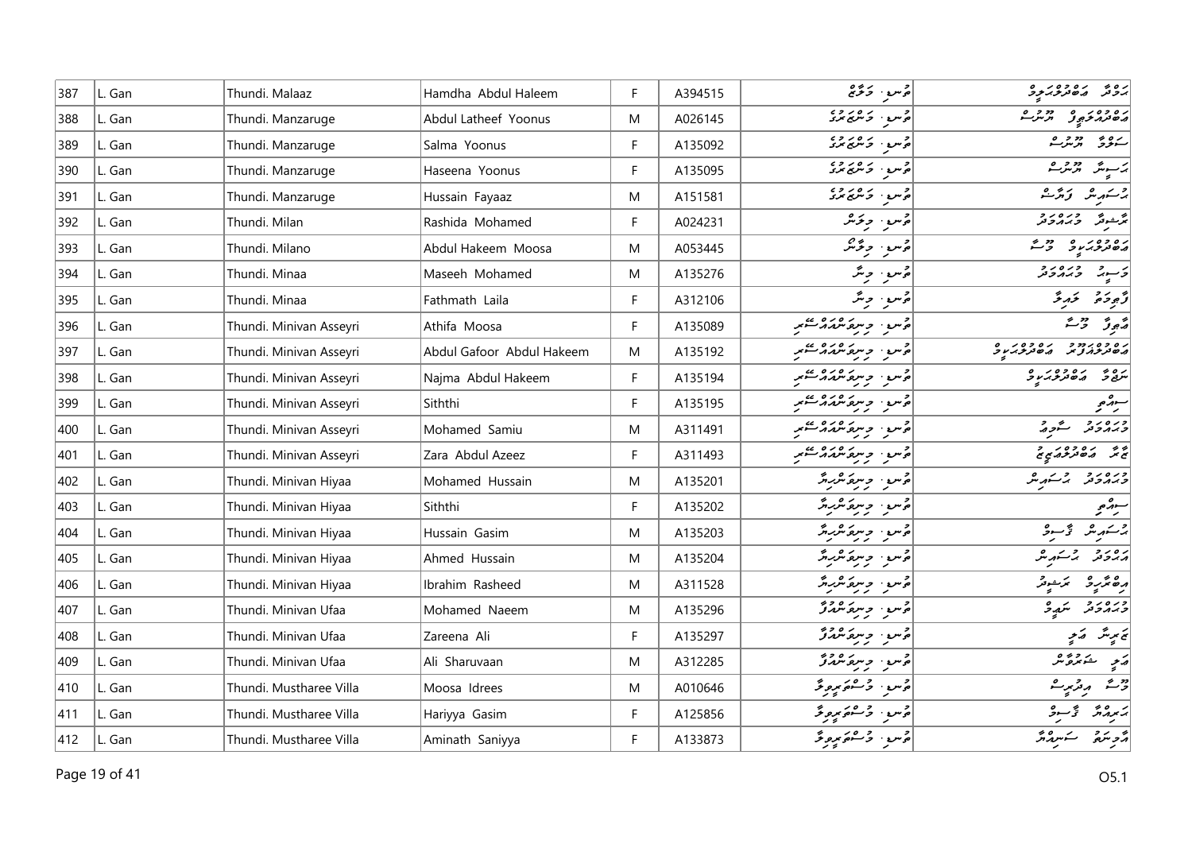| 387 | L. Gan | Thundi. Malaaz | Hamdha Abdul Haleem | F | A394515 | ތުނޑި. މަލާޒް | ހަމްދާ އަބްދުލްހަލީމް |
|---|---|---|---|---|---|---|---|
| 388 | L. Gan | Thundi. Manzaruge | Abdul Latheef Yoonus | M | A026145 | ތުނޑި. މަންޒަރުގެ | އަބްދުއްލަތީފް ޔޫނުސް |
| 389 | L. Gan | Thundi. Manzaruge | Salma Yoonus | F | A135092 | ތުނޑި. މަންޒަރުގެ | ސަލްމާ ޔޫނުސް |
| 390 | L. Gan | Thundi. Manzaruge | Haseena Yoonus | F | A135095 | ތުނޑި. މަންޒަރުގެ | ހަސީނާ ޔޫނުސް |
| 391 | L. Gan | Thundi. Manzaruge | Hussain Fayaaz | M | A151581 | ތުނޑި. މަންޒަރުގެ | ހުސައިން ފައްޔާޒް |
| 392 | L. Gan | Thundi. Milan | Rashida Mohamed | F | A024231 | ތުނޑި. މިލަން | ރާޝިދާ މުހައްމަދު |
| 393 | L. Gan | Thundi. Milano | Abdul Hakeem Moosa | M | A053445 | ތުނޑި. މިލާނޯ | އަބްދުލްހަކީމް މޫސާ |
| 394 | L. Gan | Thundi. Minaa | Maseeh Mohamed | M | A135276 | ތުނޑި. މިނާ | މަސީހު މުހައްމަދު |
| 395 | L. Gan | Thundi. Minaa | Fathmath Laila | F | A312106 | ތުނޑި. މިނާ | ފާތިމަތު ލައިލާ |
| 396 | L. Gan | Thundi. Minivan Asseyri | Athifa Moosa | F | A135089 | ތުނޑި. މިނިވަންއައްސޭރި | އާތިފާ މޫސާ |
| 397 | L. Gan | Thundi. Minivan Asseyri | Abdul Gafoor Abdul Hakeem | M | A135192 | ތުނޑި. މިނިވަންއައްސޭރި | އަބްދުލްޣަފޫރު އަބްދުލްހަކީމް |
| 398 | L. Gan | Thundi. Minivan Asseyri | Najma Abdul Hakeem | F | A135194 | ތުނޑި. މިނިވަންއައްސޭރި | ނަޖްމާ އަބްދުލްހަކީމް |
| 399 | L. Gan | Thundi. Minivan Asseyri | Siththi | F | A135195 | ތުނޑި. މިނިވަންއައްސޭރި | ސިއްތި |
| 400 | L. Gan | Thundi. Minivan Asseyri | Mohamed Samiu | M | A311491 | ތުނޑި. މިނިވަންއައްސޭރި | މުހައްމަދު ސާމިއު |
| 401 | L. Gan | Thundi. Minivan Asseyri | Zara Abdul Azeez | F | A311493 | ތުނޑި. މިނިވަންއައްސޭރި | ޒާރާ އަބްދުލްއަޒީޒް |
| 402 | L. Gan | Thundi. Minivan Hiyaa | Mohamed Hussain | M | A135201 | ތުނޑި. މިނިވަންހިޔާ | މުހައްމަދު ހުސައިން |
| 403 | L. Gan | Thundi. Minivan Hiyaa | Siththi | F | A135202 | ތުނޑި. މިނިވަންހިޔާ | ސިއްތި |
| 404 | L. Gan | Thundi. Minivan Hiyaa | Hussain Gasim | M | A135203 | ތުނޑި. މިނިވަންހިޔާ | ހުސައިން ޤާސިމް |
| 405 | L. Gan | Thundi. Minivan Hiyaa | Ahmed Hussain | M | A135204 | ތުނޑި. މިނިވަންހިޔާ | އަހުމަދު ހުސައިން |
| 406 | L. Gan | Thundi. Minivan Hiyaa | Ibrahim Rasheed | M | A311528 | ތުނޑި. މިނިވަންހިޔާ | އިބްރާހިމް ރަޝީދު |
| 407 | L. Gan | Thundi. Minivan Ufaa | Mohamed Naeem | M | A135296 | ތުނޑި. މިނިވަންއުފާ | މުހައްމަދު ނަޢީމް |
| 408 | L. Gan | Thundi. Minivan Ufaa | Zareena Ali | F | A135297 | ތުނޑި. މިނިވަންއުފާ | ޒަރީނާ އަލި |
| 409 | L. Gan | Thundi. Minivan Ufaa | Ali Sharuvaan | M | A312285 | ތުނޑި. މިނިވަންއުފާ | އަލި ޝަރުވާން |
| 410 | L. Gan | Thundi. Mustharee Villa | Moosa Idrees | M | A010646 | ތުނޑި. މުސްތަރީވިލާ | މޫސާ އިދްރީސް |
| 411 | L. Gan | Thundi. Mustharee Villa | Hariyya Gasim | F | A125856 | ތުނޑި. މުސްތަރީވިލާ | ހަރިއްޔާ ޤާސިމް |
| 412 | L. Gan | Thundi. Mustharee Villa | Aminath Saniyya | F | A133873 | ތުނޑި. މުސްތަރީވިލާ | އާމިނަތު ސަނިއްޔާ |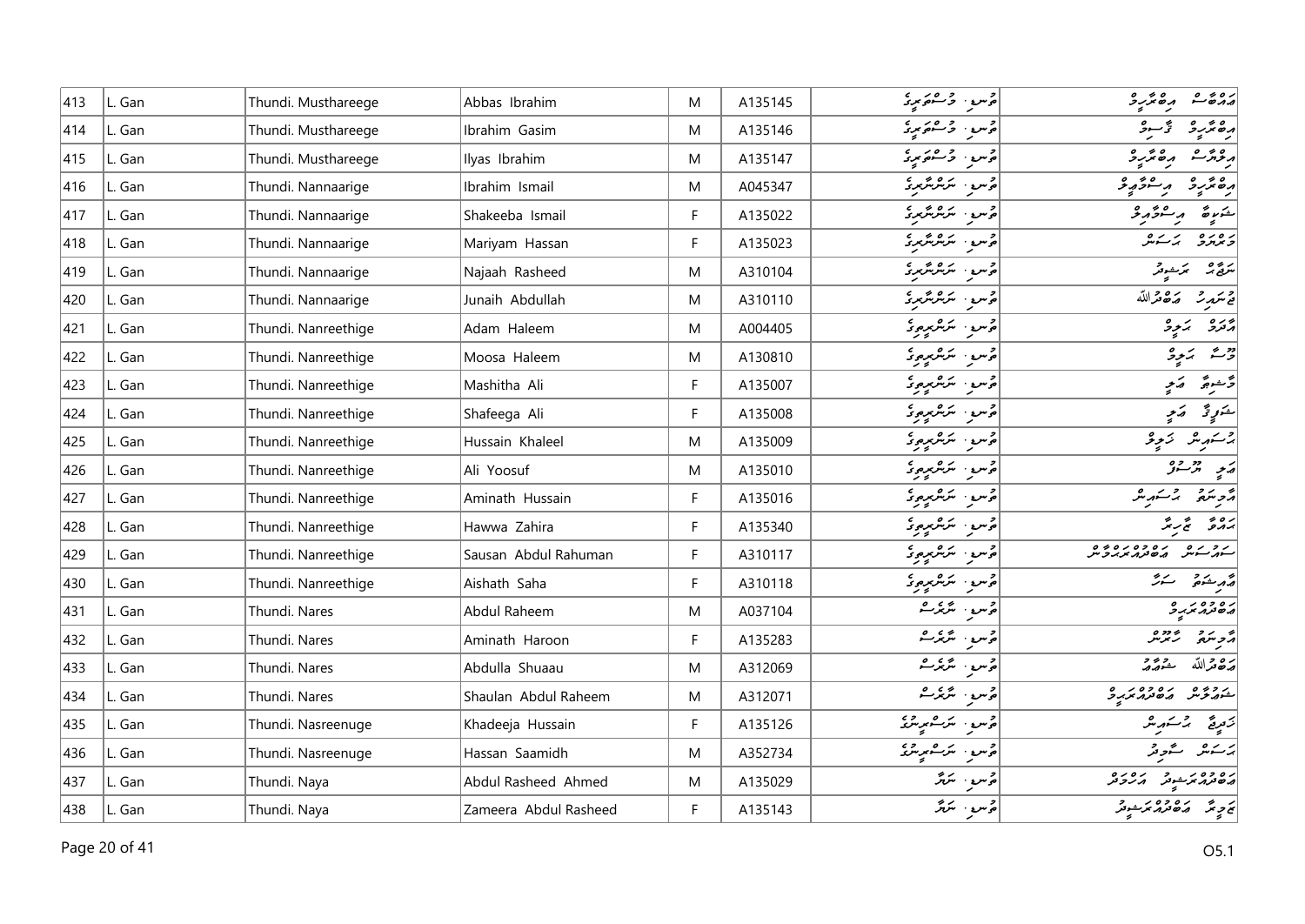| 413 | L. Gan | Thundi. Musthareege | Abbas Ibrahim | M | A135145 | ތުނޑި. މުސްތަރީގެ | އައްބާސް އިބްރާހީމް |
|---|---|---|---|---|---|---|---|
| 414 | L. Gan | Thundi. Musthareege | Ibrahim Gasim | M | A135146 | ތުނޑި. މުސްތަރީގެ | އިބްރާހީމް ގާސިމް |
| 415 | L. Gan | Thundi. Musthareege | Ilyas Ibrahim | M | A135147 | ތުނޑި. މުސްތަރީގެ | އިލްޔާސް އިބްރާހީމް |
| 416 | L. Gan | Thundi. Nannaarige | Ibrahim Ismail | M | A045347 | ތުނޑި. ނަންނާރިގެ | އިބްރާހީމް އިސްމާއީލް |
| 417 | L. Gan | Thundi. Nannaarige | Shakeeba Ismail | F | A135022 | ތުނޑި. ނަންނާރިގެ | ޝަކީބާ އިސްމާއީލް |
| 418 | L. Gan | Thundi. Nannaarige | Mariyam Hassan | F | A135023 | ތުނޑި. ނަންނާރިގެ | މަރިޔަމް ހަސަން |
| 419 | L. Gan | Thundi. Nannaarige | Najaah Rasheed | M | A310104 | ތުނޑި. ނަންނާރިގެ | ނަޖާހް ރަޝީދު |
| 420 | L. Gan | Thundi. Nannaarige | Junaih Abdullah | M | A310110 | ތުނޑި. ނަންނާރިގެ | ޖުނައިހް އަބްދުﷲ |
| 421 | L. Gan | Thundi. Nanreethige | Adam Haleem | M | A004405 | ތުނޑި. ނަންރީތިގެ | އާދަމް ހަލީމް |
| 422 | L. Gan | Thundi. Nanreethige | Moosa Haleem | M | A130810 | ތުނޑި. ނަންރީތިގެ | މޫސާ ހަލީމް |
| 423 | L. Gan | Thundi. Nanreethige | Mashitha Ali | F | A135007 | ތުނޑި. ނަންރީތިގެ | މާޝިތާ ޢަލީ |
| 424 | L. Gan | Thundi. Nanreethige | Shafeega Ali | F | A135008 | ތުނޑި. ނަންރީތިގެ | ޝަފީގާ ޢަލީ |
| 425 | L. Gan | Thundi. Nanreethige | Hussain Khaleel | M | A135009 | ތުނޑި. ނަންރީތިގެ | ހުސައިން ޚަލީލް |
| 426 | L. Gan | Thundi. Nanreethige | Ali Yoosuf | M | A135010 | ތުނޑި. ނަންރީތިގެ | ޢަލީ ޔޫސުފް |
| 427 | L. Gan | Thundi. Nanreethige | Aminath Hussain | F | A135016 | ތުނޑި. ނަންރީތިގެ | އާމިނަތު ހުސައިން |
| 428 | L. Gan | Thundi. Nanreethige | Hawwa Zahira | F | A135340 | ތުނޑި. ނަންރީތިގެ | ހައްވާ ޒާހިރާ |
| 429 | L. Gan | Thundi. Nanreethige | Sausan Abdul Rahuman | F | A310117 | ތުނޑި. ނަންރީތިގެ | ސައުސަން އަބްދުއްރަޙްމާން |
| 430 | L. Gan | Thundi. Nanreethige | Aishath Saha | F | A310118 | ތުނޑި. ނަންރީތިގެ | އާއިޝަތު ސަހާ |
| 431 | L. Gan | Thundi. Nares | Abdul Raheem | M | A037104 | ތުނޑި. ނާރެސް | އަބްދުއްރަޙީމް |
| 432 | L. Gan | Thundi. Nares | Aminath Haroon | F | A135283 | ތުނޑި. ނާރެސް | އާމިނަތުހާރޫން |
| 433 | L. Gan | Thundi. Nares | Abdulla Shuaau | M | A312069 | ތުނޑި. ނާރެސް | އަބްދުﷲ ޝުޢާއު |
| 434 | L. Gan | Thundi. Nares | Shaulan Abdul Raheem | M | A312071 | ތުނޑި. ނާރެސް | ޝައުލާން އަބްދުއްރަޙީމް |
| 435 | L. Gan | Thundi. Nasreenuge | Khadeeja Hussain | F | A135126 | ތުނޑި. ނަސްރީނުގެ | ޚަދީޖާ ހުސައިން |
| 436 | L. Gan | Thundi. Nasreenuge | Hassan Saamidh | M | A352734 | ތުނޑި. ނަސްރީނުގެ | ހަސަން ސާމިދު |
| 437 | L. Gan | Thundi. Naya | Abdul Rasheed Ahmed | M | A135029 | ތުނޑި. ނަޔާ | އަބްދުއްރަޝީދު އަޙްމަދު |
| 438 | L. Gan | Thundi. Naya | Zameera Abdul Rasheed | F | A135143 | ތުނޑި. ނަޔާ | ޒަމީރާ އަބްދުއްރަޝީދު |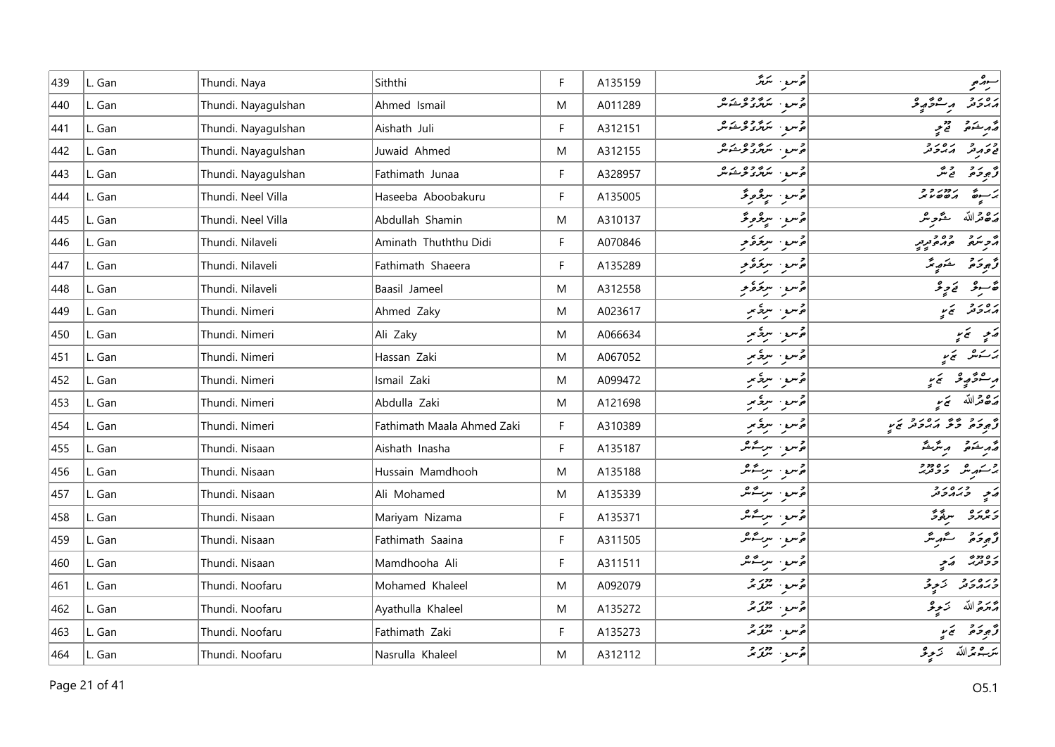| 439 | L. Gan | Thundi. Naya | Siththi | F | A135159 | ތުނޑި. ނަޔާ | ސިއްތި |
|---|---|---|---|---|---|---|---|
| 440 | L. Gan | Thundi. Nayagulshan | Ahmed Ismail | M | A011289 | ތުނޑި. ނަޔާގުލްޝަން | އަހްމަދު އިސްމާޢީލް |
| 441 | L. Gan | Thundi. Nayagulshan | Aishath Juli | F | A312151 | ތުނޑި. ނަޔާގުލްޝަން | އާއިޝަތު ޖުލީ |
| 442 | L. Gan | Thundi. Nayagulshan | Juwaid Ahmed | M | A312155 | ތުނޑި. ނަޔާގުލްޝަން | ޖުވައިދު އަހްމަދު |
| 443 | L. Gan | Thundi. Nayagulshan | Fathimath Junaa | F | A328957 | ތުނޑި. ނަޔާގުލްޝަން | ފާތިމަތު ޖުނާ |
| 444 | L. Gan | Thundi. Neel Villa | Haseeba Aboobakuru | F | A135005 | ތުނޑި. ނީލްވިލާ | ހަސީބާ އަބޫބަކުރު |
| 445 | L. Gan | Thundi. Neel Villa | Abdullah Shamin | M | A310137 | ތުނޑި. ނީލްވިލާ | އަބްދުﷲ ޝާމިން |
| 446 | L. Gan | Thundi. Nilaveli | Aminath Thuththu Didi | F | A070846 | ތުނޑި. ނިލަވެލި | އާމިނަތު ތުއްތުދީދީ |
| 447 | L. Gan | Thundi. Nilaveli | Fathimath Shaeera | F | A135289 | ތުނޑި. ނިލަވެލި | ފާތިމަތު ޝައީރާ |
| 448 | L. Gan | Thundi. Nilaveli | Baasil Jameel | M | A312558 | ތުނޑި. ނިލަވެލި | ބާސިލް ޖަމީލް |
| 449 | L. Gan | Thundi. Nimeri | Ahmed Zaky | M | A023617 | ތުނޑި. ނިމެރި | އަހްމަދު ޒަކީ |
| 450 | L. Gan | Thundi. Nimeri | Ali Zaky | M | A066634 | ތުނޑި. ނިމެރި | އަލި ޒަކީ |
| 451 | L. Gan | Thundi. Nimeri | Hassan Zaki | M | A067052 | ތުނޑި. ނިމެރި | ހަސަން ޒަކީ |
| 452 | L. Gan | Thundi. Nimeri | Ismail Zaki | M | A099472 | ތުނޑި. ނިމެރި | އިސްމާޢިލް ޒަކީ |
| 453 | L. Gan | Thundi. Nimeri | Abdulla Zaki | M | A121698 | ތުނޑި. ނިމެރި | އަބްދުﷲ ޒަކީ |
| 454 | L. Gan | Thundi. Nimeri | Fathimath Maala Ahmed Zaki | F | A310389 | ތުނޑި. ނިމެރި | ފާތިމަތު މާލާ އަހްމަދު ޒަކީ |
| 455 | L. Gan | Thundi. Nisaan | Aishath Inasha | F | A135187 | ތުނޑި. ނިސާން | އާއިޝަތު އިނާޝާ |
| 456 | L. Gan | Thundi. Nisaan | Hussain Mamdhooh | M | A135188 | ތުނޑި. ނިސާން | ހުސައިން މަމްދޫހު |
| 457 | L. Gan | Thundi. Nisaan | Ali Mohamed | M | A135339 | ތުނޑި. ނިސާން | އަލި މުޙައްމަދު |
| 458 | L. Gan | Thundi. Nisaan | Mariyam Nizama | F | A135371 | ތުނޑި. ނިސާން | މަރިޔަމް ނިޒާމާ |
| 459 | L. Gan | Thundi. Nisaan | Fathimath Saaina | F | A311505 | ތުނޑި. ނިސާން | ފާތިމަތު ސާއިނާ |
| 460 | L. Gan | Thundi. Nisaan | Mamdhooha Ali | F | A311511 | ތުނޑި. ނިސާން | މަމްދޫހާ އަލި |
| 461 | L. Gan | Thundi. Noofaru | Mohamed Khaleel | M | A092079 | ތުނޑި. ނޫފަރު | މުޙައްމަދު ޚަލީލް |
| 462 | L. Gan | Thundi. Noofaru | Ayathulla Khaleel | M | A135272 | ތުނޑި. ނޫފަރު | އާޔަތުﷲ ޚަލީލް |
| 463 | L. Gan | Thundi. Noofaru | Fathimath Zaki | F | A135273 | ތުނޑި. ނޫފަރު | ފާތިމަތު ޒަކީ |
| 464 | L. Gan | Thundi. Noofaru | Nasrulla Khaleel | M | A312112 | ތުނޑި. ނޫފަރު | ނަސްރުﷲ ޚަލީލް |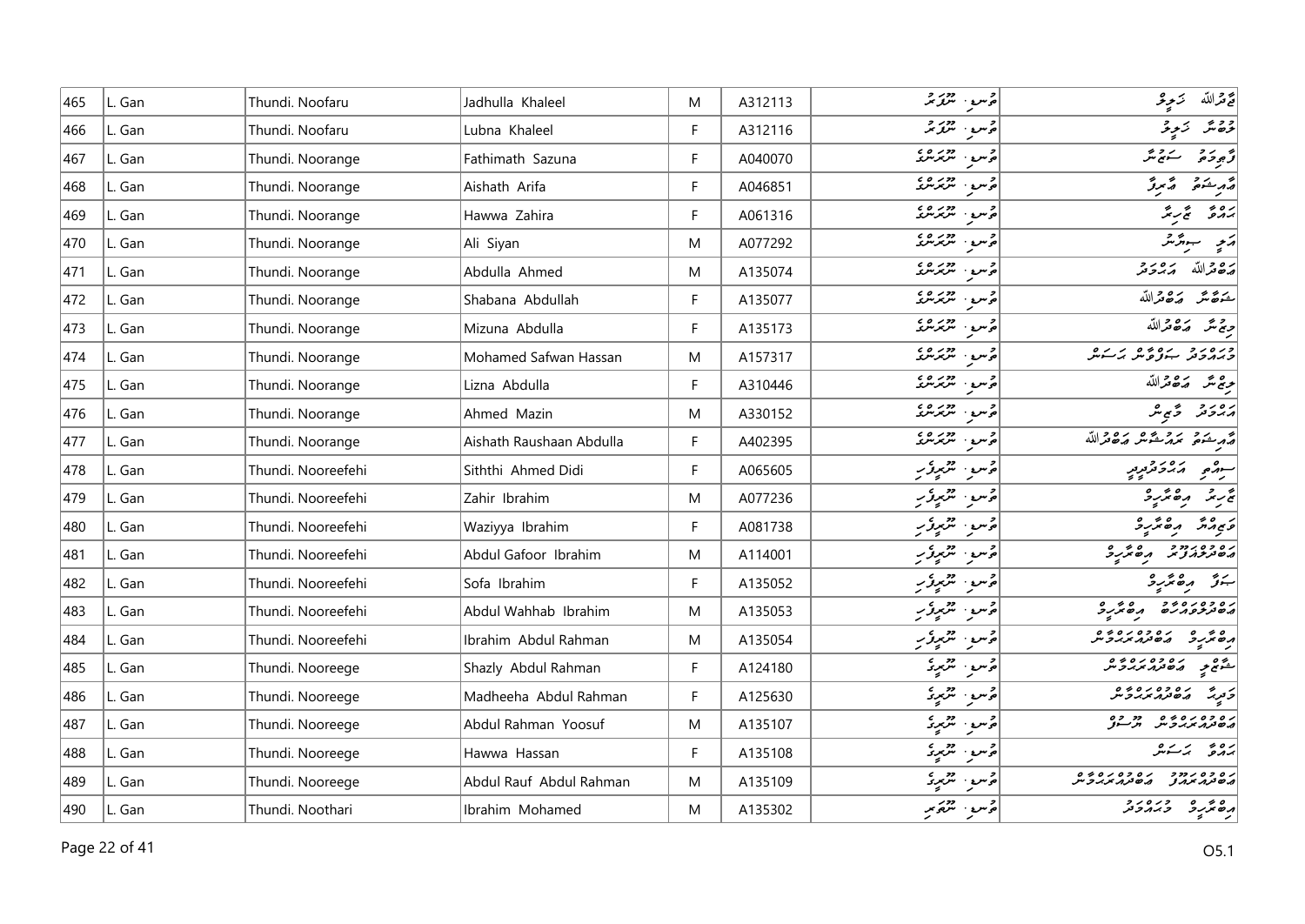| 465 | L. Gan | Thundi. Noofaru | Jadhulla Khaleel | M | A312113 | ތުނޑި، ނޫފަރު | ޖަދުﷲ ޚަލީލް |
|---|---|---|---|---|---|---|---|
| 466 | L. Gan | Thundi. Noofaru | Lubna Khaleel | F | A312116 | ތުނޑި، ނޫފަރު | ލުބްނާ ޚަލީލް |
| 467 | L. Gan | Thundi. Noorange | Fathimath Sazuna | F | A040070 | ތުނޑި، ނޫރަންގެ | ފާތިމަތު ސަޒުނާ |
| 468 | L. Gan | Thundi. Noorange | Aishath Arifa | F | A046851 | ތުނޑި، ނޫރަންގެ | އައިށަތު އާރިފާ |
| 469 | L. Gan | Thundi. Noorange | Hawwa Zahira | F | A061316 | ތުނޑި، ނޫރަންގެ | ހައްވާ ޒާހިރާ |
| 470 | L. Gan | Thundi. Noorange | Ali Siyan | M | A077292 | ތުނޑި، ނޫރަންގެ | އަލި ސިޔާން |
| 471 | L. Gan | Thundi. Noorange | Abdulla Ahmed | M | A135074 | ތުނޑި، ނޫރަންގެ | އަބްދުﷲ އަޙްމަދު |
| 472 | L. Gan | Thundi. Noorange | Shabana Abdullah | F | A135077 | ތުނޑި، ނޫރަންގެ | ޝަބާނާ އަބްދުﷲ |
| 473 | L. Gan | Thundi. Noorange | Mizuna Abdulla | F | A135173 | ތުނޑި، ނޫރަންގެ | މިޒުނާ އަބްދުﷲ |
| 474 | L. Gan | Thundi. Noorange | Mohamed Safwan Hassan | M | A157317 | ތުނޑި، ނޫރަންގެ | މުޙައްމަދު ސަފްވާން ޙަސަން |
| 475 | L. Gan | Thundi. Noorange | Lizna Abdulla | F | A310446 | ތުނޑި، ނޫރަންގެ | ލިޒްނާ އަބްދުﷲ |
| 476 | L. Gan | Thundi. Noorange | Ahmed Mazin | M | A330152 | ތުނޑި، ނޫރަންގެ | އަޙްމަދު މާޒިން |
| 477 | L. Gan | Thundi. Noorange | Aishath Raushaan Abdulla | F | A402395 | ތުނޑި، ނޫރަންގެ | އައިށަތު ރައުޝާން އަބްދުﷲ |
| 478 | L. Gan | Thundi. Nooreefehi | Siththi Ahmed Didi | F | A065605 | ތުނޑި، ނޫރީފެހި | ސިއްތި އަޙްމަދުދީދީ |
| 479 | L. Gan | Thundi. Nooreefehi | Zahir Ibrahim | M | A077236 | ތުނޑި، ނޫރީފެހި | ޒާހިރު އިބްރާހިމް |
| 480 | L. Gan | Thundi. Nooreefehi | Waziyya Ibrahim | F | A081738 | ތުނޑި، ނޫރީފެހި | ވަޒިއްޔާ އިބްރާހިމް |
| 481 | L. Gan | Thundi. Nooreefehi | Abdul Gafoor Ibrahim | M | A114001 | ތުނޑި، ނޫރީފެހި | އަބްދުލްޣަފޫރު އިބްރާހިމް |
| 482 | L. Gan | Thundi. Nooreefehi | Sofa Ibrahim | F | A135052 | ތުނޑި، ނޫރީފެހި | ސަފާ އިބްރާހިމް |
| 483 | L. Gan | Thundi. Nooreefehi | Abdul Wahhab Ibrahim | M | A135053 | ތުނޑި، ނޫރީފެހި | އަބްދުލްވައްހާބު އިބްރާހިމް |
| 484 | L. Gan | Thundi. Nooreefehi | Ibrahim Abdul Rahman | M | A135054 | ތުނޑި، ނޫރީފެހި | އިބްރާހިމް އަބްދުއްރަޙްމާން |
| 485 | L. Gan | Thundi. Nooreege | Shazly Abdul Rahman | F | A124180 | ތުނޑި، ނޫރީގެ | ޝާޒްލީ އަބްދުއްރަޙްމާން |
| 486 | L. Gan | Thundi. Nooreege | Madheeha Abdul Rahman | F | A125630 | ތުނޑި، ނޫރީގެ | މަދީޙާ އަބްދުއްރަޙްމާން |
| 487 | L. Gan | Thundi. Nooreege | Abdul Rahman Yoosuf | M | A135107 | ތުނޑި، ނޫރީގެ | އަބްދުއްރަޙްމާން ޔޫސުފު |
| 488 | L. Gan | Thundi. Nooreege | Hawwa Hassan | F | A135108 | ތުނޑި، ނޫރީގެ | ހައްވާ ޙަސަން |
| 489 | L. Gan | Thundi. Nooreege | Abdul Rauf Abdul Rahman | M | A135109 | ތުނޑި، ނޫރީގެ | އަބްދުއްރައުފު އަބްދުއްރަޙްމާން |
| 490 | L. Gan | Thundi. Noothari | Ibrahim Mohamed | M | A135302 | ތުނޑި، ނޫތަރި | އިބްރާހިމް މުޙައްމަދު |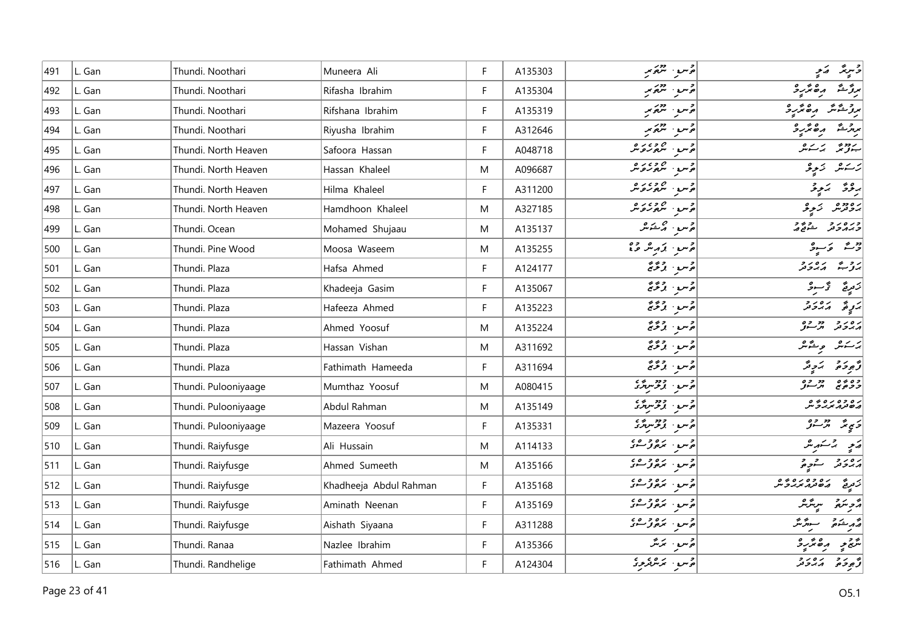| 491 | L. Gan | Thundi. Noothari | Muneera Ali | F | A135303 | ތުންޑި. ނޫތަރި | މުނީރާ ޢަލީ |
|---|---|---|---|---|---|---|---|
| 492 | L. Gan | Thundi. Noothari | Rifasha Ibrahim | F | A135304 | ތުންޑި. ނޫތަރި | ރިފާޝާ އިބްރާހީމް |
| 493 | L. Gan | Thundi. Noothari | Rifshana Ibrahim | F | A135319 | ތުންޑި. ނޫތަރި | ރިފްޝާނާ އިބްރާހީމް |
| 494 | L. Gan | Thundi. Noothari | Riyusha Ibrahim | F | A312646 | ތުންޑި. ނޫތަރި | ރިޔުޝާ އިބްރާހީމް |
| 495 | L. Gan | Thundi. North Heaven | Safoora Hassan | F | A048718 | ތުންޑި. ނޯތްހެވަން | ސަފޫރާ ހަސަން |
| 496 | L. Gan | Thundi. North Heaven | Hassan Khaleel | M | A096687 | ތުންޑި. ނޯތްހެވަން | ހަސަން ޚަލީލް |
| 497 | L. Gan | Thundi. North Heaven | Hilma Khaleel | F | A311200 | ތުންޑި. ނޯތްހެވަން | ހިލްމާ ޚަލީލް |
| 498 | L. Gan | Thundi. North Heaven | Hamdhoon Khaleel | M | A327185 | ތުންޑި. ނޯތްހެވަން | ހަމްދޫން ޚަލީލް |
| 499 | L. Gan | Thundi. Ocean | Mohamed Shujaau | M | A135137 | ތުންޑި. އޯޝަން | މުހައްމަދު ޝުޖާޢު |
| 500 | L. Gan | Thundi. Pine Wood | Moosa Waseem | M | A135255 | ތުންޑި. ޕައިން ވުޑް | މޫސާ ވަސީމް |
| 501 | L. Gan | Thundi. Plaza | Hafsa Ahmed | F | A124177 | ތުންޑި. ޕްލާޒާ | ހަފްޞާ އަހްމަދު |
| 502 | L. Gan | Thundi. Plaza | Khadeeja Gasim | F | A135067 | ތުންޑި. ޕްލާޒާ | ޚަދީޖާ ޤާސިމް |
| 503 | L. Gan | Thundi. Plaza | Hafeeza Ahmed | F | A135223 | ތުންޑި. ޕްލާޒާ | ހަފީޒާ އަހްމަދު |
| 504 | L. Gan | Thundi. Plaza | Ahmed Yoosuf | M | A135224 | ތުންޑި. ޕްލާޒާ | އަހްމަދު ޔޫސުފް |
| 505 | L. Gan | Thundi. Plaza | Hassan Vishan | M | A311692 | ތުންޑި. ޕްލާޒާ | ހަސަން ވިޝާން |
| 506 | L. Gan | Thundi. Plaza | Fathimath Hameeda | F | A311694 | ތުންޑި. ޕްލާޒާ | ފާތިމަތު ހަމީދާ |
| 507 | L. Gan | Thundi. Pulooniyaage | Mumthaz Yoosuf | M | A080415 | ތުންޑި. ޕުލޫނިޔާގެ | މުމްތާޒު ޔޫސުފް |
| 508 | L. Gan | Thundi. Pulooniyaage | Abdul Rahman | M | A135149 | ތުންޑި. ޕުލޫނިޔާގެ | އަބްދުއްރަޙްމާން |
| 509 | L. Gan | Thundi. Pulooniyaage | Mazeera Yoosuf | F | A135331 | ތުންޑި. ޕުލޫނިޔާގެ | މަޒީރާ ޔޫސުފް |
| 510 | L. Gan | Thundi. Raiyfusge | Ali Hussain | M | A114133 | ތުންޑި. ރައްފުސްގެ | ޢަލީ ހުސައިން |
| 511 | L. Gan | Thundi. Raiyfusge | Ahmed Sumeeth | M | A135166 | ތުންޑި. ރައްފުސްގެ | އަހްމަދު ސުމީތު |
| 512 | L. Gan | Thundi. Raiyfusge | Khadheeja Abdul Rahman | F | A135168 | ތުންޑި. ރައްފުސްގެ | ޚަދީޖާ އަބްދުއްރަޙްމާން |
| 513 | L. Gan | Thundi. Raiyfusge | Aminath Neenan | F | A135169 | ތުންޑި. ރައްފުސްގެ | އާމިނަތު ނީނާން |
| 514 | L. Gan | Thundi. Raiyfusge | Aishath Siyaana | F | A311288 | ތުންޑި. ރައްފުސްގެ | އާއިޝަތު ސިޔާނާ |
| 515 | L. Gan | Thundi. Ranaa | Nazlee Ibrahim | F | A135366 | ތުންޑި. ރަނާ | ނޒްލީ އިބްރާހީމް |
| 516 | L. Gan | Thundi. Randhelige | Fathimath Ahmed | F | A124304 | ތުންޑި. ރަންދެލިގެ | ފާތިމަތު އަހްމަދު |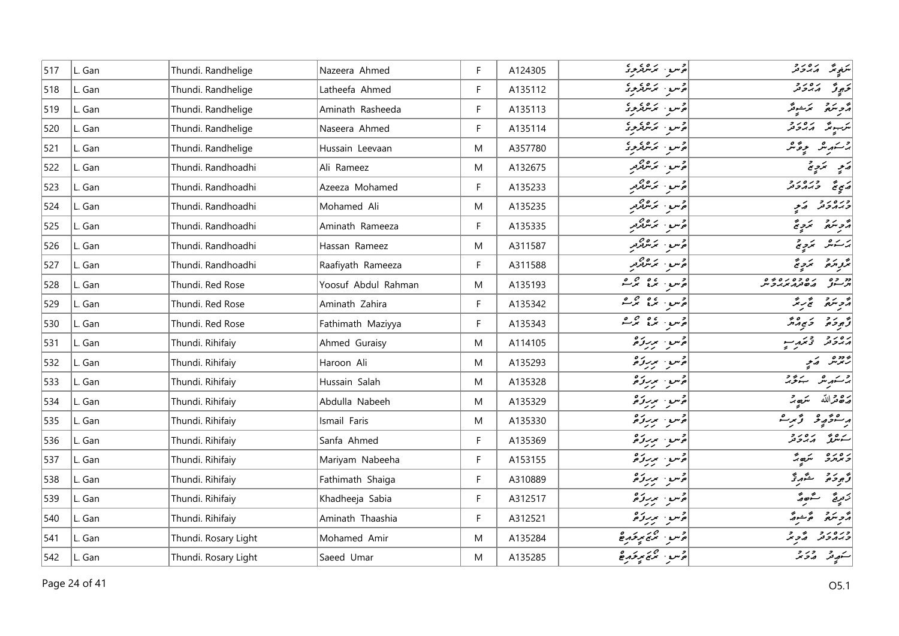| 517 | L. Gan | Thundi. Randhelige | Nazeera Ahmed | F | A124305 | ތުނޑި. ރަންދެލިގެ | ނަޒީރާ އަޙްމަދު |
|---|---|---|---|---|---|---|---|
| 518 | L. Gan | Thundi. Randhelige | Latheefa Ahmed | F | A135112 | ތުނޑި. ރަންދެލިގެ | ލަޠީފާ އަޙްމަދު |
| 519 | L. Gan | Thundi. Randhelige | Aminath Rasheeda | F | A135113 | ތުނޑި. ރަންދެލިގެ | އާމިނަތު ރަޝީދާ |
| 520 | L. Gan | Thundi. Randhelige | Naseera Ahmed | F | A135114 | ތުނޑި. ރަންދެލިގެ | ނަސީރާ އަޙްމަދު |
| 521 | L. Gan | Thundi. Randhelige | Hussain Leevaan | M | A357780 | ތުނޑި. ރަންދެލިގެ | ޙުސައިން ލީވާން |
| 522 | L. Gan | Thundi. Randhoadhi | Ali Rameez | M | A132675 | ތުނޑި. ރަންދޯދި | އަލި ރަމީޒު |
| 523 | L. Gan | Thundi. Randhoadhi | Azeeza Mohamed | F | A135233 | ތުނޑި. ރަންދޯދި | އަޒީޒާ މުޙައްމަދު |
| 524 | L. Gan | Thundi. Randhoadhi | Mohamed Ali | M | A135235 | ތުނޑި. ރަންދޯދި | މުޙައްމަދު އަލި |
| 525 | L. Gan | Thundi. Randhoadhi | Aminath Rameeza | F | A135335 | ތުނޑި. ރަންދޯދި | އާމިނަތު ރަމީޒާ |
| 526 | L. Gan | Thundi. Randhoadhi | Hassan Rameez | M | A311587 | ތުނޑި. ރަންދޯދި | ޙަސަން ރަމީޒު |
| 527 | L. Gan | Thundi. Randhoadhi | Raafiyath Rameeza | F | A311588 | ތުނޑި. ރަންދޯދި | ރާފިޔަތު ރަމީޒާ |
| 528 | L. Gan | Thundi. Red Rose | Yoosuf Abdul Rahman | M | A135193 | ތުނޑި. ރެޑް ރޯސް | ޔޫސުފް އަބްދުއްރަޙްމާން |
| 529 | L. Gan | Thundi. Red Rose | Aminath Zahira | F | A135342 | ތުނޑި. ރެޑް ރޯސް | އާމިނަތު ޒާހިރާ |
| 530 | L. Gan | Thundi. Red Rose | Fathimath Maziyya | F | A135343 | ތުނޑި. ރެޑް ރޯސް | ފާތިމަތު މަޒިއްޔާ |
| 531 | L. Gan | Thundi. Rihifaiy | Ahmed Guraisy | M | A114105 | ތުނޑި. ރިހިފައި | އަޙްމަދު ގުރައިސީ |
| 532 | L. Gan | Thundi. Rihifaiy | Haroon Ali | M | A135293 | ތުނޑި. ރިހިފައި | ހާރޫން އަލި |
| 533 | L. Gan | Thundi. Rihifaiy | Hussain Salah | M | A135328 | ތުނޑި. ރިހިފައި | ޙުސައިން ސަލާޙު |
| 534 | L. Gan | Thundi. Rihifaiy | Abdulla Nabeeh | M | A135329 | ތުނޑި. ރިހިފައި | އަބްދުﷲ ނަބީހު |
| 535 | L. Gan | Thundi. Rihifaiy | Ismail Faris | M | A135330 | ތުނޑި. ރިހިފައި | އިސްމާއީލް ފާރިސް |
| 536 | L. Gan | Thundi. Rihifaiy | Sanfa Ahmed | F | A135369 | ތުނޑި. ރިހިފައި | ސަންފާ އަޙްމަދު |
| 537 | L. Gan | Thundi. Rihifaiy | Mariyam Nabeeha | F | A153155 | ތުނޑި. ރިހިފައި | މަރިޔަމް ނަބީހާ |
| 538 | L. Gan | Thundi. Rihifaiy | Fathimath Shaiga | F | A310889 | ތުނޑި. ރިހިފައި | ފާތިމަތު ޝާއިގާ |
| 539 | L. Gan | Thundi. Rihifaiy | Khadheeja Sabia | F | A312517 | ތުނޑި. ރިހިފައި | ޚަދީޖާ ސާބިޢާ |
| 540 | L. Gan | Thundi. Rihifaiy | Aminath Thaashia | F | A312521 | ތުނޑި. ރިހިފައި | އާމިނަތު ތާޝިޔާ |
| 541 | L. Gan | Thundi. Rosary Light | Mohamed Amir | M | A135284 | ތުނޑި. ރޯޒަރީލައިޓް | މުޙައްމަދު އާމިރު |
| 542 | L. Gan | Thundi. Rosary Light | Saeed Umar | M | A135285 | ތުނޑި. ރޯޒަރީލައިޓް | ސަޢީދު އުމަރު |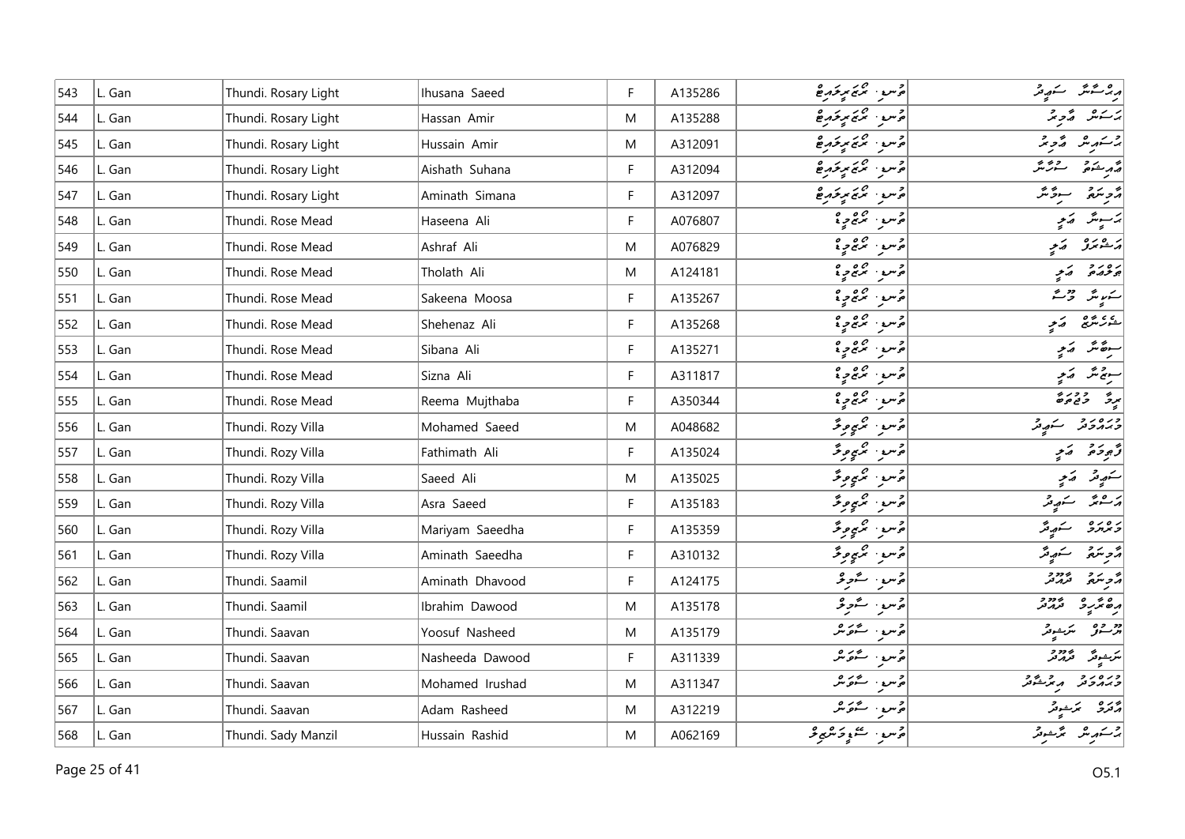| 543 | L. Gan | Thundi. Rosary Light | Ihusana Saeed | F | A135286 | ތުނޑި. ރޯޒަރީލައިޓް | އިހުސާނާ ސައީދު |
|---|---|---|---|---|---|---|---|
| 544 | L. Gan | Thundi. Rosary Light | Hassan Amir | M | A135288 | ތުނޑި. ރޯޒަރީލައިޓް | ހަސަން އާމިރު |
| 545 | L. Gan | Thundi. Rosary Light | Hussain Amir | M | A312091 | ތުނޑި. ރޯޒަރީލައިޓް | ހުސައިން އާމިރު |
| 546 | L. Gan | Thundi. Rosary Light | Aishath Suhana | F | A312094 | ތުނޑި. ރޯޒަރީލައިޓް | އައިޝަތު ސުހާނާ |
| 547 | L. Gan | Thundi. Rosary Light | Aminath Simana | F | A312097 | ތުނޑި. ރޯޒަރީލައިޓް | އާމިނަތު ސިމާނާ |
| 548 | L. Gan | Thundi. Rose Mead | Haseena Ali | F | A076807 | ތުނޑި. ރޯޒްމީޑް | ހަސީނާ އަލި |
| 549 | L. Gan | Thundi. Rose Mead | Ashraf Ali | M | A076829 | ތުނޑި. ރޯޒްމީޑް | އަޝްރަފް އަލި |
| 550 | L. Gan | Thundi. Rose Mead | Tholath Ali | M | A124181 | ތުނޑި. ރޯޒްމީޑް | ޠަލްޢަތު އަލި |
| 551 | L. Gan | Thundi. Rose Mead | Sakeena Moosa | F | A135267 | ތުނޑި. ރޯޒްމީޑް | ސަކީނާ މޫސާ |
| 552 | L. Gan | Thundi. Rose Mead | Shehenaz Ali | F | A135268 | ތުނޑި. ރޯޒްމީޑް | ޝެހެނާޒް އަލި |
| 553 | L. Gan | Thundi. Rose Mead | Sibana Ali | F | A135271 | ތުނޑި. ރޯޒްމީޑް | ސިބާނާ އަލި |
| 554 | L. Gan | Thundi. Rose Mead | Sizna Ali | F | A311817 | ތުނޑި. ރޯޒްމީޑް | ސިޒްނާ އަލި |
| 555 | L. Gan | Thundi. Rose Mead | Reema Mujthaba | F | A350344 | ތުނޑި. ރޯޒްމީޑް | ރީމާ މުޖްތަބާ |
| 556 | L. Gan | Thundi. Rozy Villa | Mohamed Saeed | M | A048682 | ތުނޑި. ރޯޒީވިލާ | މުހައްމަދު ސައީދު |
| 557 | L. Gan | Thundi. Rozy Villa | Fathimath Ali | F | A135024 | ތުނޑި. ރޯޒީވިލާ | ފާތިމަތު އަލި |
| 558 | L. Gan | Thundi. Rozy Villa | Saeed Ali | M | A135025 | ތުނޑި. ރޯޒީވިލާ | ސައީދު އަލި |
| 559 | L. Gan | Thundi. Rozy Villa | Asra Saeed | F | A135183 | ތުނޑި. ރޯޒީވިލާ | އަސްރާ ސައީދު |
| 560 | L. Gan | Thundi. Rozy Villa | Mariyam Saeedha | F | A135359 | ތުނޑި. ރޯޒީވިލާ | މަރިޔަމް ސައީދާ |
| 561 | L. Gan | Thundi. Rozy Villa | Aminath Saeedha | F | A310132 | ތުނޑި. ރޯޒީވިލާ | އާމިނަތު ސައީދާ |
| 562 | L. Gan | Thundi. Saamil | Aminath Dhavood | F | A124175 | ތުނޑި. ސާމިލް | އާމިނަތު ދާއޫދު |
| 563 | L. Gan | Thundi. Saamil | Ibrahim Dawood | M | A135178 | ތުނޑި. ސާމިލް | އިބްރާހީމް ދާއޫދު |
| 564 | L. Gan | Thundi. Saavan | Yoosuf Nasheed | M | A135179 | ތުނޑި. ސާވަން | ޔޫސުފް ނަޝީދު |
| 565 | L. Gan | Thundi. Saavan | Nasheeda Dawood | F | A311339 | ތުނޑި. ސާވަން | ނަޝީދާ ދާއޫދު |
| 566 | L. Gan | Thundi. Saavan | Mohamed Irushad | M | A311347 | ތުނޑި. ސާވަން | މުހައްމަދު އިރުޝާދު |
| 567 | L. Gan | Thundi. Saavan | Adam Rasheed | M | A312219 | ތުނޑި. ސާވަން | އާދަމް ރަޝީދު |
| 568 | L. Gan | Thundi. Sady Manzil | Hussain Rashid | M | A062169 | ތުނޑި. ސާދީމަންޒިލް | ހުސައިން ރާޝިދު |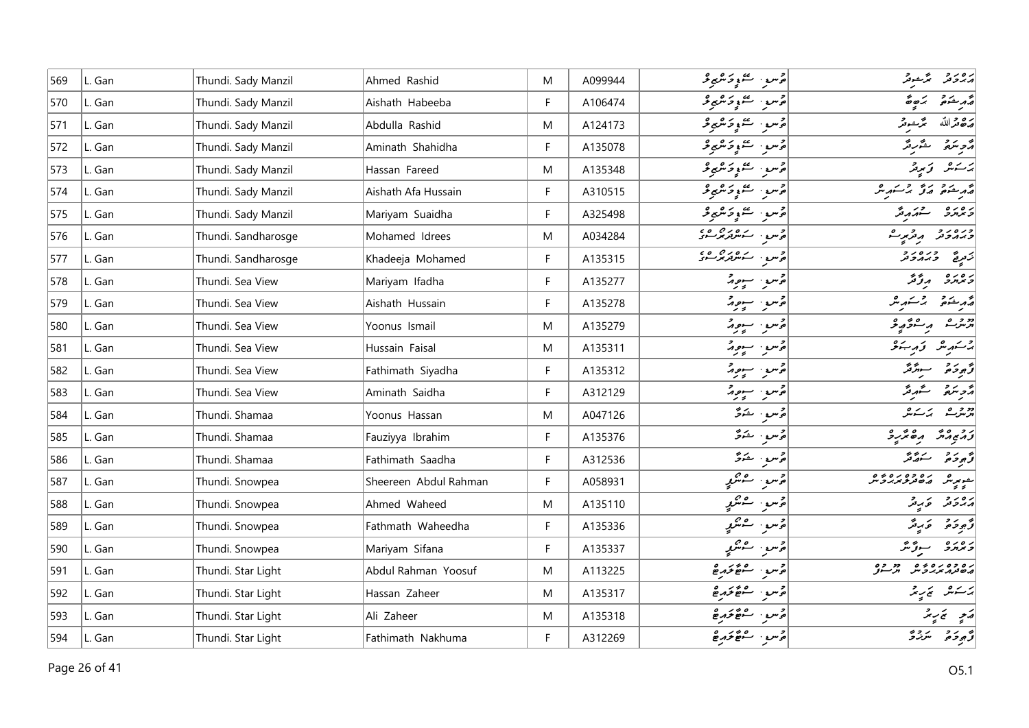| 569 | L. Gan | Thundi. Sady Manzil | Ahmed Rashid | M | A099944 | ތުނޑި. ސޭޑީ މަންޒިލް | އަޙްމަދު ރާޝިދު |
|---|---|---|---|---|---|---|---|
| 570 | L. Gan | Thundi. Sady Manzil | Aishath Habeeba | F | A106474 | ތުނޑި. ސޭޑީ މަންޒިލް | އާއިޝަތު ހަބީބާ |
| 571 | L. Gan | Thundi. Sady Manzil | Abdulla Rashid | M | A124173 | ތުނޑި. ސޭޑީ މަންޒިލް | އަބްދުﷲ ރާޝިދު |
| 572 | L. Gan | Thundi. Sady Manzil | Aminath Shahidha | F | A135078 | ތުނޑި. ސޭޑީ މަންޒިލް | އާމިނަތު ޝާހިދާ |
| 573 | L. Gan | Thundi. Sady Manzil | Hassan Fareed | M | A135348 | ތުނޑި. ސޭޑީ މަންޒިލް | ހަސަން ފަރީދު |
| 574 | L. Gan | Thundi. Sady Manzil | Aishath Afa Hussain | F | A310515 | ތުނޑި. ސޭޑީ މަންޒިލް | އާއިޝަތު އަފާ ހުސައިން |
| 575 | L. Gan | Thundi. Sady Manzil | Mariyam Suaidha | F | A325498 | ތުނޑި. ސޭޑީ މަންޒިލް | މަރިޔަމް ސުޢައިދާ |
| 576 | L. Gan | Thundi. Sandharosge | Mohamed Idrees | M | A034284 | ތުނޑި. ސަންދަރޯސްގެ | މުޙައްމަދު އިދުރީސް |
| 577 | L. Gan | Thundi. Sandharosge | Khadeeja Mohamed | F | A135315 | ތުނޑި. ސަންދަރޯސްގެ | ޚަދީޖާ މުޙައްމަދު |
| 578 | L. Gan | Thundi. Sea View | Mariyam Ifadha | F | A135277 | ތުނޑި. ސީވިއު | މަރިޔަމް އިފާދާ |
| 579 | L. Gan | Thundi. Sea View | Aishath Hussain | F | A135278 | ތުނޑި. ސީވިއު | އާއިޝަތު ހުސައިން |
| 580 | L. Gan | Thundi. Sea View | Yoonus Ismail | M | A135279 | ތުނޑި. ސީވިއު | ޔޫނުސް އިސްމާޢީލް |
| 581 | L. Gan | Thundi. Sea View | Hussain Faisal | M | A135311 | ތުނޑި. ސީވިއު | ހުސައިން ފައިސަލް |
| 582 | L. Gan | Thundi. Sea View | Fathimath Siyadha | F | A135312 | ތުނޑި. ސީވިއު | ފާތިމަތު ސިޔާދާ |
| 583 | L. Gan | Thundi. Sea View | Aminath Saidha | F | A312129 | ތުނޑި. ސީވިއު | އާމިނަތު ސާއިދާ |
| 584 | L. Gan | Thundi. Shamaa | Yoonus Hassan | M | A047126 | ތުނޑި. ޝަމާ | ޔޫނުސް ހަސަން |
| 585 | L. Gan | Thundi. Shamaa | Fauziyya Ibrahim | F | A135376 | ތުނޑި. ޝަމާ | ފައުޒިއްޔާ އިބްރާހިމް |
| 586 | L. Gan | Thundi. Shamaa | Fathimath Saadha | F | A312536 | ތުނޑި. ޝަމާ | ފާތިމަތު ސަޢާދާ |
| 587 | L. Gan | Thundi. Snowpea | Sheereen Abdul Rahman | F | A058931 | ތުނޑި. ސްނޯޕީ | ޝީރީން އަބްދުއްރަޙްމާން |
| 588 | L. Gan | Thundi. Snowpea | Ahmed Waheed | M | A135110 | ތުނޑި. ސްނޯޕީ | އަޙްމަދު ވަޙީދު |
| 589 | L. Gan | Thundi. Snowpea | Fathmath Waheedha | F | A135336 | ތުނޑި. ސްނޯޕީ | ފާތިމަތު ވަޙީދާ |
| 590 | L. Gan | Thundi. Snowpea | Mariyam Sifana | F | A135337 | ތުނޑި. ސްނޯޕީ | މަރިޔަމް ސިފާނާ |
| 591 | L. Gan | Thundi. Star Light | Abdul Rahman Yoosuf | M | A113225 | ތުނޑި. ސްޓާލައިޓް | އަބްދުއްރަޙްމާން ޔޫސުފް |
| 592 | L. Gan | Thundi. Star Light | Hassan Zaheer | M | A135317 | ތުނޑި. ސްޓާލައިޓް | ހަސަން ޒަހީރު |
| 593 | L. Gan | Thundi. Star Light | Ali Zaheer | M | A135318 | ތުނޑި. ސްޓާލައިޓް | އަލި ޒަހީރު |
| 594 | L. Gan | Thundi. Star Light | Fathimath Nakhuma | F | A312269 | ތުނޑި. ސްޓާލައިޓް | ފާތިމަތު ނަޚުމާ |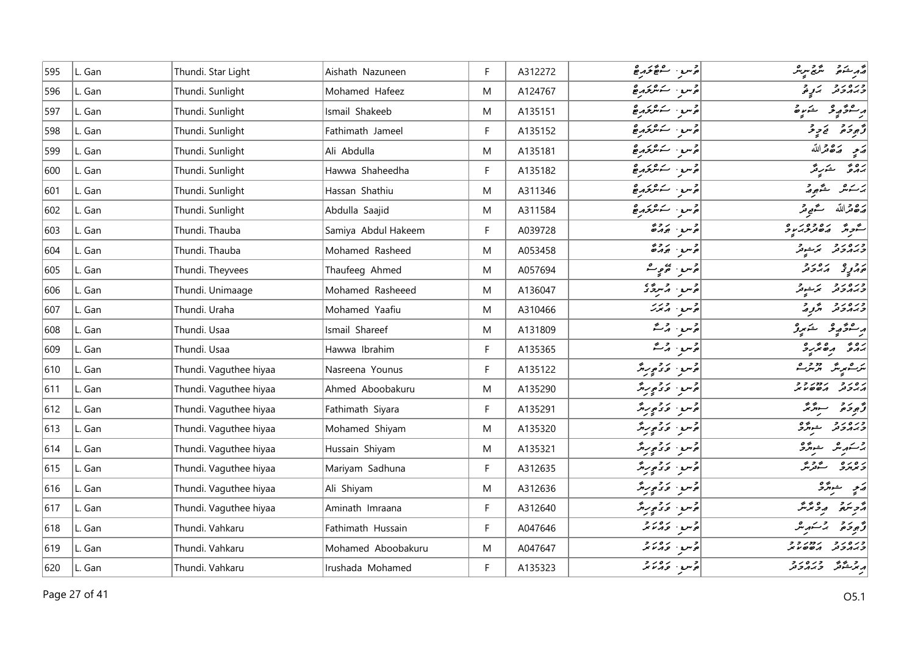| 595 | L. Gan | Thundi. Star Light | Aishath Nazuneen | F | A312272 | ތުނޑި. ސްޓާލައިޓް | އާއިޝަތު ނާޒުނީން |
|---|---|---|---|---|---|---|---|
| 596 | L. Gan | Thundi. Sunlight | Mohamed Hafeez | M | A124767 | ތުނޑި. ސަންލައިޓް | މުހައްމަދު ހަފީޒު |
| 597 | L. Gan | Thundi. Sunlight | Ismail Shakeeb | M | A135151 | ތުނޑި. ސަންލައިޓް | އިސްމާއީލް ޝަކީބު |
| 598 | L. Gan | Thundi. Sunlight | Fathimath Jameel | F | A135152 | ތުނޑި. ސަންލައިޓް | ފާތިމަތު ޖަމީލް |
| 599 | L. Gan | Thundi. Sunlight | Ali Abdulla | M | A135181 | ތުނޑި. ސަންލައިޓް | އަލީ އަބްދުﷲ |
| 600 | L. Gan | Thundi. Sunlight | Hawwa Shaheedha | F | A135182 | ތުނޑި. ސަންލައިޓް | ހައްވާ ޝަހީދާ |
| 601 | L. Gan | Thundi. Sunlight | Hassan Shathiu | M | A311346 | ތުނޑި. ސަންލައިޓް | ހަސަން ޝާތިއު |
| 602 | L. Gan | Thundi. Sunlight | Abdulla Saajid | M | A311584 | ތުނޑި. ސަންލައިޓް | އަބްދުﷲ ސާޖިދު |
| 603 | L. Gan | Thundi. Thauba | Samiya Abdul Hakeem | F | A039728 | ތުނޑި. ތައުބާ | ސާމިޔާ އަބްދުލްހަކީމް |
| 604 | L. Gan | Thundi. Thauba | Mohamed Rasheed | M | A053458 | ތުނޑި. ތައުބާ | މުހައްމަދު ރަޝީދު |
| 605 | L. Gan | Thundi. Theyvees | Thaufeeg Ahmed | M | A057694 | ތުނޑި. ތޭވީސް | ތައުފީޤު އަހްމަދު |
| 606 | L. Gan | Thundi. Unimaage | Mohamed Rasheeed | M | A136047 | ތުނޑި. އުނިމާގެ | މުހައްމަދު ރަޝީދު |
| 607 | L. Gan | Thundi. Uraha | Mohamed Yaafiu | M | A310466 | ތުނޑި. އުރަހަ | މުހައްމަދު ޔާފިއު |
| 608 | L. Gan | Thundi. Usaa | Ismail Shareef | M | A131809 | ތުނޑި. އުސާ | އިސްމާއީލް ޝަރީފް |
| 609 | L. Gan | Thundi. Usaa | Hawwa Ibrahim | F | A135365 | ތުނޑި. އުސާ | ހައްވާ އިބްރާހީމް |
| 610 | L. Gan | Thundi. Vaguthee hiyaa | Nasreena Younus | F | A135122 | ތުނޑި. ވަގުތީހިޔާ | ނަސްރީނާ ޔޫނުސް |
| 611 | L. Gan | Thundi. Vaguthee hiyaa | Ahmed Aboobakuru | M | A135290 | ތުނޑި. ވަގުތީހިޔާ | އަހްމަދު އަބޫބަކުރު |
| 612 | L. Gan | Thundi. Vaguthee hiyaa | Fathimath Siyara | F | A135291 | ތުނޑި. ވަގުތީހިޔާ | ފާތިމަތު ސިޔާރާ |
| 613 | L. Gan | Thundi. Vaguthee hiyaa | Mohamed Shiyam | M | A135320 | ތުނޑި. ވަގުތީހިޔާ | މުހައްމަދު ޝިޔާމް |
| 614 | L. Gan | Thundi. Vaguthee hiyaa | Hussain Shiyam | M | A135321 | ތުނޑި. ވަގުތީހިޔާ | ހުސައިން ޝިޔާމް |
| 615 | L. Gan | Thundi. Vaguthee hiyaa | Mariyam Sadhuna | F | A312635 | ތުނޑި. ވަގުތީހިޔާ | މަރިޔަމް ސާދުނާ |
| 616 | L. Gan | Thundi. Vaguthee hiyaa | Ali Shiyam | M | A312636 | ތުނޑި. ވަގުތީހިޔާ | އަލީ ޝިޔާމް |
| 617 | L. Gan | Thundi. Vaguthee hiyaa | Aminath Imraana | F | A312640 | ތުނޑި. ވަގުތީހިޔާ | އާމިނަތު އިމްރާނާ |
| 618 | L. Gan | Thundi. Vahkaru | Fathimath Hussain | F | A047646 | ތުނޑި. ވައްކަރު | ފާތިމަތު ހުސައިން |
| 619 | L. Gan | Thundi. Vahkaru | Mohamed Aboobakuru | M | A047647 | ތުނޑި. ވައްކަރު | މުހައްމަދު އަބޫބަކުރު |
| 620 | L. Gan | Thundi. Vahkaru | Irushada Mohamed | F | A135323 | ތުނޑި. ވައްކަރު | އިރުޝާދާ މުހައްމަދު |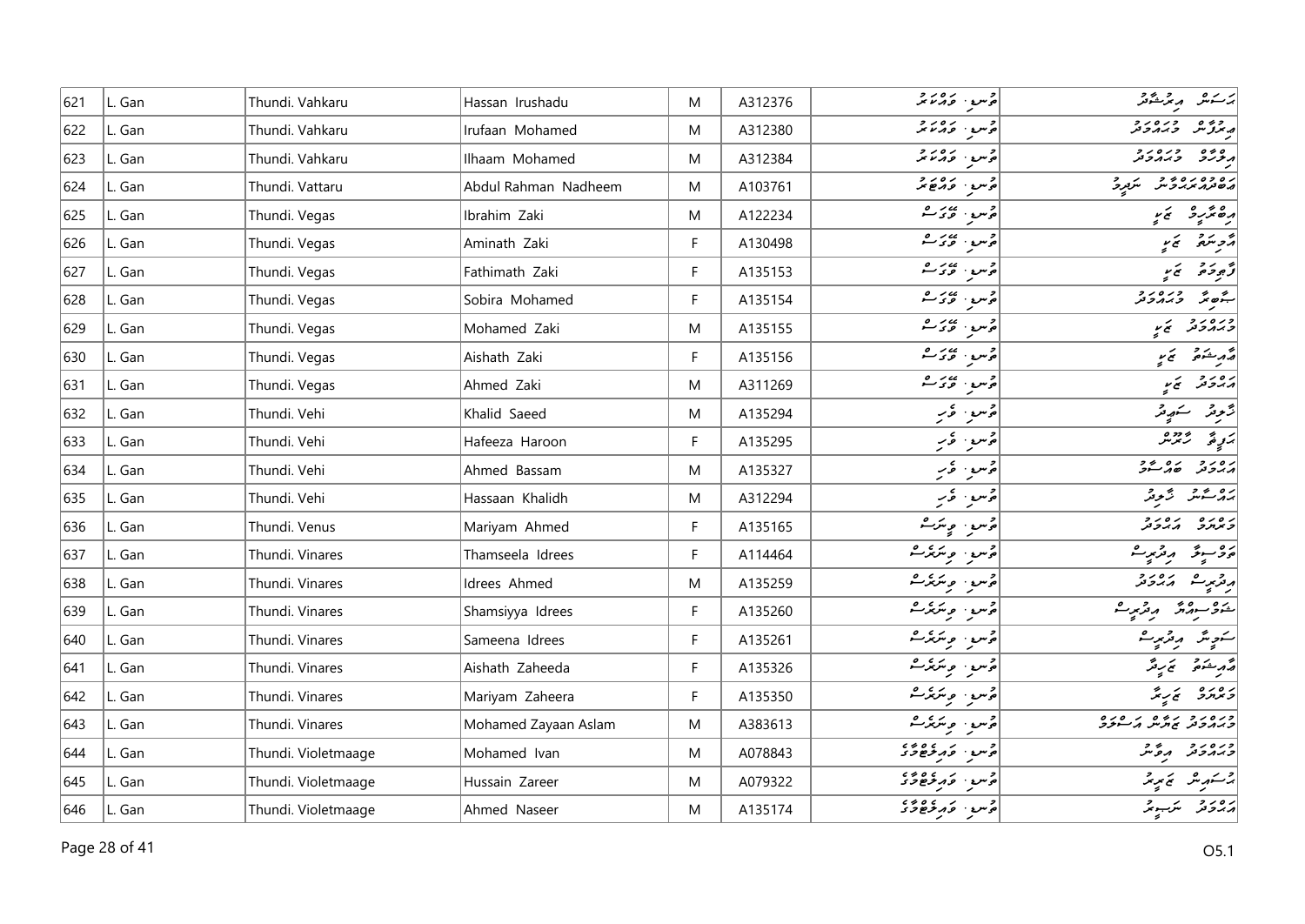| 621 | L. Gan | Thundi. Vahkaru | Hassan Irushadu | M | A312376 | ތުނޑި. ވައްކަރު | ހަސަން އިރުޝާދު |
|---|---|---|---|---|---|---|---|
| 622 | L. Gan | Thundi. Vahkaru | Irufaan Mohamed | M | A312380 | ތުނޑި. ވައްކަރު | އިރުފާން މުހައްމަދު |
| 623 | L. Gan | Thundi. Vahkaru | Ilhaam Mohamed | M | A312384 | ތުނޑި. ވައްކަރު | އިލްހާމް މުހައްމަދު |
| 624 | L. Gan | Thundi. Vattaru | Abdul Rahman Nadheem | M | A103761 | ތުނޑި. ވައްޓަރު | އަބްދުއްރަޙްމާން ނަދީމް |
| 625 | L. Gan | Thundi. Vegas | Ibrahim Zaki | M | A122234 | ތުނޑި. ވޭގަސް | އިބްރާހީމް ޒަކީ |
| 626 | L. Gan | Thundi. Vegas | Aminath Zaki | F | A130498 | ތުނޑި. ވޭގަސް | އާމިނަތު ޒަކީ |
| 627 | L. Gan | Thundi. Vegas | Fathimath Zaki | F | A135153 | ތުނޑި. ވޭގަސް | ފާތިމަތު ޒަކީ |
| 628 | L. Gan | Thundi. Vegas | Sobira Mohamed | F | A135154 | ތުނޑި. ވޭގަސް | ސާބިރާ މުހައްމަދު |
| 629 | L. Gan | Thundi. Vegas | Mohamed Zaki | M | A135155 | ތުނޑި. ވޭގަސް | މުހައްމަދު ޒަކީ |
| 630 | L. Gan | Thundi. Vegas | Aishath Zaki | F | A135156 | ތުނޑި. ވޭގަސް | އައިޝަތު ޒަކީ |
| 631 | L. Gan | Thundi. Vegas | Ahmed Zaki | M | A311269 | ތުނޑި. ވޭގަސް | އަހުމަދު ޒަކީ |
| 632 | L. Gan | Thundi. Vehi | Khalid Saeed | M | A135294 | ތުނޑި. ވެހި | ޚާލިދު ސައީދު |
| 633 | L. Gan | Thundi. Vehi | Hafeeza Haroon | F | A135295 | ތުނޑި. ވެހި | ހަފީޒާ ހާރޫން |
| 634 | L. Gan | Thundi. Vehi | Ahmed Bassam | M | A135327 | ތުނޑި. ވެހި | އަހުމަދު ބައްސާމް |
| 635 | L. Gan | Thundi. Vehi | Hassaan Khalidh | M | A312294 | ތުނޑި. ވެހި | ހައްސާން ޚާލިދު |
| 636 | L. Gan | Thundi. Venus | Mariyam Ahmed | F | A135165 | ތުނޑި. ވީނަސް | މަރިޔަމް އަހުމަދު |
| 637 | L. Gan | Thundi. Vinares | Thamseela Idrees | F | A114464 | ތުނޑި. ވިނަރެސް | ތަމްސީލާ އިދްރީސް |
| 638 | L. Gan | Thundi. Vinares | Idrees Ahmed | M | A135259 | ތުނޑި. ވިނަރެސް | އިދްރީސް އަހުމަދު |
| 639 | L. Gan | Thundi. Vinares | Shamsiyya Idrees | F | A135260 | ތުނޑި. ވިނަރެސް | ޝަމްސިއްޔާ އިދްރީސް |
| 640 | L. Gan | Thundi. Vinares | Sameena Idrees | F | A135261 | ތުނޑި. ވިނަރެސް | ސަމީނާ އިދްރީސް |
| 641 | L. Gan | Thundi. Vinares | Aishath Zaheeda | F | A135326 | ތުނޑި. ވިނަރެސް | އައިޝަތު ޒަހީދާ |
| 642 | L. Gan | Thundi. Vinares | Mariyam Zaheera | F | A135350 | ތުނޑި. ވިނަރެސް | މަރިޔަމް ޒަހީރާ |
| 643 | L. Gan | Thundi. Vinares | Mohamed Zayaan Aslam | M | A383613 | ތުނޑި. ވިނަރެސް | މުހައްމަދު ޒަޔާން އަސްލަމް |
| 644 | L. Gan | Thundi. Violetmaage | Mohamed Ivan | M | A078843 | ތުނޑި. ވައިލެޓްމާގެ | މުހައްމަދު އިވާން |
| 645 | L. Gan | Thundi. Violetmaage | Hussain Zareer | M | A079322 | ތުނޑި. ވައިލެޓްމާގެ | ހުސައިން ޒަރީރު |
| 646 | L. Gan | Thundi. Violetmaage | Ahmed Naseer | M | A135174 | ތުނޑި. ވައިލެޓްމާގެ | އަހުމަދު ނަސީރު |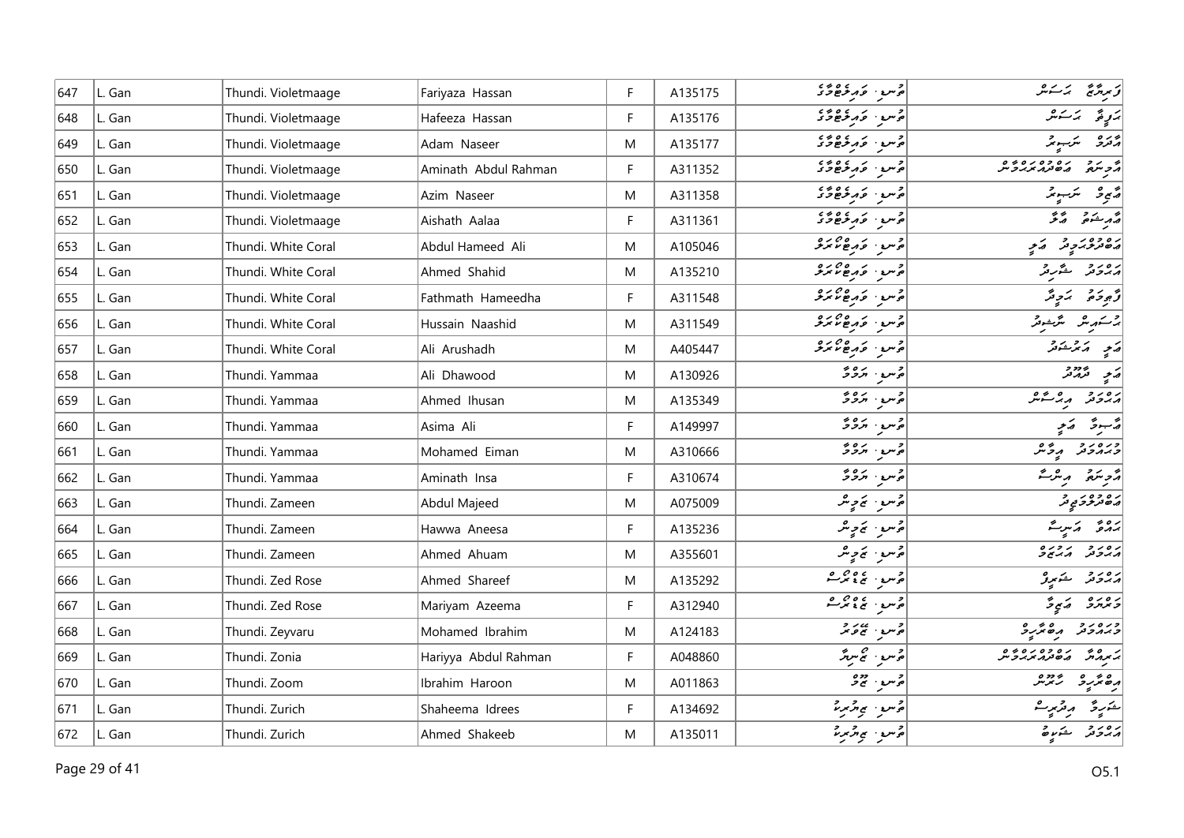| 647 | L. Gan | Thundi. Violetmaage | Fariyaza Hassan | F | A135175 | ތުނޑި. ވައިލެޓްމާގެ | ފަރިޔާޒާ ހަސަން |
|---|---|---|---|---|---|---|---|
| 648 | L. Gan | Thundi. Violetmaage | Hafeeza Hassan | F | A135176 | ތުނޑި. ވައިލެޓްމާގެ | ހަފީޒާ ހަސަން |
| 649 | L. Gan | Thundi. Violetmaage | Adam Naseer | M | A135177 | ތުނޑި. ވައިލެޓްމާގެ | އާދަމް ނަސީރު |
| 650 | L. Gan | Thundi. Violetmaage | Aminath Abdul Rahman | F | A311352 | ތުނޑި. ވައިލެޓްމާގެ | އާމިނަތު އަބްދުއްރަޙްމާން |
| 651 | L. Gan | Thundi. Violetmaage | Azim Naseer | M | A311358 | ތުނޑި. ވައިލެޓްމާގެ | އާޒިމް ނަސީރު |
| 652 | L. Gan | Thundi. Violetmaage | Aishath Aalaa | F | A311361 | ތުނޑި. ވައިލެޓްމާގެ | އައިށަތު އާލާ |
| 653 | L. Gan | Thundi. White Coral | Abdul Hameed Ali | M | A105046 | ތުނޑި. ވައިޓްކޯރަލް | އަބްދުލްޙަމީދު އަލި |
| 654 | L. Gan | Thundi. White Coral | Ahmed Shahid | M | A135210 | ތުނޑި. ވައިޓްކޯރަލް | އަޙްމަދު ޝާހިދު |
| 655 | L. Gan | Thundi. White Coral | Fathmath Hameedha | F | A311548 | ތުނޑި. ވައިޓްކޯރަލް | ފާތިމަތު ހަމީދާ |
| 656 | L. Gan | Thundi. White Coral | Hussain Naashid | M | A311549 | ތުނޑި. ވައިޓްކޯރަލް | ހުސައިން ނާޝިދު |
| 657 | L. Gan | Thundi. White Coral | Ali Arushadh | M | A405447 | ތުނޑި. ވައިޓްކޯރަލް | އަލި އަރުޝަދު |
| 658 | L. Gan | Thundi. Yammaa | Ali Dhawood | M | A130926 | ތުނޑި. ޔައްމާ | އަލި ދާއޫދު |
| 659 | L. Gan | Thundi. Yammaa | Ahmed Ihusan | M | A135349 | ތުނޑި. ޔައްމާ | އަޙްމަދު އިޙްސާން |
| 660 | L. Gan | Thundi. Yammaa | Asima Ali | F | A149997 | ތުނޑި. ޔައްމާ | އާސިމާ އަލި |
| 661 | L. Gan | Thundi. Yammaa | Mohamed Eiman | M | A310666 | ތުނޑި. ޔައްމާ | މުޙައްމަދު އީމާން |
| 662 | L. Gan | Thundi. Yammaa | Aminath Insa | F | A310674 | ތުނޑި. ޔައްމާ | އާމިނަތު އިންސާ |
| 663 | L. Gan | Thundi. Zameen | Abdul Majeed | M | A075009 | ތުނޑި. ޒަމީން | އަބްދުލްމަޖީދު |
| 664 | L. Gan | Thundi. Zameen | Hawwa Aneesa | F | A135236 | ތުނޑި. ޒަމީން | ހައްވާ އަނީސާ |
| 665 | L. Gan | Thundi. Zameen | Ahmed Ahuam | M | A355601 | ތުނޑި. ޒަމީން | އަޙްމަދު އަހުއަމް |
| 666 | L. Gan | Thundi. Zed Rose | Ahmed Shareef | M | A135292 | ތުނޑި. ޒެޑްރޯސް | އަޙްމަދު ޝަރީފު |
| 667 | L. Gan | Thundi. Zed Rose | Mariyam Azeema | F | A312940 | ތުނޑި. ޒެޑްރޯސް | މަރިޔަމް އަޒީމާ |
| 668 | L. Gan | Thundi. Zeyvaru | Mohamed Ibrahim | M | A124183 | ތުނޑި. ޒޭވަރު | މުޙައްމަދު އިބްރާހީމް |
| 669 | L. Gan | Thundi. Zonia | Hariyya Abdul Rahman | F | A048860 | ތުނޑި. ޒޯނިއާ | ހަރިއްޔާ އަބްދުއްރަޙްމާން |
| 670 | L. Gan | Thundi. Zoom | Ibrahim Haroon | M | A011863 | ތުނޑި. ޒޫމް | އިބްރާހީމް ހާރޫން |
| 671 | L. Gan | Thundi. Zurich | Shaheema Idrees | F | A134692 | ތުނޑި. ޒިއުރިކް | ޝަހީމާ އިދްރީސް |
| 672 | L. Gan | Thundi. Zurich | Ahmed Shakeeb | M | A135011 | ތުނޑި. ޒިއުރިކް | އަޙްމަދު ޝަކީބު |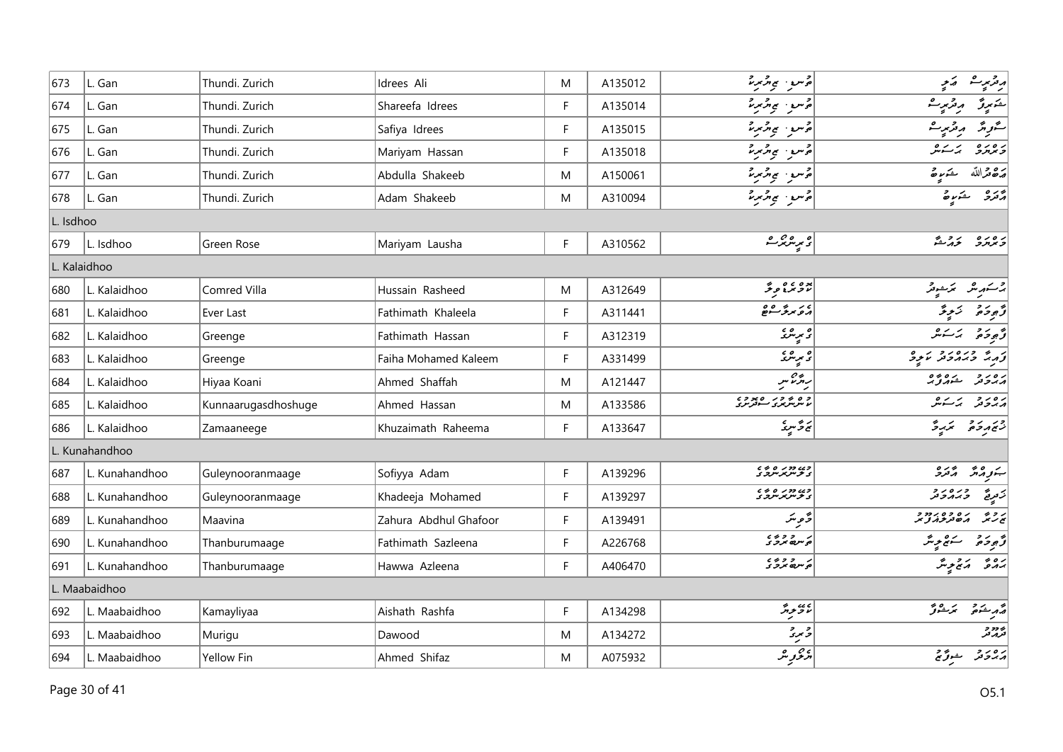| 673 | L. Gan | Thundi. Zurich | Idrees Ali | M | A135012 | ތުނޑި. ޒިއުރިޚް | އިދްރީސް ޢަލީ |
|---|---|---|---|---|---|---|---|
| 674 | L. Gan | Thundi. Zurich | Shareefa Idrees | F | A135014 | ތުނޑި. ޒިއުރިޚް | ޝަރީފާ އިދްރީސް |
| 675 | L. Gan | Thundi. Zurich | Safiya Idrees | F | A135015 | ތުނޑި. ޒިއުރިޚް | ސާފިޔާ އިދްރީސް |
| 676 | L. Gan | Thundi. Zurich | Mariyam Hassan | F | A135018 | ތުނޑި. ޒިއުރިޚް | މަރިޔަމް ހަސަން |
| 677 | L. Gan | Thundi. Zurich | Abdulla Shakeeb | M | A150061 | ތުނޑި. ޒިއުރިޚް | އަބްދުﷲ ޝަކީބު |
| 678 | L. Gan | Thundi. Zurich | Adam Shakeeb | M | A310094 | ތުނޑި. ޒިއުރިޚް | އާދަމް ޝަކީބު |
| L. Isdhoo | | | | | | | |
| 679 | L. Isdhoo | Green Rose | Mariyam Lausha | F | A310562 | ގްރީންރޯސް | މަރިޔަމް ލައުޝާ |
| L. Kalaidhoo | | | | | | | |
| 680 | L. Kalaidhoo | Comred Villa | Hussain Rasheed | M | A312649 | ކޮމްރެޑް ވިލާ | ހުސައިން ރަޝީދު |
| 681 | L. Kalaidhoo | Ever Last | Fathimath Khaleela | F | A311441 | އެވަރލާސްޓް | ފާތިމަތު ޚަލީލާ |
| 682 | L. Kalaidhoo | Greenge | Fathimath Hassan | F | A312319 | ގްރީންގެ | ފާތިމަތު ހަސަން |
| 683 | L. Kalaidhoo | Greenge | Faiha Mohamed Kaleem | F | A331499 | ގްރީންގެ | ފައިހާ މުހައްމަދު ކަލީމު |
| 684 | L. Kalaidhoo | Hiyaa Koani | Ahmed Shaffah | M | A121447 | ހިޔާކޯނި | އަހުމަދު ޝައްފާހު |
| 685 | L. Kalaidhoo | Kunnaarugasdhoshuge | Ahmed Hassan | M | A133586 | ކުންނާރުގަސްދޮށުގެ | އަހުމަދު ހަސަން |
| 686 | L. Kalaidhoo | Zamaaneege | Khuzaimath Raheema | F | A133647 | ޒަމާނީގެ | ހުޒައިމަތު ރަޙީމާ |
| L. Kunahandhoo | | | | | | | |
| 687 | L. Kunahandhoo | Guleynooranmaage | Sofiyya Adam | F | A139296 | ގުލޭނޫރަންމާގެ | ސޯފިއްޔާ އާދަމް |
| 688 | L. Kunahandhoo | Guleynooranmaage | Khadeeja Mohamed | F | A139297 | ގުލޭނޫރަންމާގެ | ޚަދީޖާ މުހައްމަދު |
| 689 | L. Kunahandhoo | Maavina | Zahura Abdhul Ghafoor | F | A139491 | މާވިނަ | ޒަހުރާ އަބްދުލްޣަފޫރު |
| 690 | L. Kunahandhoo | Thanburumaage | Fathimath Sazleena | F | A226768 | ތަނބުރުމާގެ | ފާތިމަތު ސަޒްލީނާ |
| 691 | L. Kunahandhoo | Thanburumaage | Hawwa Azleena | F | A406470 | ތަނބުރުމާގެ | ހައްވާ އަޒްލީނާ |
| L. Maabaidhoo | | | | | | | |
| 692 | L. Maabaidhoo | Kamayliyaa | Aishath Rashfa | F | A134298 | ކަމޭލިޔާ | އައިޝަތު ރަޝްފާ |
| 693 | L. Maabaidhoo | Murigu | Dawood | M | A134272 | މުރިގު | ދާއޫދު |
| 694 | L. Maabaidhoo | Yellow Fin | Ahmed Shifaz | M | A075932 | ޔެލޯފިން | އަހުމަދު ޝިފާޒު |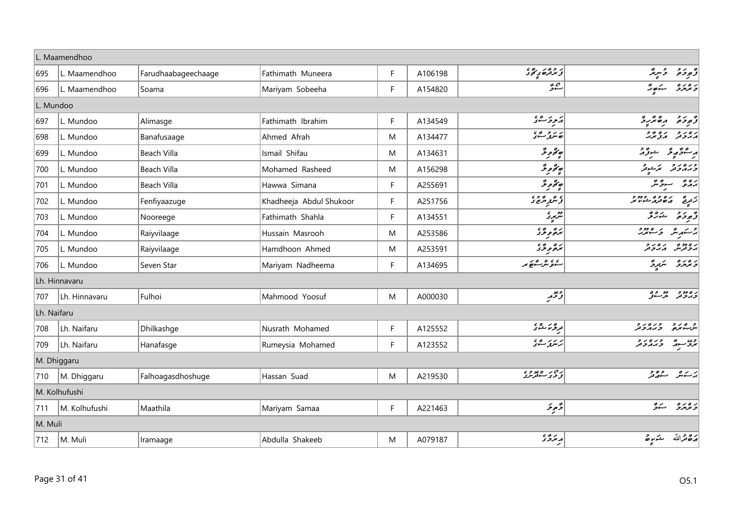| | | | | | | | |
|---|---|---|---|---|---|---|---|
| **L. Maamendhoo** | | | | | | | |
| 695 | L. Maamendhoo | Farudhaabageechaage | Fathimath Muneera | F | A106198 | وَبَرُدَّةَ بِي تَحْرَى | وَّجِوَدَة وَسِيدً |
| 696 | L. Maamendhoo | Soama | Mariyam Sobeeha | F | A154820 | سُرُّ | دَيْرَبَرْد سَوْءَبَ |
| **L. Mundoo** | | | | | | | |
| 697 | L. Mundoo | Alimasge | Fathimath Ibrahim | F | A134549 | دَجُوِدَتْ سْءِ | وَّجِوَدَة مِهْتَرِدْ |
| 698 | L. Mundoo | Banafusaage | Ahmed Afrah | M | A134477 | ەَسَرْدِ سُّءِ | دَرْدَرْ دَرْبَرْ |
| 699 | L. Mundoo | Beach Villa | Ismail Shifau | M | A134631 | ھِجُوِءٌ | دِسْوَّمِوْ شِوَرَ |
| 700 | L. Mundoo | Beach Villa | Mohamed Rasheed | M | A156298 | ھِجُوِءٌ | وَبَرْدَدَرْ بَرَشِيْدْ |
| 701 | L. Mundoo | Beach Villa | Hawwa Simana | F | A255691 | ھِجُوِءٌ | بَرْدُوَّ سِوَّسْرَ |
| 702 | L. Mundoo | Fenfiyaazuge | Khadheeja Abdul Shukoor | F | A251756 | وِيْسُوِدْرَّجِ ءِ | زَمِرِيَّ دَهَبِرْمْ شُوَسْرُ |
| 703 | L. Mundoo | Nooreege | Fathimath Shahla | F | A134551 | سُرِيِرِءِ | وَّجِوَدَة شَدَرْدْ |
| 704 | L. Mundoo | Raiyvilaage | Hussain Masrooh | M | A253586 | بَرْهُوِ دُّءِ | بَرْسَهرِسْ دَسْبُرُّرْ |
| 705 | L. Mundoo | Raiyvilaage | Hamdhoon Ahmed | M | A253591 | بَرْهُوِ دُّءِ | بَرْدَوْرْسْ دَبْرَدْرْ |
| 706 | L. Mundoo | Seven Star | Mariyam Nadheema | F | A134695 | سِعِوَ مْرْسْرِيَ بَر | دَيْرَبَرْد سَرِيرِدَّ |
| **Lh. Hinnavaru** | | | | | | | |
| 707 | Lh. Hinnavaru | Fulhoi | Mahmood Yoosuf | M | A000030 | وُرِدَ | دَرْدُدْرْ بِرْسِوْ |
| **Lh. Naifaru** | | | | | | | |
| 708 | Lh. Naifaru | Dhilkashge | Nusrath Mohamed | F | A125552 | دِرِوْرَ شُءِ | سَرْبِدْبَرْهْ وَبَرْدَدَرْ |
| 709 | Lh. Naifaru | Hanafasge | Rumeysia Mohamed | F | A123552 | رَسَرْوَ سْءِ | بَرْدُسِورِ وَبَرْدَدَرْ |
| **M. Dhiggaru** | | | | | | | |
| 710 | M. Dhiggaru | Falhoagasdhoshuge | Hassan Suad | M | A219530 | وَّدِى سُدْدَرُّرْءِ | بَرْسَسْ سُدْرَّرْ |
| **M. Kolhufushi** | | | | | | | |
| 711 | M. Kolhufushi | Maathila | Mariyam Samaa | F | A221463 | دَّجِوَ | دَيْرَبَرْد سَدَّ |
| **M. Muli** | | | | | | | |
| 712 | M. Muli | Iramaage | Abdulla Shakeeb | M | A079187 | دِبَرَدَّءِ | دَهْقَرْاللهُ شَدَبِرِهْ |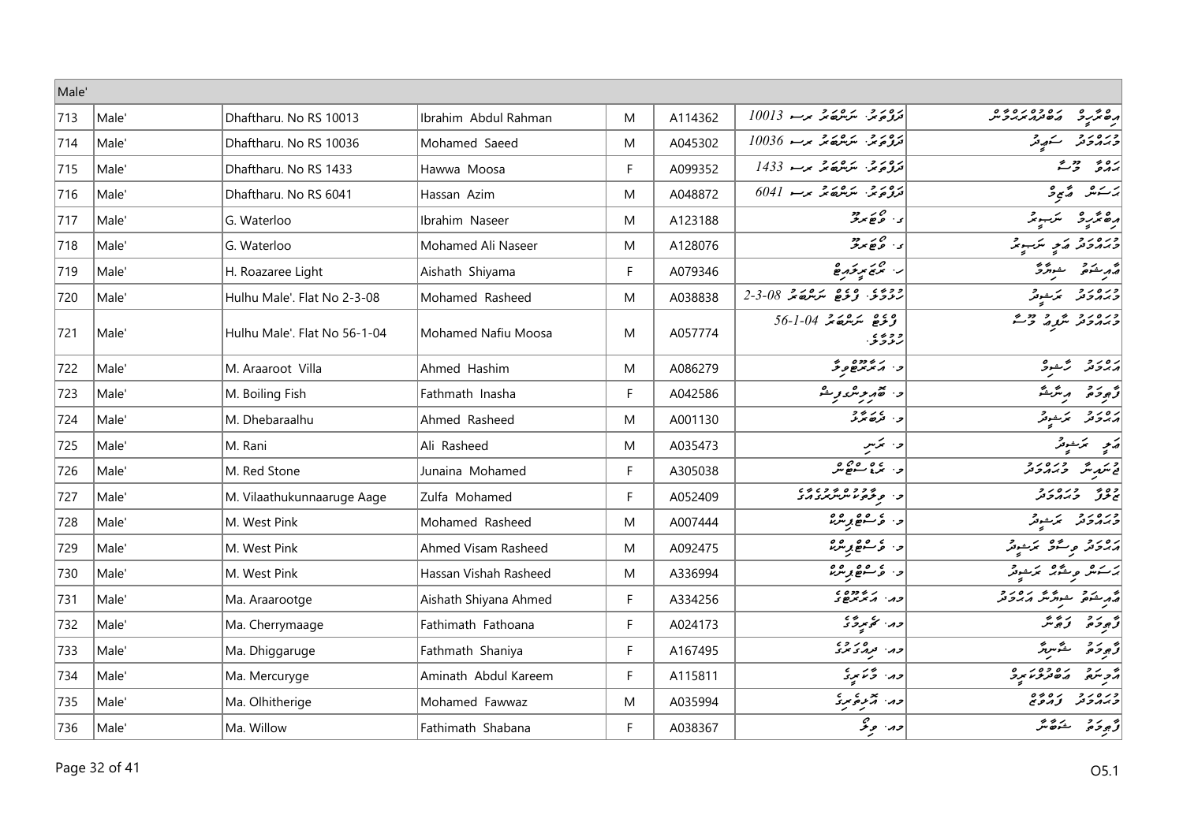| Male' | | | | | | | |
|---|---|---|---|---|---|---|---|
| 713 | Male' | Dhaftharu. No RS 10013 | Ibrahim Abdul Rahman | M | A114362 | ދަފްތަރު. ނަންބަރު ރs 10013 | އިބްރާހީމް އަބްދުއްރަޙްމާން |
| 714 | Male' | Dhaftharu. No RS 10036 | Mohamed Saeed | M | A045302 | ދަފްތަރު. ނަންބަރު ރs 10036 | މުޙައްމަދު ސަޢީދު |
| 715 | Male' | Dhaftharu. No RS 1433 | Hawwa Moosa | F | A099352 | ދަފްތަރު. ނަންބަރު ރs 1433 | ހައްވާ މޫސާ |
| 716 | Male' | Dhaftharu. No RS 6041 | Hassan Azim | M | A048872 | ދަފްތަރު. ނަންބަރު ރs 6041 | ހަސަން އާޒިމް |
| 717 | Male' | G. Waterloo | Ibrahim Naseer | M | A123188 | ގ. ވޯޓަރލޫ | އިބްރާހީމް ނަސީރު |
| 718 | Male' | G. Waterloo | Mohamed Ali Naseer | M | A128076 | ގ. ވޯޓަރލޫ | މުޙައްމަދު ޢަލީ ނަސީރު |
| 719 | Male' | H. Roazaree Light | Aishath Shiyama | F | A079346 | ހ. ރޯޒަރީލައިޓް | އައިށަތު ޝިޔާމާ |
| 720 | Male' | Hulhu Male'. Flat No 2-3-08 | Mohamed Rasheed | M | A038838 | ހުޅުމާލެ. ފްލެޓް ނަންބަރު 2-3-08 | މުޙައްމަދު ރަޝީދު |
| 721 | Male' | Hulhu Male'. Flat No 56-1-04 | Mohamed Nafiu Moosa | M | A057774 | ފްލެޓް ނަންބަރު 56-1-04 ހުޅުމާލެ. | މުޙައްމަދު ނާފިޢު މޫސާ |
| 722 | Male' | M. Araaroot Villa | Ahmed Hashim | M | A086279 | މ. އަރާރޫޓްވިލާ | އަޙްމަދު ހާޝިމް |
| 723 | Male' | M. Boiling Fish | Fathmath Inasha | F | A042586 | މ. ބޮއިލިންގފިޝް | ފާތިމަތު އިނާޝާ |
| 724 | Male' | M. Dhebaraalhu | Ahmed Rasheed | M | A001130 | މ. ދެބަރާޅު | އަޙްމަދު ރަޝީދު |
| 725 | Male' | M. Rani | Ali Rasheed | M | A035473 | މ. ރަނި | ޢަލީ ރަޝީދު |
| 726 | Male' | M. Red Stone | Junaina Mohamed | F | A305038 | މ. ރެޑްސްޓޯން | ޖުނައިނާ މުޙައްމަދު |
| 727 | Male' | M. Vilaathukunnaaruge Aage | Zulfa Mohamed | F | A052409 | މ. ވިލާތުކުންނާރުގެއާގެ | ޒުލްފާ މުޙައްމަދު |
| 728 | Male' | M. West Pink | Mohamed Rasheed | M | A007444 | މ. ވެސްޓްޕިންކް | މުޙައްމަދު ރަޝީދު |
| 729 | Male' | M. West Pink | Ahmed Visam Rasheed | M | A092475 | މ. ވެސްޓްޕިންކް | އަޙްމަދު ވިސާމް ރަޝީދު |
| 730 | Male' | M. West Pink | Hassan Vishah Rasheed | M | A336994 | މ. ވެސްޓްޕިންކް | ހަސަން ވިޝާހް ރަޝީދު |
| 731 | Male' | Ma. Araarootge | Aishath Shiyana Ahmed | F | A334256 | މއ. އަރާރޫޓްގެ | އައިށަތު ޝިޔާނާ އަޙްމަދު |
| 732 | Male' | Ma. Cherrymaage | Fathimath Fathoana | F | A024173 | މއ. ޗެރީމާގެ | ފާތިމަތު ފަތުހޫނާ |
| 733 | Male' | Ma. Dhiggaruge | Fathmath Shaniya | F | A167495 | މއ. ދިގްގަރުގެ | ފާތިމަތު ޝާނިޔާ |
| 734 | Male' | Ma. Mercuryge | Aminath Abdul Kareem | F | A115811 | މއ. މާކިއުރީގެ | އާމިނަތު އަބްދުލްކަރީމް |
| 735 | Male' | Ma. Olhitherige | Mohamed Fawwaz | M | A035994 | މއ. އޮޅިތެރިގެ | މުޙައްމަދު ފައްވާޒު |
| 736 | Male' | Ma. Willow | Fathimath Shabana | F | A038367 | މއ. ވިލޯ | ފާތިމަތު ޝަބާނާ |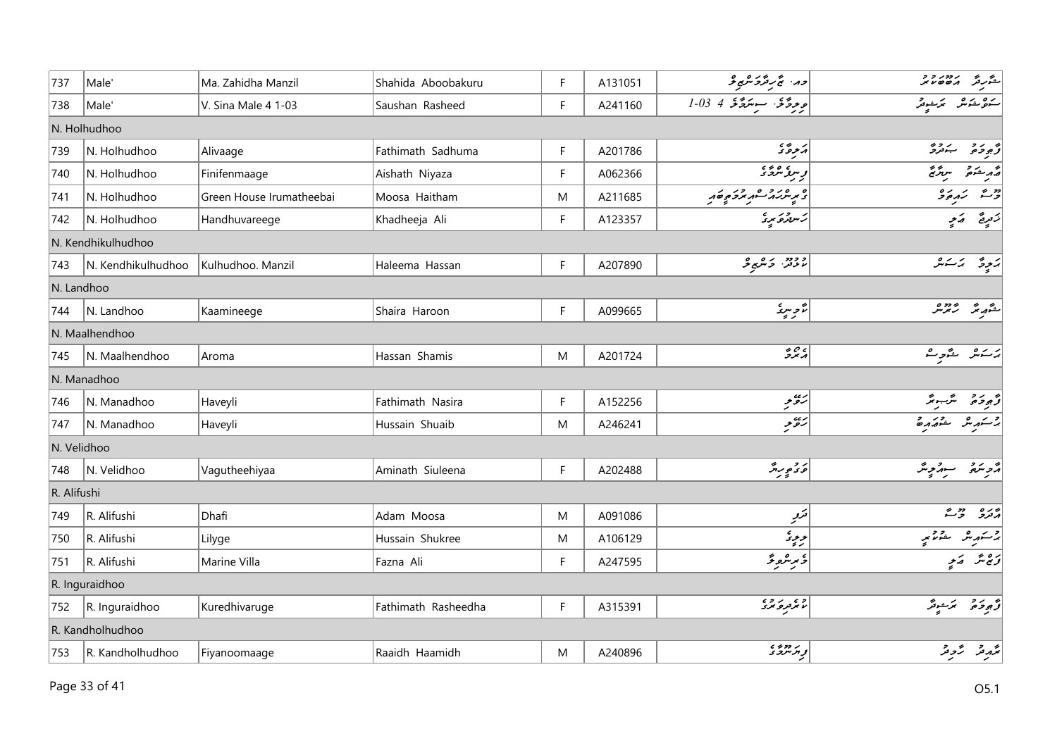| 737 | Male' | Ma. Zahidha Manzil | Shahida Aboobakuru | F | A131051 | މއ. ޒާހިދާމަންޒިލް | ޝާހިދާ އަބޫބަކުރު |
|---|---|---|---|---|---|---|---|
| 738 | Male' | V. Sina Male 4 1-03 | Saushan Rasheed | F | A241160 | ވިލިމާލެ. ސިނަމާލެ 4 1-03 | ސައުޝަން ރަޝީދު |
| N. Holhudhoo | | | | | | | |
| 739 | N. Holhudhoo | Alivaage | Fathimath Sadhuma | F | A201786 | އަލިވާގެ | ފާތިމަތު ސަދުމާ |
| 740 | N. Holhudhoo | Finifenmaage | Aishath Niyaza | F | A062366 | ފިނިފެންމާގެ | އައިޝަތު ނިޔާޒާ |
| 741 | N. Holhudhoo | Green House Irumatheebai | Moosa Haitham | M | A211685 | ގްރީންހައުސް އިރުމަތީބައި | މޫސާ ހައިތަމް |
| 742 | N. Holhudhoo | Handhuvareege | Khadheeja Ali | F | A123357 | ހަނދުވަރީގެ | ޚަދީޖާ އަލި |
| N. Kendhikulhudhoo | | | | | | | |
| 743 | N. Kendhikulhudhoo | Kulhudhoo. Manzil | Haleema Hassan | F | A207890 | ކުޅުދޫ. މަންޒިލް | ހަލީމާ ހަސަން |
| N. Landhoo | | | | | | | |
| 744 | N. Landhoo | Kaamineege | Shaira Haroon | F | A099665 | ކާމިނީގެ | ޝާއިރާ ހާރޫން |
| N. Maalhendhoo | | | | | | | |
| 745 | N. Maalhendhoo | Aroma | Hassan Shamis | M | A201724 | އަރޯމާ | ހަސަން ޝާމިސް |
| N. Manadhoo | | | | | | | |
| 746 | N. Manadhoo | Haveyli | Fathimath Nasira | F | A152256 | ހަވޭލި | ފާތިމަތު ނާސިރާ |
| 747 | N. Manadhoo | Haveyli | Hussain Shuaib | M | A246241 | ހަވޭލި | ހުސައިން ޝުޢައިބު |
| N. Velidhoo | | | | | | | |
| 748 | N. Velidhoo | Vagutheehiyaa | Aminath Siuleena | F | A202488 | ވަގުތީހިޔާ | އާމިނަތު ސިއުލީނާ |
| R. Alifushi | | | | | | | |
| 749 | R. Alifushi | Dhafi | Adam Moosa | M | A091086 | ދަފި | އާދަމް މޫސާ |
| 750 | R. Alifushi | Lilyge | Hussain Shukree | M | A106129 | ލިލީގެ | ހުސައިން ޝުކުރީ |
| 751 | R. Alifushi | Marine Villa | Fazna Ali | F | A247595 | މެރިންވިލާ | ފަޒްނާ އަލި |
| R. Inguraidhoo | | | | | | | |
| 752 | R. Inguraidhoo | Kuredhivaruge | Fathimath Rasheedha | F | A315391 | ކުރެދިވަރުގެ | ފާތިމަތު ރަޝީދާ |
| R. Kandholhudhoo | | | | | | | |
| 753 | R. Kandholhudhoo | Fiyanoomaage | Raaidh Haamidh | M | A240896 | ފިޔަނޫމާގެ | ރާއިދު ހާމިދު |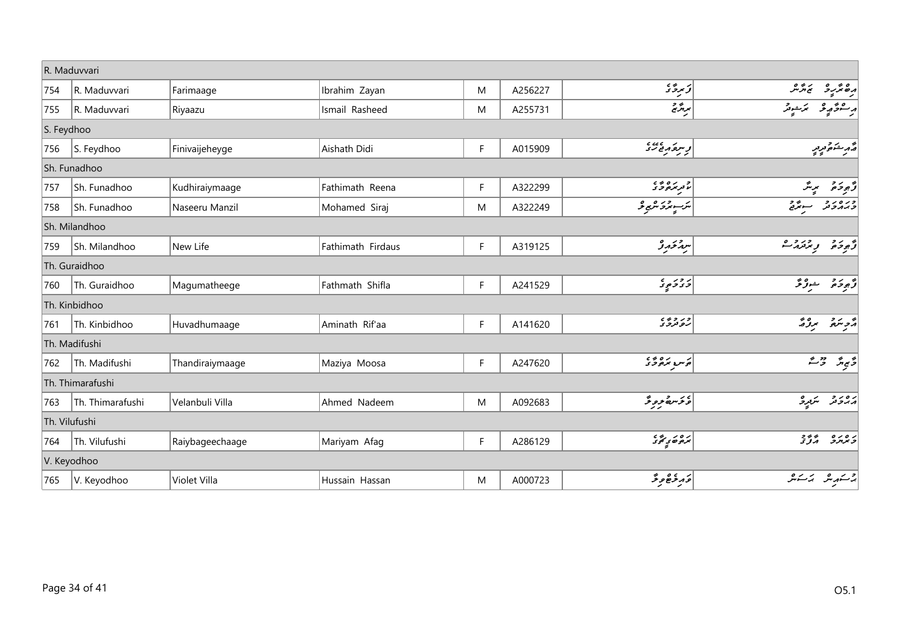| | | | | | | | |
|---|---|---|---|---|---|---|---|
| R. Maduvvari | | | | | | | |
| 754 | R. Maduvvari | Farimaage | Ibrahim Zayan | M | A256227 | ؤىرِدٌى | ﺭﻩﺗﺮﺭﻭ ﺗﻤﺮﻣﺮ |
| 755 | R. Maduvvari | Riyaazu | Ismail Rasheed | M | A255731 | ﻣﺮﻣﺮﻍ | ﺭﺳﻮﻭﺭﻭ ﺗﺮﺷﻮﻗﺮ |
| S. Feydhoo | | | | | | | |
| 756 | S. Feydhoo | Finivaijeheyge | Aishath Didi | F | A015909 | ﻭﺳﻮﺭﻓﺮﻭﻯ | ﻣﺮﺷﻮﻣﻮﺩﺭﻭ |
| Sh. Funadhoo | | | | | | | |
| 757 | Sh. Funadhoo | Kudhiraiymaage | Fathimath Reena | F | A322299 | ﻣﻮﺗﺮﻳﻮﻯ | ﻭﻣﻮﺗﻮ ﻣﺮﺷﺮ |
| 758 | Sh. Funadhoo | Naseeru Manzil | Mohamed Siraj | M | A322249 | ﺗﺮﺳﻮﻣﺮﺗﺮﺷﺮﻭ | ﻭﺗﻮﺗﻮﺗﺮ ﺳﻮﻣﺮﻍ |
| Sh. Milandhoo | | | | | | | |
| 759 | Sh. Milandhoo | New Life | Fathimath Firdaus | F | A319125 | ﺳﻮﺗﻮﻣﺮﻭ | ﻭﻣﻮﺗﻮ ﻭﻣﺮﺗﻮﺭﺳ |
| Th. Guraidhoo | | | | | | | |
| 760 | Th. Guraidhoo | Magumatheege | Fathmath Shifla | F | A241529 | ﺗﻮﺗﻮﻣﻮﻯ | ﻭﻣﻮﺗﻮ ﺷﻮﻭﻭ |
| Th. Kinbidhoo | | | | | | | |
| 761 | Th. Kinbidhoo | Huvadhumaage | Aminath Rif'aa | F | A141620 | ﺭﻭﻗﺮﻭﻯ | ﻣﺮﺳﻮ ﻣﺮﻭﻣﺮ |
| Th. Madifushi | | | | | | | |
| 762 | Th. Madifushi | Thandiraiymaage | Maziya Moosa | F | A247620 | ﻣﺮﺳﻮﻣﺮﻭﻭﻯ | ﻭﻣﻮﻣﺮ ﻭﺳ |
| Th. Thimarafushi | | | | | | | |
| 763 | Th. Thimarafushi | Velanbuli Villa | Ahmed Nadeem | M | A092683 | ﻭﻭﺳﻮﻭﻭﻭ | ﻣﺮﻭﺗﺮ ﺳﺮﻣﺮﻭ |
| Th. Vilufushi | | | | | | | |
| 764 | Th. Vilufushi | Raiybageechaage | Mariyam Afag | F | A286129 | ﻣﺮﻭﻭﺳﻮﻭﻯ | ﻭﻣﺮﻣﺮﻭ ﻣﺮﻭﻭ |
| V. Keyodhoo | | | | | | | |
| 765 | V. Keyodhoo | Violet Villa | Hussain Hassan | M | A000723 | ﻭﻣﺮﻭﻭﻭﻭ | ﺭﺳﻮﻣﺮﺷﺮ ﺑﺮﺳﺮﺷﺮ |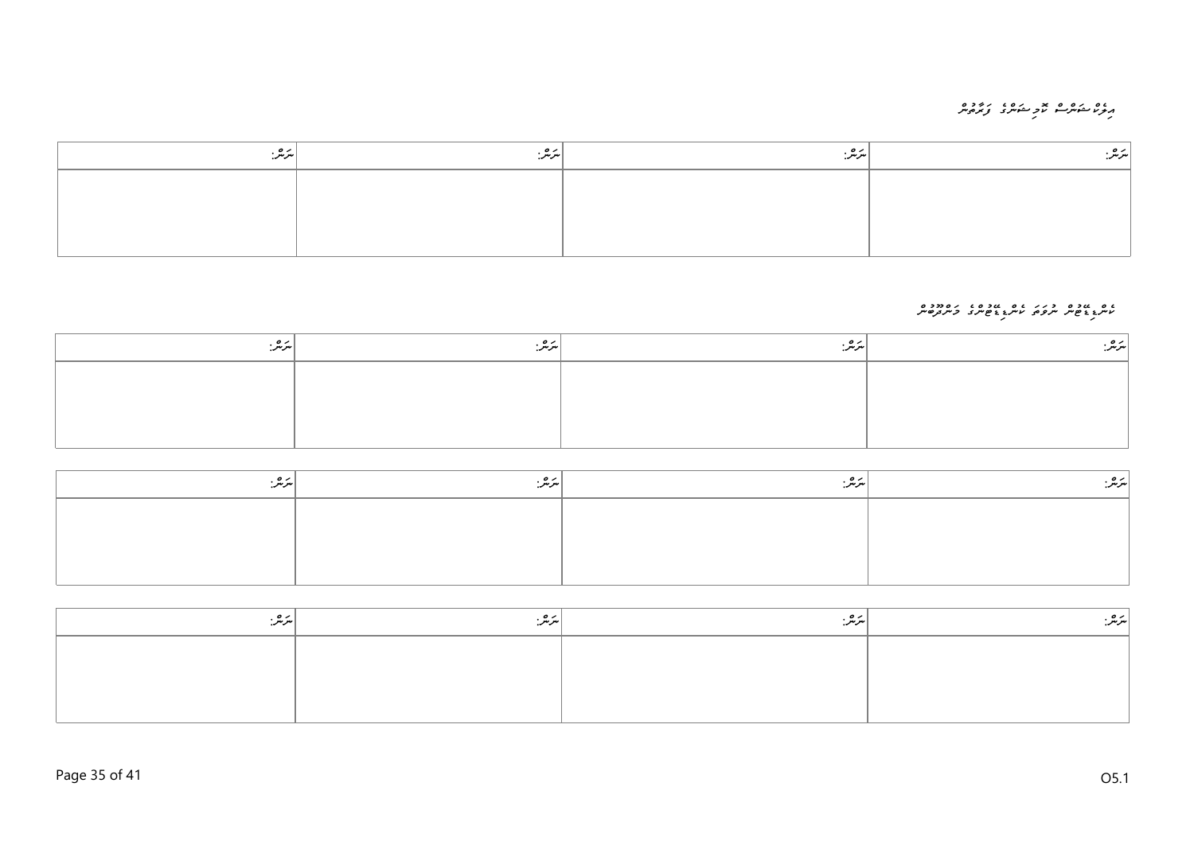## ދިވެހިބަސް ކޮލިޓީ ފޯރުން

| ނަންބަރު: | ނަންބަރު: | ނަންބަރު: | ނަންބަރު: |
|---|---|---|---|
| | | | |

## ކުންފުނީގެ ދައުރާ ކުންފުނީގެ ވަނަވަރު

| ނަންބަރު: | ނަންބަރު: | ނަންބަރު: | ނަންބަރު: |
|---|---|---|---|
| | | | |

| ނަންބަރު: | ނަންބަރު: | ނަންބަރު: | ނަންބަރު: |
|---|---|---|---|
| | | | |

| ނަންބަރު: | ނަންބަރު: | ނަންބަރު: | ނަންބަރު: |
|---|---|---|---|
| | | | |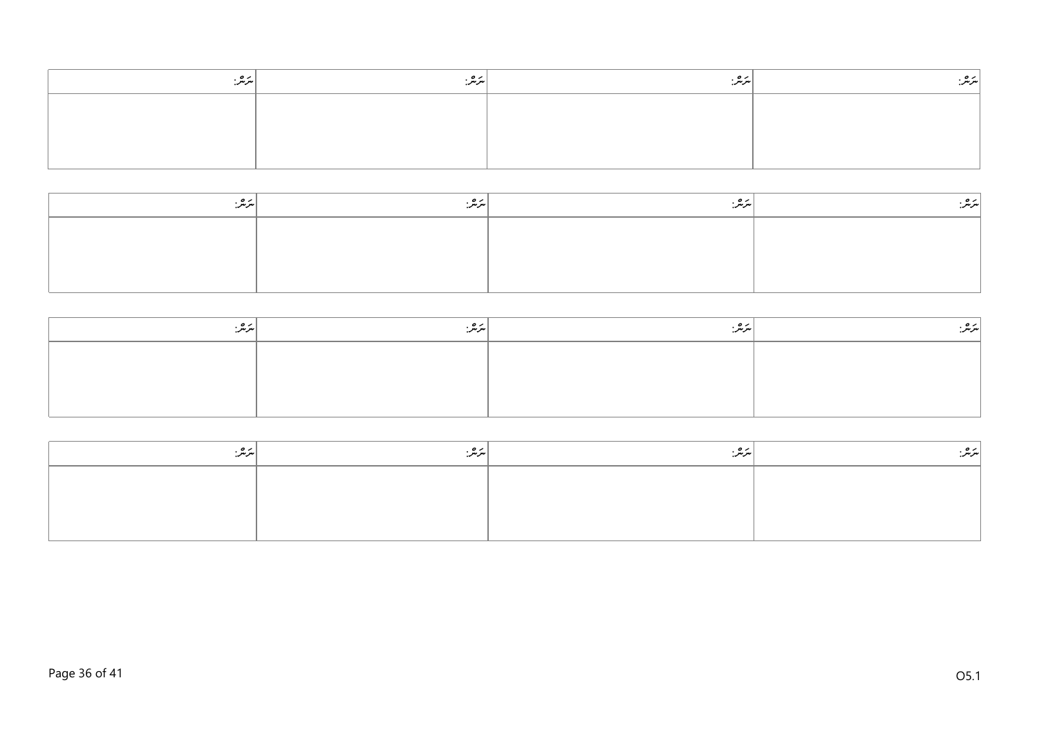| ނަަންބަރު: | ނަަންބަރު: | ނަަންބަރު: | ނަަންބަރު: |
| --- | --- | --- | --- |
| | | | |

| ނަަންބަރު: | ނަަންބަރު: | ނަަންބަރު: | ނަަންބަރު: |
| --- | --- | --- | --- |
| | | | |

| ނަަންބަރު: | ނަަންބަރު: | ނަަންބަރު: | ނަަންބަރު: |
| --- | --- | --- | --- |
| | | | |

| ނަަންބަރު: | ނަަންބަރު: | ނަަންބަރު: | ނަަންބަރު: |
| --- | --- | --- | --- |
| | | | |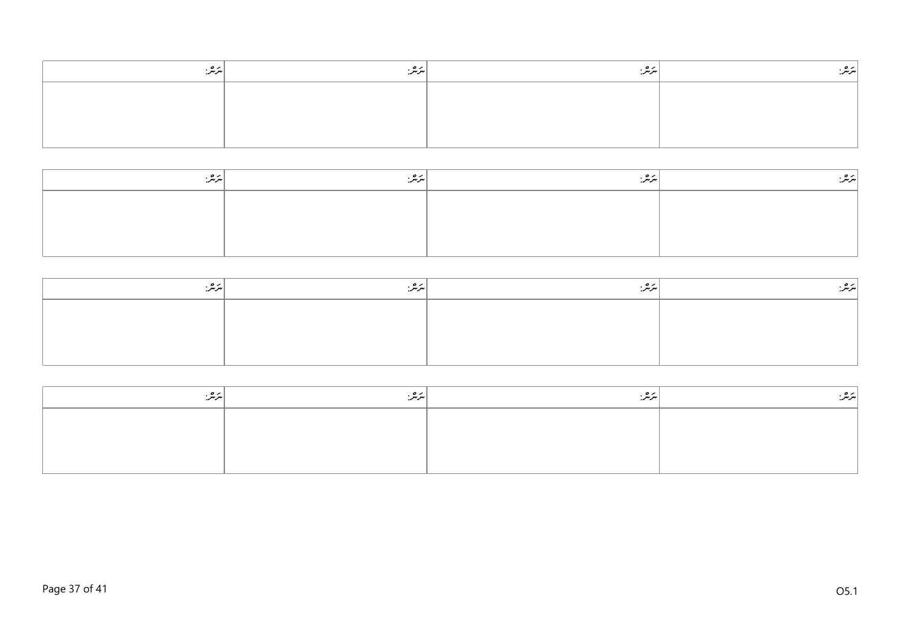| ނަރު: | ނަރު: | ނަރު: | ނަރު: |
| --- | --- | --- | --- |
| | | | |

| ނަރު: | ނަރު: | ނަރު: | ނަރު: |
| --- | --- | --- | --- |
| | | | |

| ނަރު: | ނަރު: | ނަރު: | ނަރު: |
| --- | --- | --- | --- |
| | | | |

| ނަރު: | ނަރު: | ނަރު: | ނަރު: |
| --- | --- | --- | --- |
| | | | |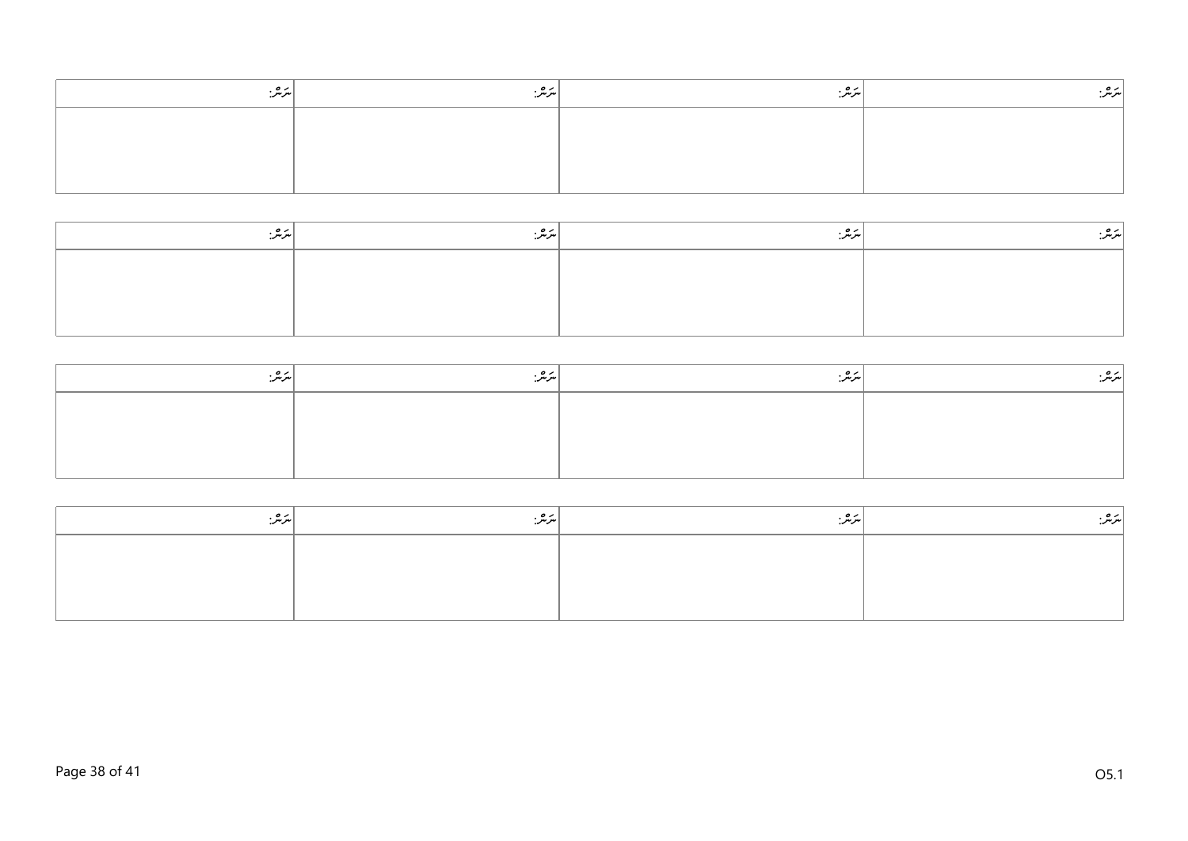| ނަންބަރު: | ނަންބަރު: | ނަންބަރު: | ނަންބަރު: |
|---|---|---|---|
| | | | |

| ނަންބަރު: | ނަންބަރު: | ނަންބަރު: | ނަންބަރު: |
|---|---|---|---|
| | | | |

| ނަންބަރު: | ނަންބަރު: | ނަންބަރު: | ނަންބަރު: |
|---|---|---|---|
| | | | |

| ނަންބަރު: | ނަންބަރު: | ނަންބަރު: | ނަންބަރު: |
|---|---|---|---|
| | | | |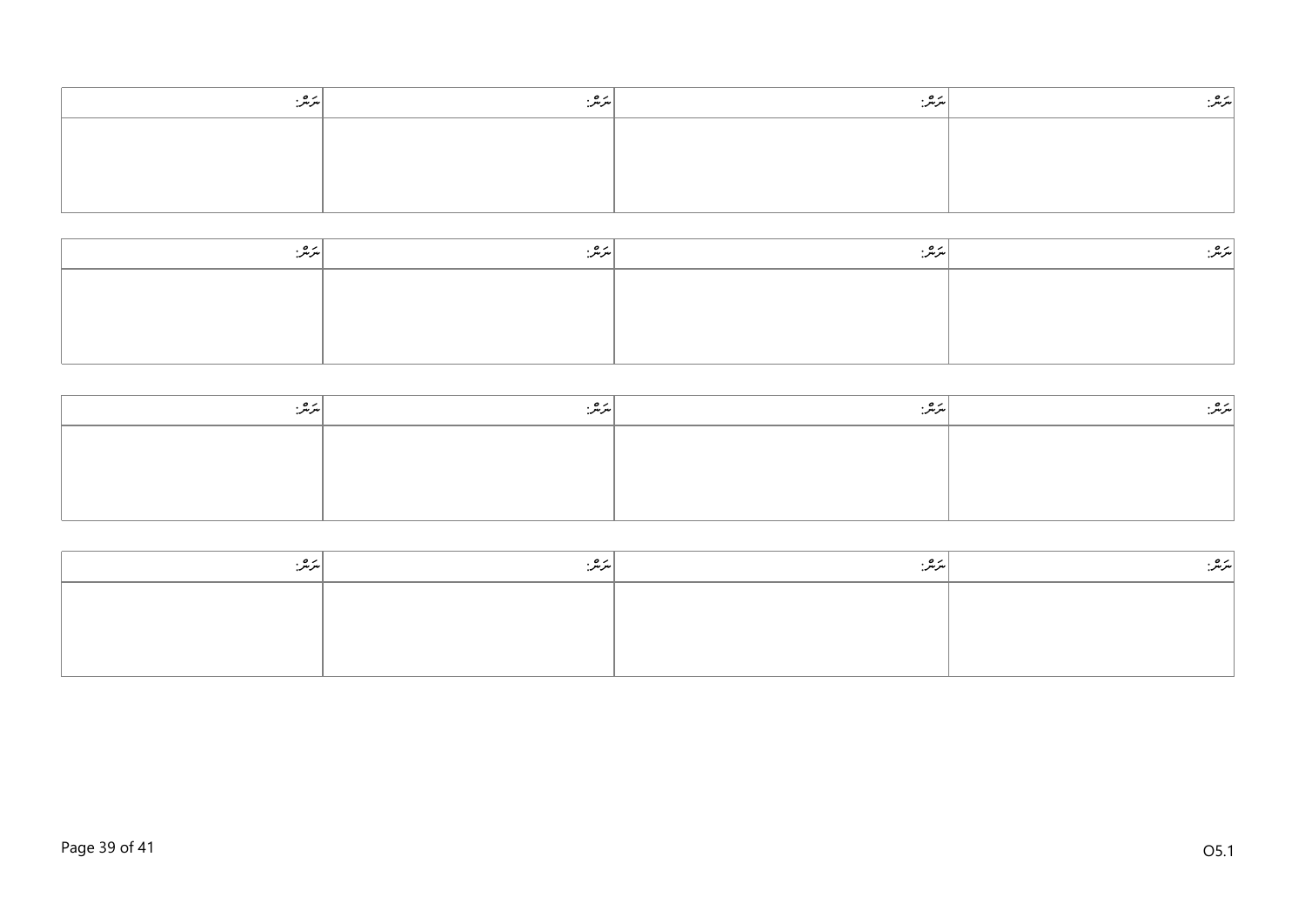| ނަރުދ: | ނަރުދ: | ނަރުދ: | ނަރުދ: |
| --- | --- | --- | --- |
| | | | |

| ނަރުދ: | ނަރުދ: | ނަރުދ: | ނަރުދ: |
| --- | --- | --- | --- |
| | | | |

| ނަރުދ: | ނަރުދ: | ނަރުދ: | ނަރުދ: |
| --- | --- | --- | --- |
| | | | |

| ނަރުދ: | ނަރުދ: | ނަރުދ: | ނަރުދ: |
| --- | --- | --- | --- |
| | | | |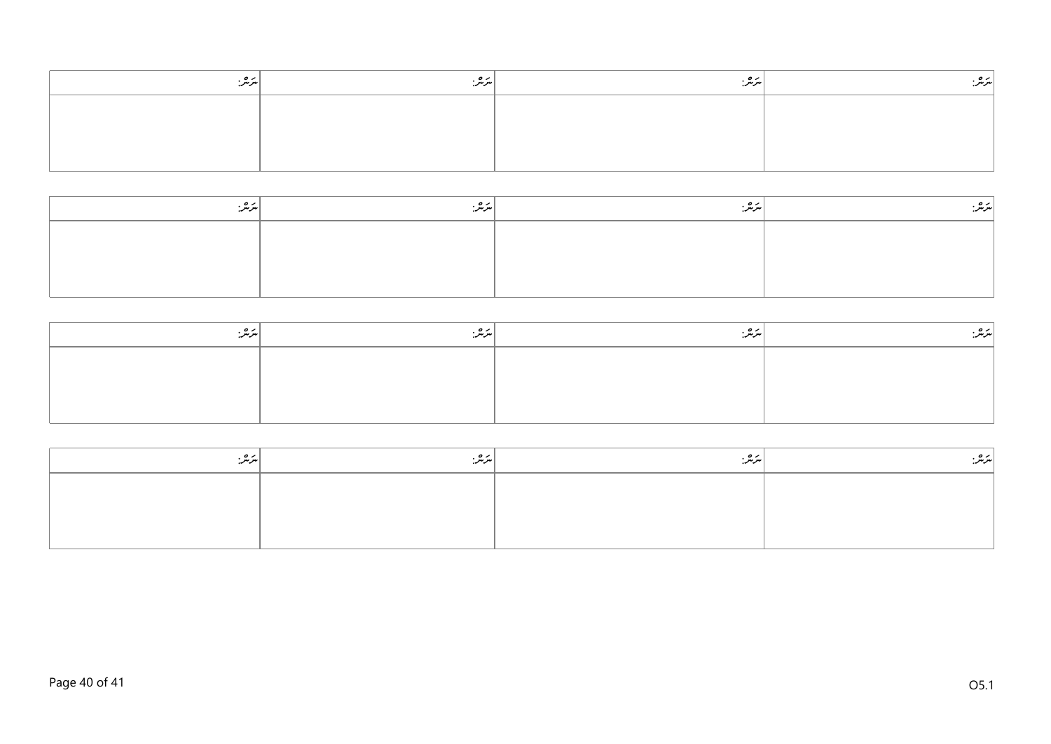| ނަންބަރު: | ނަންބަރު: | ނަންބަރު: | ނަންބަރު: |
|---|---|---|---|
| | | | |

| ނަންބަރު: | ނަންބަރު: | ނަންބަރު: | ނަންބަރު: |
|---|---|---|---|
| | | | |

| ނަންބަރު: | ނަންބަރު: | ނަންބަރު: | ނަންބަރު: |
|---|---|---|---|
| | | | |

| ނަންބަރު: | ނަންބަރު: | ނަންބަރު: | ނަންބަރު: |
|---|---|---|---|
| | | | |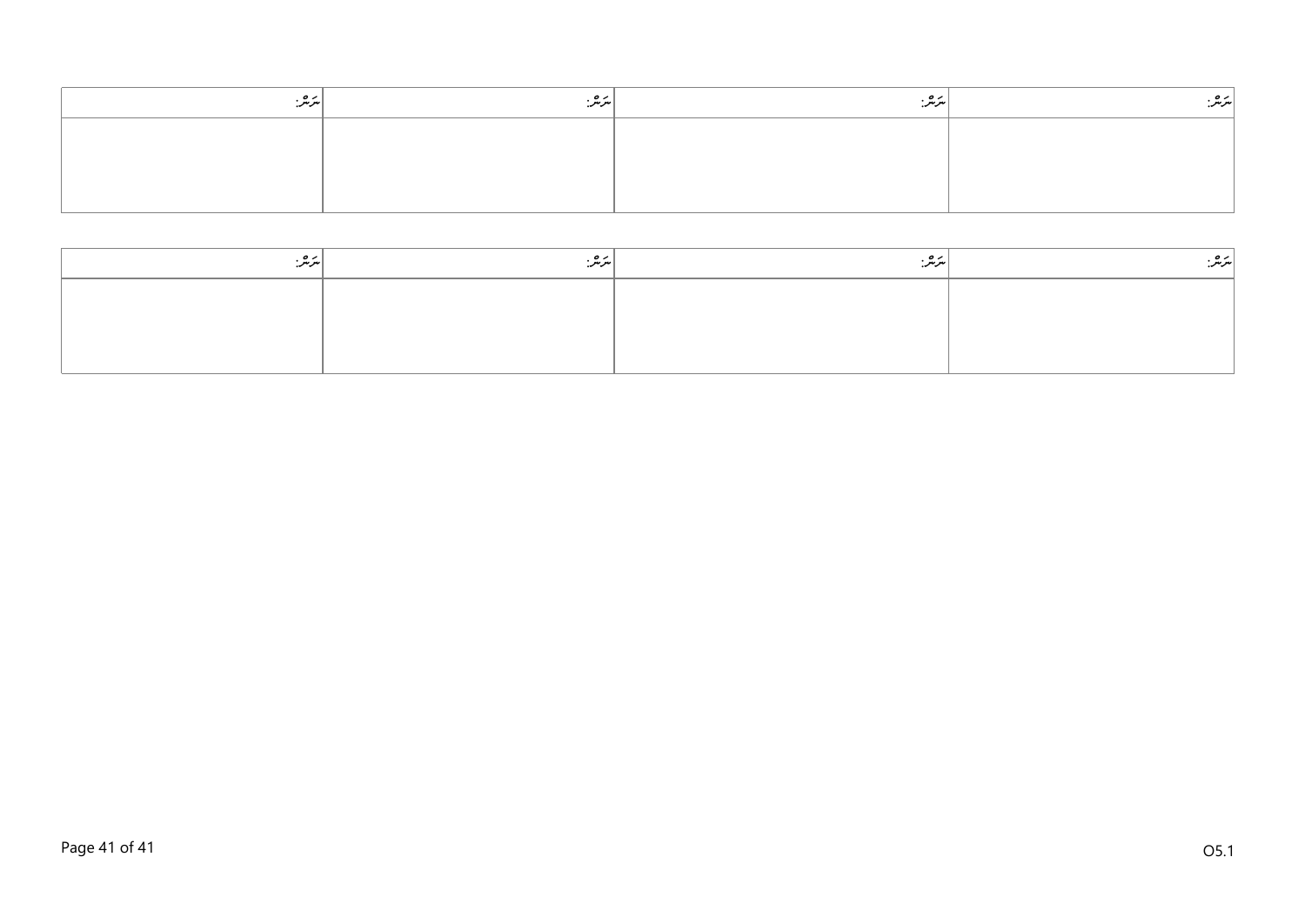| ނަންބަރު: | ނަންބަރު: | ނަންބަރު: | ނަންބަރު: |
| --- | --- | --- | --- |
| | | | |

| ނަންބަރު: | ނަންބަރު: | ނަންބަރު: | ނަންބަރު: |
| --- | --- | --- | --- |
| | | | |

O5.1